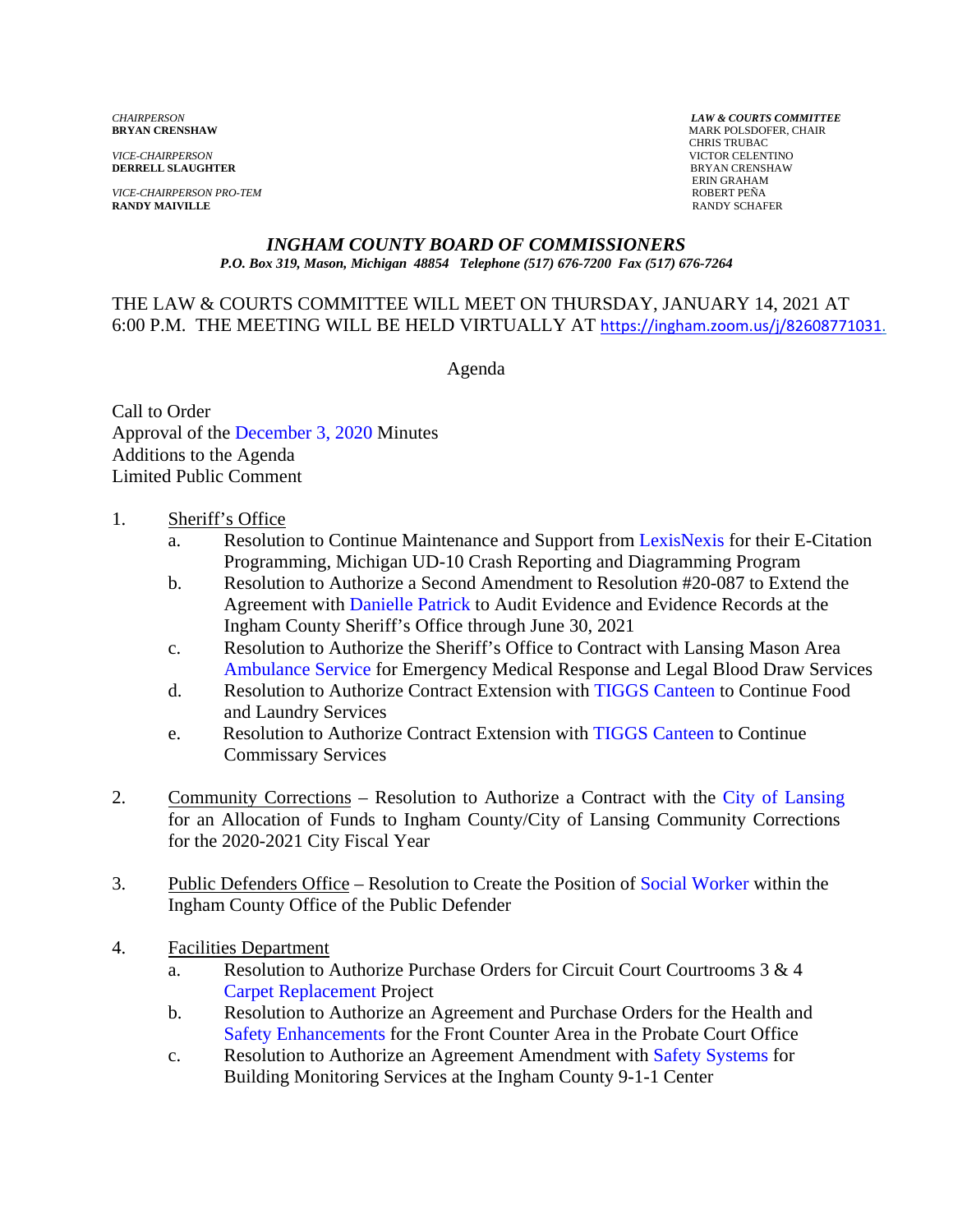*CHAIRPERSON*
**BRYAN CRENSHAW**

*VICE-CHAIRPERSON*
**DERRELL SLAUGHTER**

*VICE-CHAIRPERSON PRO-TEM*
**RANDY MAIVILLE**

***LAW & COURTS COMMITTEE***
MARK POLSDOFER, CHAIR
CHRIS TRUBAC
VICTOR CELENTINO
BRYAN CRENSHAW
ERIN GRAHAM
ROBERT PEÑA
RANDY SCHAFER

## *INGHAM COUNTY BOARD OF COMMISSIONERS*

***P.O. Box 319, Mason, Michigan 48854 Telephone (517) 676-7200 Fax (517) 676-7264***

THE LAW & COURTS COMMITTEE WILL MEET ON THURSDAY, JANUARY 14, 2021 AT 6:00 P.M. THE MEETING WILL BE HELD VIRTUALLY AT https://ingham.zoom.us/j/82608771031.

Agenda

Call to Order
Approval of the December 3, 2020 Minutes
Additions to the Agenda
Limited Public Comment

1. Sheriff's Office
   a. Resolution to Continue Maintenance and Support from LexisNexis for their E-Citation Programming, Michigan UD-10 Crash Reporting and Diagramming Program
   b. Resolution to Authorize a Second Amendment to Resolution #20-087 to Extend the Agreement with Danielle Patrick to Audit Evidence and Evidence Records at the Ingham County Sheriff's Office through June 30, 2021
   c. Resolution to Authorize the Sheriff's Office to Contract with Lansing Mason Area Ambulance Service for Emergency Medical Response and Legal Blood Draw Services
   d. Resolution to Authorize Contract Extension with TIGGS Canteen to Continue Food and Laundry Services
   e. Resolution to Authorize Contract Extension with TIGGS Canteen to Continue Commissary Services

2. Community Corrections – Resolution to Authorize a Contract with the City of Lansing for an Allocation of Funds to Ingham County/City of Lansing Community Corrections for the 2020-2021 City Fiscal Year

3. Public Defenders Office – Resolution to Create the Position of Social Worker within the Ingham County Office of the Public Defender

4. Facilities Department
   a. Resolution to Authorize Purchase Orders for Circuit Court Courtrooms 3 & 4 Carpet Replacement Project
   b. Resolution to Authorize an Agreement and Purchase Orders for the Health and Safety Enhancements for the Front Counter Area in the Probate Court Office
   c. Resolution to Authorize an Agreement Amendment with Safety Systems for Building Monitoring Services at the Ingham County 9-1-1 Center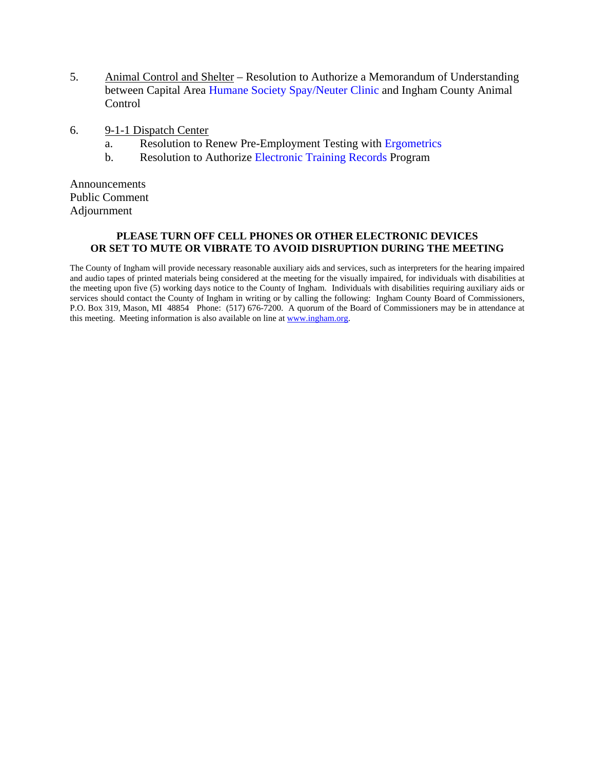5. <u>Animal Control and Shelter</u> – Resolution to Authorize a Memorandum of Understanding between Capital Area Humane Society Spay/Neuter Clinic and Ingham County Animal Control

6. <u>9-1-1 Dispatch Center</u>
   a. Resolution to Renew Pre-Employment Testing with Ergometrics
   b. Resolution to Authorize Electronic Training Records Program

Announcements
Public Comment
Adjournment

**PLEASE TURN OFF CELL PHONES OR OTHER ELECTRONIC DEVICES OR SET TO MUTE OR VIBRATE TO AVOID DISRUPTION DURING THE MEETING**

The County of Ingham will provide necessary reasonable auxiliary aids and services, such as interpreters for the hearing impaired and audio tapes of printed materials being considered at the meeting for the visually impaired, for individuals with disabilities at the meeting upon five (5) working days notice to the County of Ingham. Individuals with disabilities requiring auxiliary aids or services should contact the County of Ingham in writing or by calling the following: Ingham County Board of Commissioners, P.O. Box 319, Mason, MI 48854 Phone: (517) 676-7200. A quorum of the Board of Commissioners may be in attendance at this meeting. Meeting information is also available on line at www.ingham.org.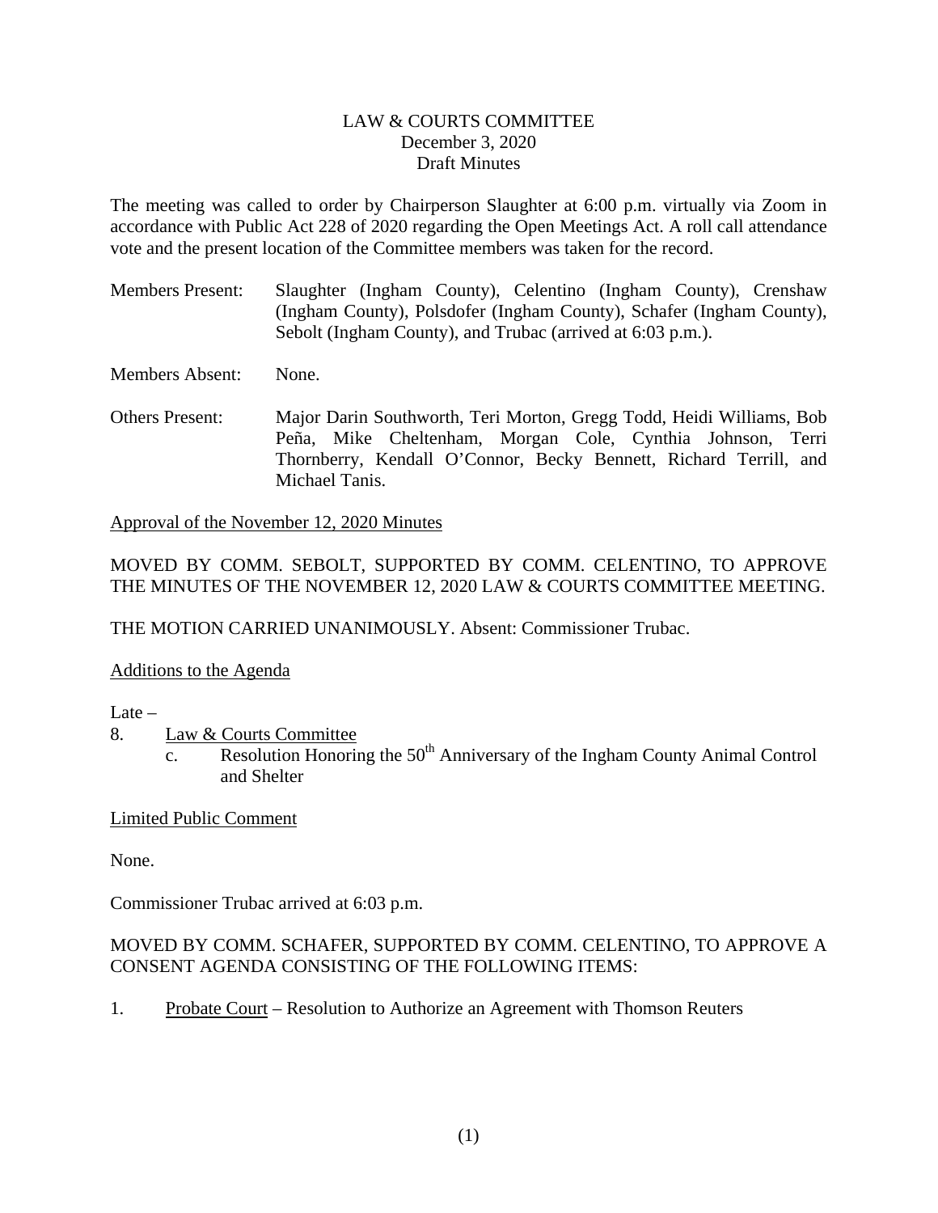LAW & COURTS COMMITTEE
December 3, 2020
Draft Minutes

The meeting was called to order by Chairperson Slaughter at 6:00 p.m. virtually via Zoom in accordance with Public Act 228 of 2020 regarding the Open Meetings Act. A roll call attendance vote and the present location of the Committee members was taken for the record.

Members Present: Slaughter (Ingham County), Celentino (Ingham County), Crenshaw (Ingham County), Polsdofer (Ingham County), Schafer (Ingham County), Sebolt (Ingham County), and Trubac (arrived at 6:03 p.m.).

Members Absent: None.

Others Present: Major Darin Southworth, Teri Morton, Gregg Todd, Heidi Williams, Bob Peña, Mike Cheltenham, Morgan Cole, Cynthia Johnson, Terri Thornberry, Kendall O'Connor, Becky Bennett, Richard Terrill, and Michael Tanis.

Approval of the November 12, 2020 Minutes

MOVED BY COMM. SEBOLT, SUPPORTED BY COMM. CELENTINO, TO APPROVE THE MINUTES OF THE NOVEMBER 12, 2020 LAW & COURTS COMMITTEE MEETING.

THE MOTION CARRIED UNANIMOUSLY. Absent: Commissioner Trubac.

Additions to the Agenda

Late –

8. Law & Courts Committee
   c. Resolution Honoring the 50th Anniversary of the Ingham County Animal Control and Shelter

Limited Public Comment

None.

Commissioner Trubac arrived at 6:03 p.m.

MOVED BY COMM. SCHAFER, SUPPORTED BY COMM. CELENTINO, TO APPROVE A CONSENT AGENDA CONSISTING OF THE FOLLOWING ITEMS:

1. Probate Court – Resolution to Authorize an Agreement with Thomson Reuters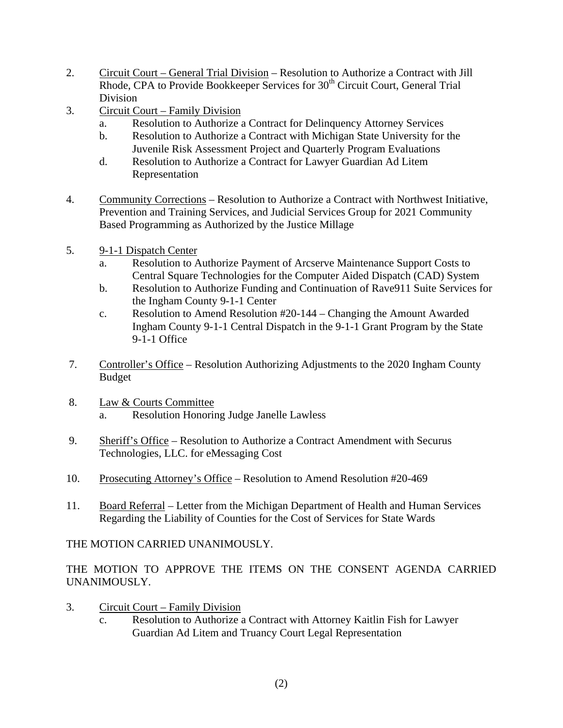2. Circuit Court – General Trial Division – Resolution to Authorize a Contract with Jill Rhode, CPA to Provide Bookkeeper Services for 30th Circuit Court, General Trial Division

3. Circuit Court – Family Division
   a. Resolution to Authorize a Contract for Delinquency Attorney Services
   b. Resolution to Authorize a Contract with Michigan State University for the Juvenile Risk Assessment Project and Quarterly Program Evaluations
   d. Resolution to Authorize a Contract for Lawyer Guardian Ad Litem Representation

4. Community Corrections – Resolution to Authorize a Contract with Northwest Initiative, Prevention and Training Services, and Judicial Services Group for 2021 Community Based Programming as Authorized by the Justice Millage

5. 9-1-1 Dispatch Center
   a. Resolution to Authorize Payment of Arcserve Maintenance Support Costs to Central Square Technologies for the Computer Aided Dispatch (CAD) System
   b. Resolution to Authorize Funding and Continuation of Rave911 Suite Services for the Ingham County 9-1-1 Center
   c. Resolution to Amend Resolution #20-144 – Changing the Amount Awarded Ingham County 9-1-1 Central Dispatch in the 9-1-1 Grant Program by the State 9-1-1 Office

7. Controller's Office – Resolution Authorizing Adjustments to the 2020 Ingham County Budget

8. Law & Courts Committee
   a. Resolution Honoring Judge Janelle Lawless

9. Sheriff's Office – Resolution to Authorize a Contract Amendment with Securus Technologies, LLC. for eMessaging Cost

10. Prosecuting Attorney's Office – Resolution to Amend Resolution #20-469

11. Board Referral – Letter from the Michigan Department of Health and Human Services Regarding the Liability of Counties for the Cost of Services for State Wards

THE MOTION CARRIED UNANIMOUSLY.

THE MOTION TO APPROVE THE ITEMS ON THE CONSENT AGENDA CARRIED UNANIMOUSLY.

3. Circuit Court – Family Division
   c. Resolution to Authorize a Contract with Attorney Kaitlin Fish for Lawyer Guardian Ad Litem and Truancy Court Legal Representation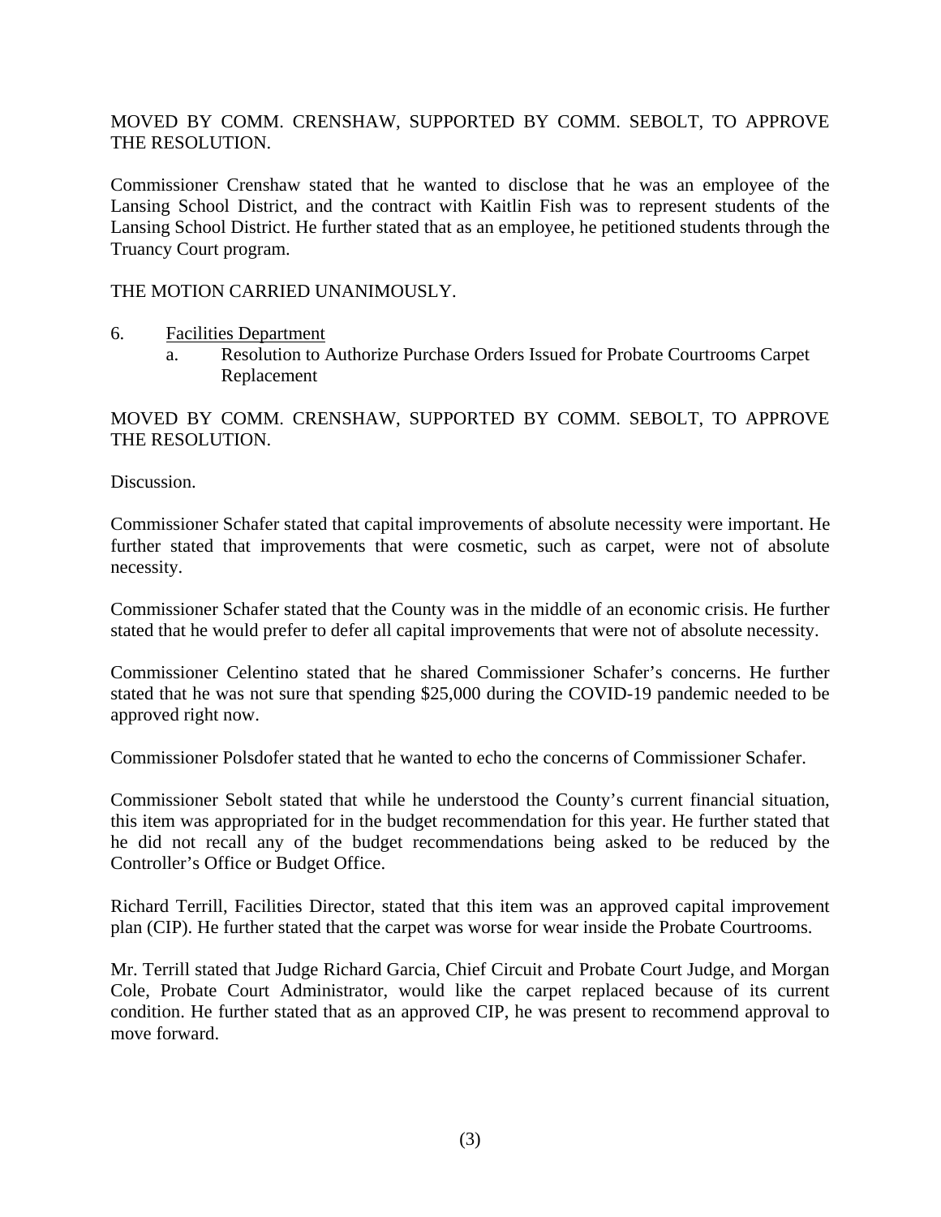MOVED BY COMM. CRENSHAW, SUPPORTED BY COMM. SEBOLT, TO APPROVE THE RESOLUTION.

Commissioner Crenshaw stated that he wanted to disclose that he was an employee of the Lansing School District, and the contract with Kaitlin Fish was to represent students of the Lansing School District. He further stated that as an employee, he petitioned students through the Truancy Court program.

THE MOTION CARRIED UNANIMOUSLY.

6. Facilities Department
   a. Resolution to Authorize Purchase Orders Issued for Probate Courtrooms Carpet Replacement

MOVED BY COMM. CRENSHAW, SUPPORTED BY COMM. SEBOLT, TO APPROVE THE RESOLUTION.

Discussion.

Commissioner Schafer stated that capital improvements of absolute necessity were important. He further stated that improvements that were cosmetic, such as carpet, were not of absolute necessity.

Commissioner Schafer stated that the County was in the middle of an economic crisis. He further stated that he would prefer to defer all capital improvements that were not of absolute necessity.

Commissioner Celentino stated that he shared Commissioner Schafer's concerns. He further stated that he was not sure that spending $25,000 during the COVID-19 pandemic needed to be approved right now.

Commissioner Polsdofer stated that he wanted to echo the concerns of Commissioner Schafer.

Commissioner Sebolt stated that while he understood the County's current financial situation, this item was appropriated for in the budget recommendation for this year. He further stated that he did not recall any of the budget recommendations being asked to be reduced by the Controller's Office or Budget Office.

Richard Terrill, Facilities Director, stated that this item was an approved capital improvement plan (CIP). He further stated that the carpet was worse for wear inside the Probate Courtrooms.

Mr. Terrill stated that Judge Richard Garcia, Chief Circuit and Probate Court Judge, and Morgan Cole, Probate Court Administrator, would like the carpet replaced because of its current condition. He further stated that as an approved CIP, he was present to recommend approval to move forward.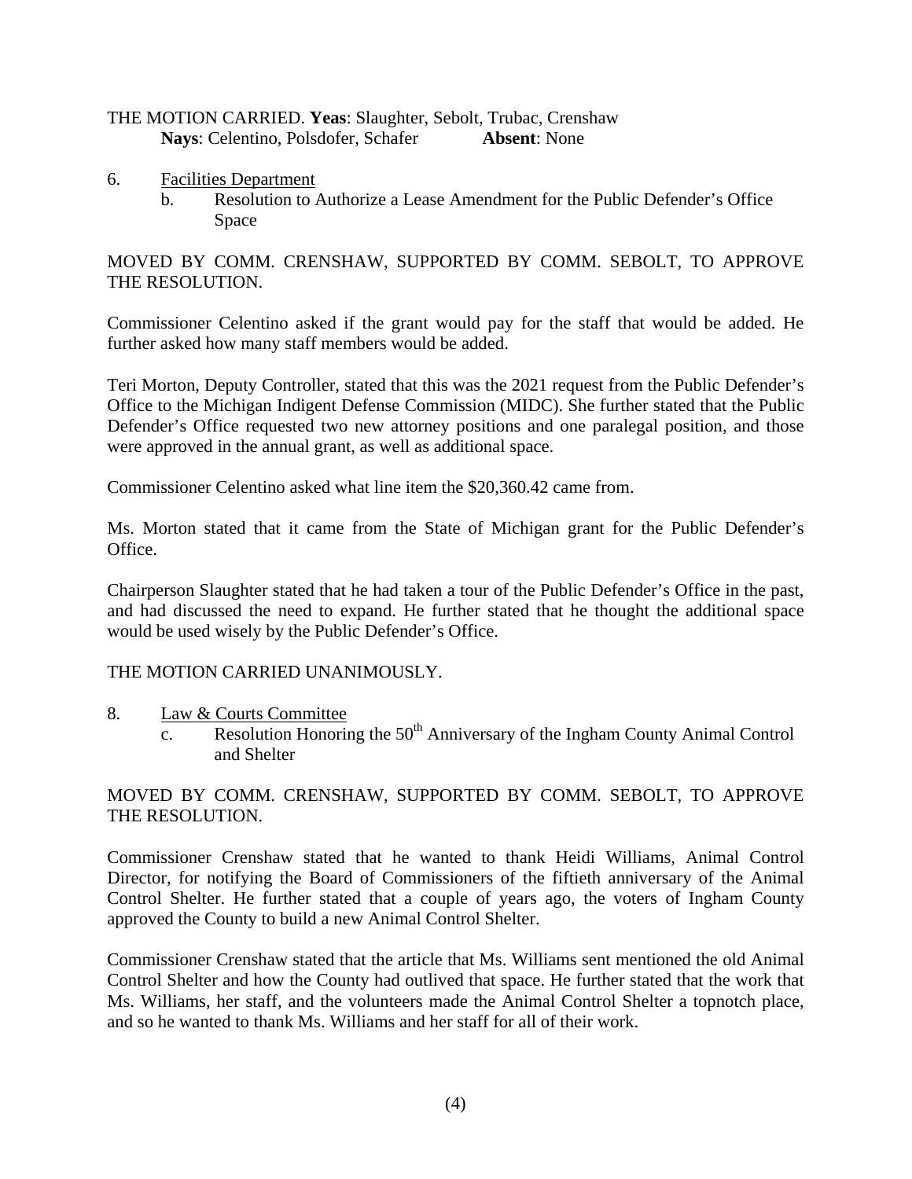THE MOTION CARRIED. **Yeas**: Slaughter, Sebolt, Trubac, Crenshaw
**Nays**: Celentino, Polsdofer, Schafer **Absent**: None

6. Facilities Department
   b. Resolution to Authorize a Lease Amendment for the Public Defender's Office Space

MOVED BY COMM. CRENSHAW, SUPPORTED BY COMM. SEBOLT, TO APPROVE THE RESOLUTION.

Commissioner Celentino asked if the grant would pay for the staff that would be added. He further asked how many staff members would be added.

Teri Morton, Deputy Controller, stated that this was the 2021 request from the Public Defender's Office to the Michigan Indigent Defense Commission (MIDC). She further stated that the Public Defender's Office requested two new attorney positions and one paralegal position, and those were approved in the annual grant, as well as additional space.

Commissioner Celentino asked what line item the $20,360.42 came from.

Ms. Morton stated that it came from the State of Michigan grant for the Public Defender's Office.

Chairperson Slaughter stated that he had taken a tour of the Public Defender's Office in the past, and had discussed the need to expand. He further stated that he thought the additional space would be used wisely by the Public Defender's Office.

THE MOTION CARRIED UNANIMOUSLY.

8. Law & Courts Committee
   c. Resolution Honoring the 50th Anniversary of the Ingham County Animal Control and Shelter

MOVED BY COMM. CRENSHAW, SUPPORTED BY COMM. SEBOLT, TO APPROVE THE RESOLUTION.

Commissioner Crenshaw stated that he wanted to thank Heidi Williams, Animal Control Director, for notifying the Board of Commissioners of the fiftieth anniversary of the Animal Control Shelter. He further stated that a couple of years ago, the voters of Ingham County approved the County to build a new Animal Control Shelter.

Commissioner Crenshaw stated that the article that Ms. Williams sent mentioned the old Animal Control Shelter and how the County had outlived that space. He further stated that the work that Ms. Williams, her staff, and the volunteers made the Animal Control Shelter a topnotch place, and so he wanted to thank Ms. Williams and her staff for all of their work.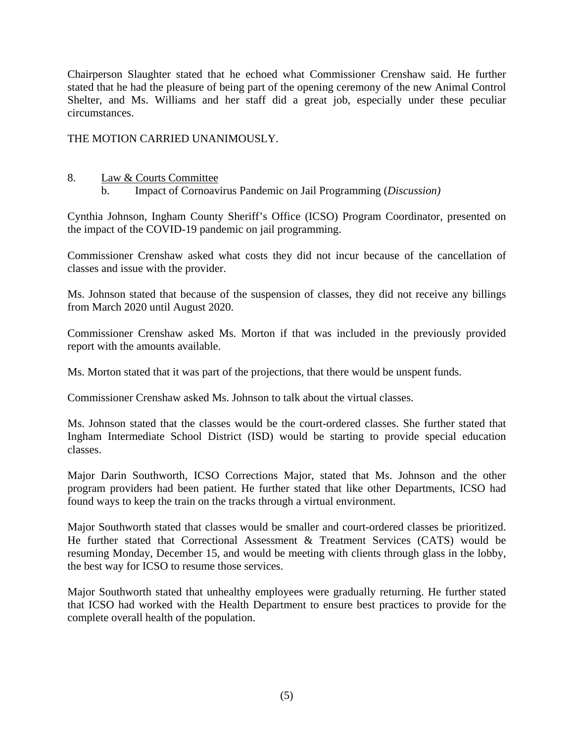Chairperson Slaughter stated that he echoed what Commissioner Crenshaw said. He further stated that he had the pleasure of being part of the opening ceremony of the new Animal Control Shelter, and Ms. Williams and her staff did a great job, especially under these peculiar circumstances.

THE MOTION CARRIED UNANIMOUSLY.

8. <u>Law & Courts Committee</u>
   b. Impact of Cornoavirus Pandemic on Jail Programming (*Discussion)*

Cynthia Johnson, Ingham County Sheriff's Office (ICSO) Program Coordinator, presented on the impact of the COVID-19 pandemic on jail programming.

Commissioner Crenshaw asked what costs they did not incur because of the cancellation of classes and issue with the provider.

Ms. Johnson stated that because of the suspension of classes, they did not receive any billings from March 2020 until August 2020.

Commissioner Crenshaw asked Ms. Morton if that was included in the previously provided report with the amounts available.

Ms. Morton stated that it was part of the projections, that there would be unspent funds.

Commissioner Crenshaw asked Ms. Johnson to talk about the virtual classes.

Ms. Johnson stated that the classes would be the court-ordered classes. She further stated that Ingham Intermediate School District (ISD) would be starting to provide special education classes.

Major Darin Southworth, ICSO Corrections Major, stated that Ms. Johnson and the other program providers had been patient. He further stated that like other Departments, ICSO had found ways to keep the train on the tracks through a virtual environment.

Major Southworth stated that classes would be smaller and court-ordered classes be prioritized. He further stated that Correctional Assessment & Treatment Services (CATS) would be resuming Monday, December 15, and would be meeting with clients through glass in the lobby, the best way for ICSO to resume those services.

Major Southworth stated that unhealthy employees were gradually returning. He further stated that ICSO had worked with the Health Department to ensure best practices to provide for the complete overall health of the population.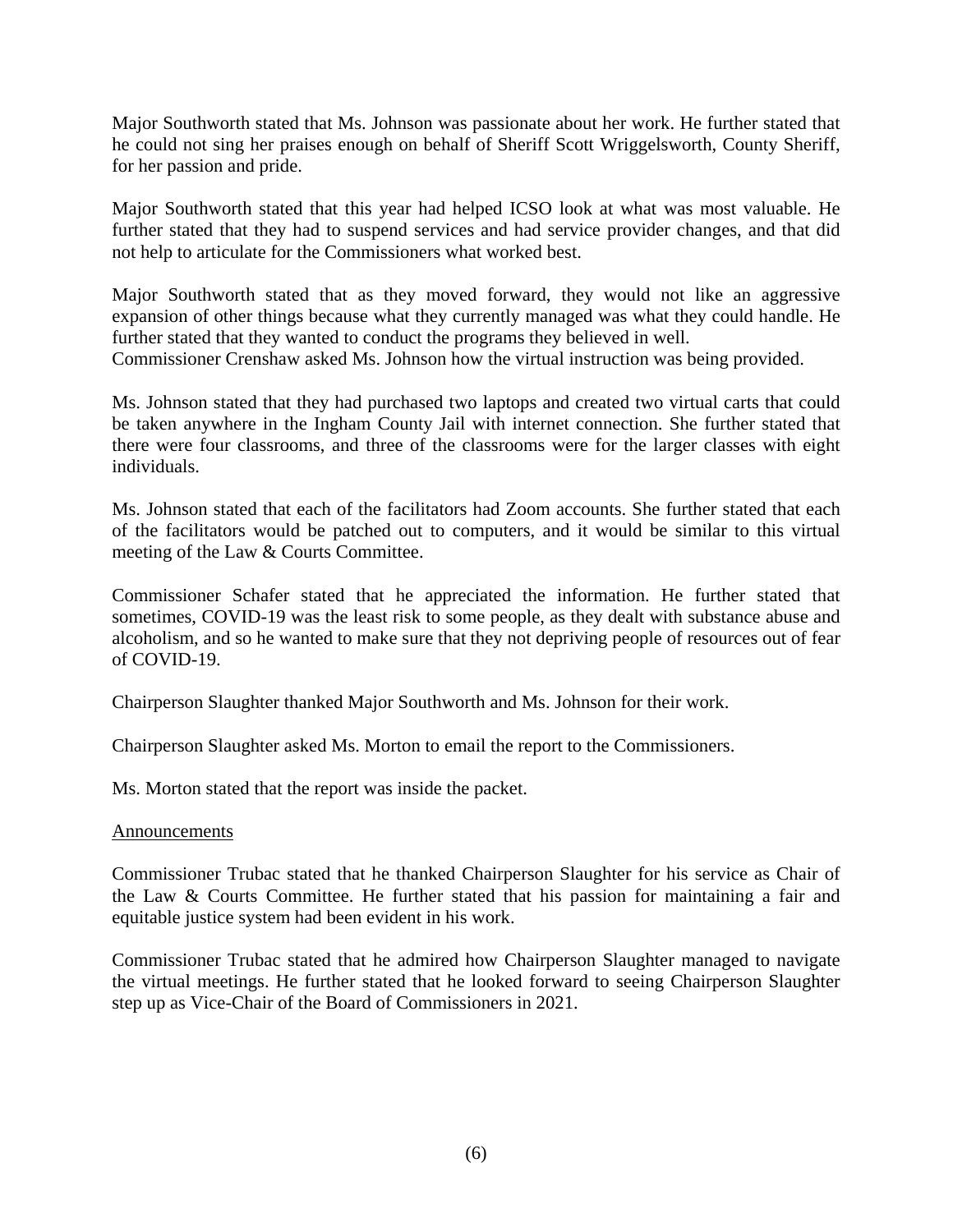Major Southworth stated that Ms. Johnson was passionate about her work. He further stated that he could not sing her praises enough on behalf of Sheriff Scott Wriggelsworth, County Sheriff, for her passion and pride.

Major Southworth stated that this year had helped ICSO look at what was most valuable. He further stated that they had to suspend services and had service provider changes, and that did not help to articulate for the Commissioners what worked best.

Major Southworth stated that as they moved forward, they would not like an aggressive expansion of other things because what they currently managed was what they could handle. He further stated that they wanted to conduct the programs they believed in well.
Commissioner Crenshaw asked Ms. Johnson how the virtual instruction was being provided.

Ms. Johnson stated that they had purchased two laptops and created two virtual carts that could be taken anywhere in the Ingham County Jail with internet connection. She further stated that there were four classrooms, and three of the classrooms were for the larger classes with eight individuals.

Ms. Johnson stated that each of the facilitators had Zoom accounts. She further stated that each of the facilitators would be patched out to computers, and it would be similar to this virtual meeting of the Law & Courts Committee.

Commissioner Schafer stated that he appreciated the information. He further stated that sometimes, COVID-19 was the least risk to some people, as they dealt with substance abuse and alcoholism, and so he wanted to make sure that they not depriving people of resources out of fear of COVID-19.

Chairperson Slaughter thanked Major Southworth and Ms. Johnson for their work.

Chairperson Slaughter asked Ms. Morton to email the report to the Commissioners.

Ms. Morton stated that the report was inside the packet.

<u>Announcements</u>

Commissioner Trubac stated that he thanked Chairperson Slaughter for his service as Chair of the Law & Courts Committee. He further stated that his passion for maintaining a fair and equitable justice system had been evident in his work.

Commissioner Trubac stated that he admired how Chairperson Slaughter managed to navigate the virtual meetings. He further stated that he looked forward to seeing Chairperson Slaughter step up as Vice-Chair of the Board of Commissioners in 2021.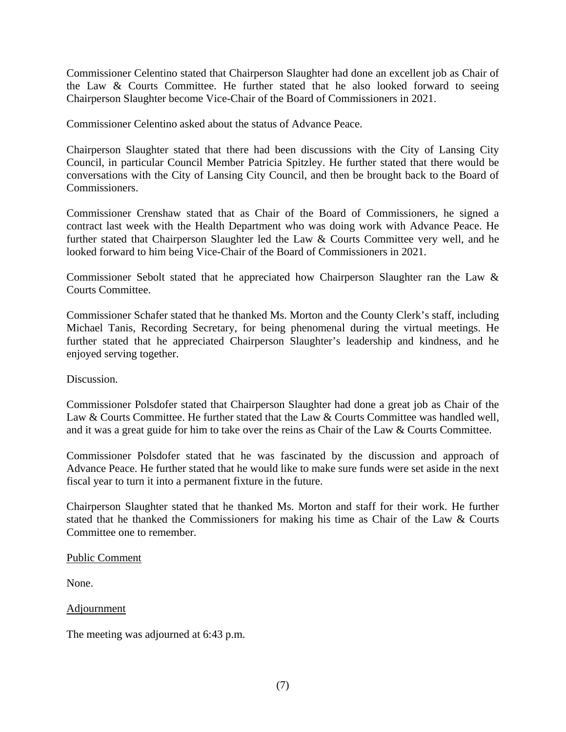Commissioner Celentino stated that Chairperson Slaughter had done an excellent job as Chair of the Law & Courts Committee. He further stated that he also looked forward to seeing Chairperson Slaughter become Vice-Chair of the Board of Commissioners in 2021.

Commissioner Celentino asked about the status of Advance Peace.

Chairperson Slaughter stated that there had been discussions with the City of Lansing City Council, in particular Council Member Patricia Spitzley. He further stated that there would be conversations with the City of Lansing City Council, and then be brought back to the Board of Commissioners.

Commissioner Crenshaw stated that as Chair of the Board of Commissioners, he signed a contract last week with the Health Department who was doing work with Advance Peace. He further stated that Chairperson Slaughter led the Law & Courts Committee very well, and he looked forward to him being Vice-Chair of the Board of Commissioners in 2021.

Commissioner Sebolt stated that he appreciated how Chairperson Slaughter ran the Law & Courts Committee.

Commissioner Schafer stated that he thanked Ms. Morton and the County Clerk's staff, including Michael Tanis, Recording Secretary, for being phenomenal during the virtual meetings. He further stated that he appreciated Chairperson Slaughter's leadership and kindness, and he enjoyed serving together.

Discussion.

Commissioner Polsdofer stated that Chairperson Slaughter had done a great job as Chair of the Law & Courts Committee. He further stated that the Law & Courts Committee was handled well, and it was a great guide for him to take over the reins as Chair of the Law & Courts Committee.

Commissioner Polsdofer stated that he was fascinated by the discussion and approach of Advance Peace. He further stated that he would like to make sure funds were set aside in the next fiscal year to turn it into a permanent fixture in the future.

Chairperson Slaughter stated that he thanked Ms. Morton and staff for their work. He further stated that he thanked the Commissioners for making his time as Chair of the Law & Courts Committee one to remember.

Public Comment

None.

Adjournment

The meeting was adjourned at 6:43 p.m.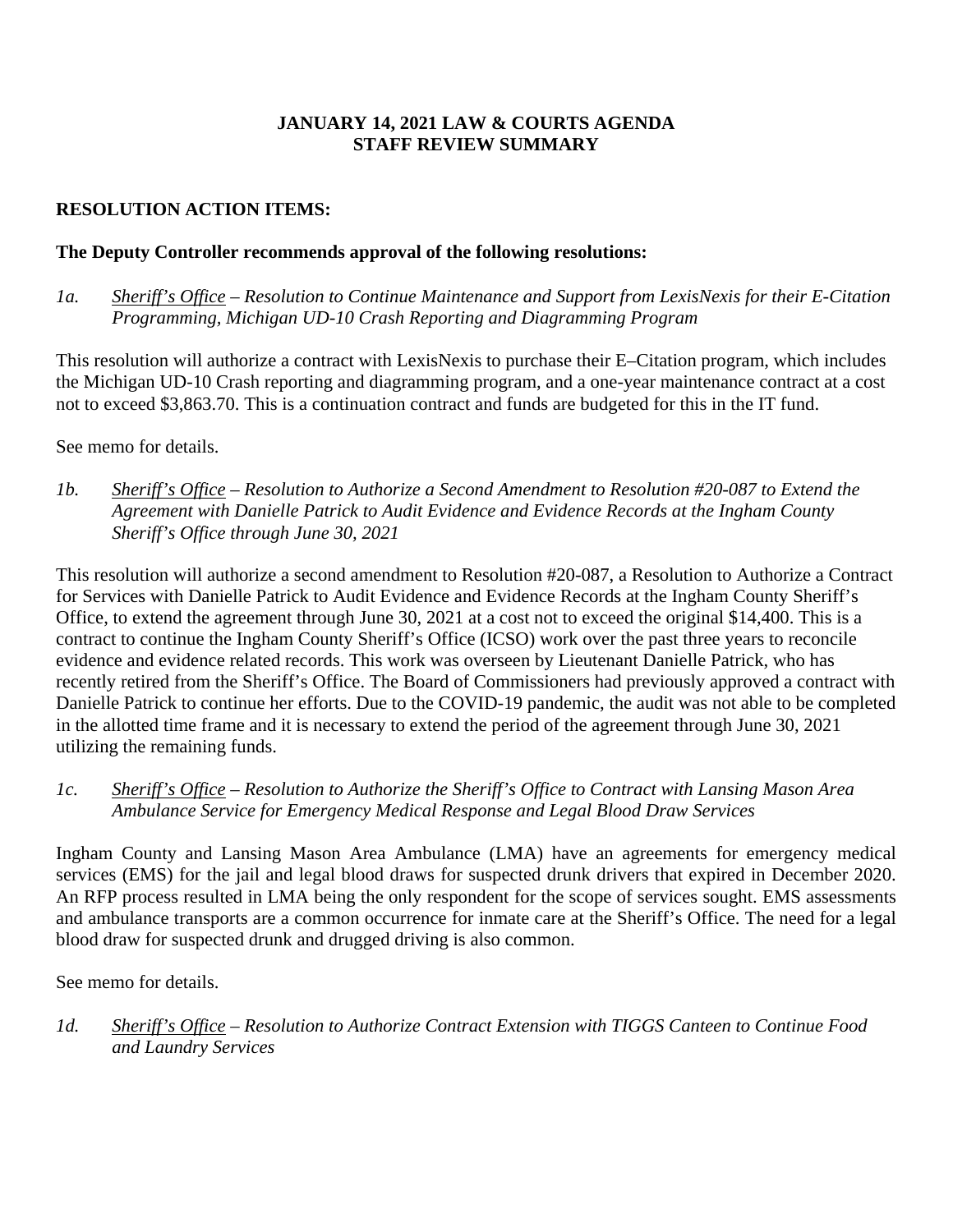**JANUARY 14, 2021 LAW & COURTS AGENDA**
**STAFF REVIEW SUMMARY**

**RESOLUTION ACTION ITEMS:**

**The Deputy Controller recommends approval of the following resolutions:**

*1a.* <u>*Sheriff's Office*</u> *– Resolution to Continue Maintenance and Support from LexisNexis for their E-Citation Programming, Michigan UD-10 Crash Reporting and Diagramming Program*

This resolution will authorize a contract with LexisNexis to purchase their E–Citation program, which includes the Michigan UD-10 Crash reporting and diagramming program, and a one-year maintenance contract at a cost not to exceed $3,863.70. This is a continuation contract and funds are budgeted for this in the IT fund.

See memo for details.

*1b.* <u>*Sheriff's Office*</u> *– Resolution to Authorize a Second Amendment to Resolution #20-087 to Extend the Agreement with Danielle Patrick to Audit Evidence and Evidence Records at the Ingham County Sheriff's Office through June 30, 2021*

This resolution will authorize a second amendment to Resolution #20-087, a Resolution to Authorize a Contract for Services with Danielle Patrick to Audit Evidence and Evidence Records at the Ingham County Sheriff's Office, to extend the agreement through June 30, 2021 at a cost not to exceed the original $14,400. This is a contract to continue the Ingham County Sheriff's Office (ICSO) work over the past three years to reconcile evidence and evidence related records. This work was overseen by Lieutenant Danielle Patrick, who has recently retired from the Sheriff's Office. The Board of Commissioners had previously approved a contract with Danielle Patrick to continue her efforts. Due to the COVID-19 pandemic, the audit was not able to be completed in the allotted time frame and it is necessary to extend the period of the agreement through June 30, 2021 utilizing the remaining funds.

*1c.* <u>*Sheriff's Office*</u> *– Resolution to Authorize the Sheriff's Office to Contract with Lansing Mason Area Ambulance Service for Emergency Medical Response and Legal Blood Draw Services*

Ingham County and Lansing Mason Area Ambulance (LMA) have an agreements for emergency medical services (EMS) for the jail and legal blood draws for suspected drunk drivers that expired in December 2020. An RFP process resulted in LMA being the only respondent for the scope of services sought. EMS assessments and ambulance transports are a common occurrence for inmate care at the Sheriff's Office. The need for a legal blood draw for suspected drunk and drugged driving is also common.

See memo for details.

*1d.* <u>*Sheriff's Office*</u> *– Resolution to Authorize Contract Extension with TIGGS Canteen to Continue Food and Laundry Services*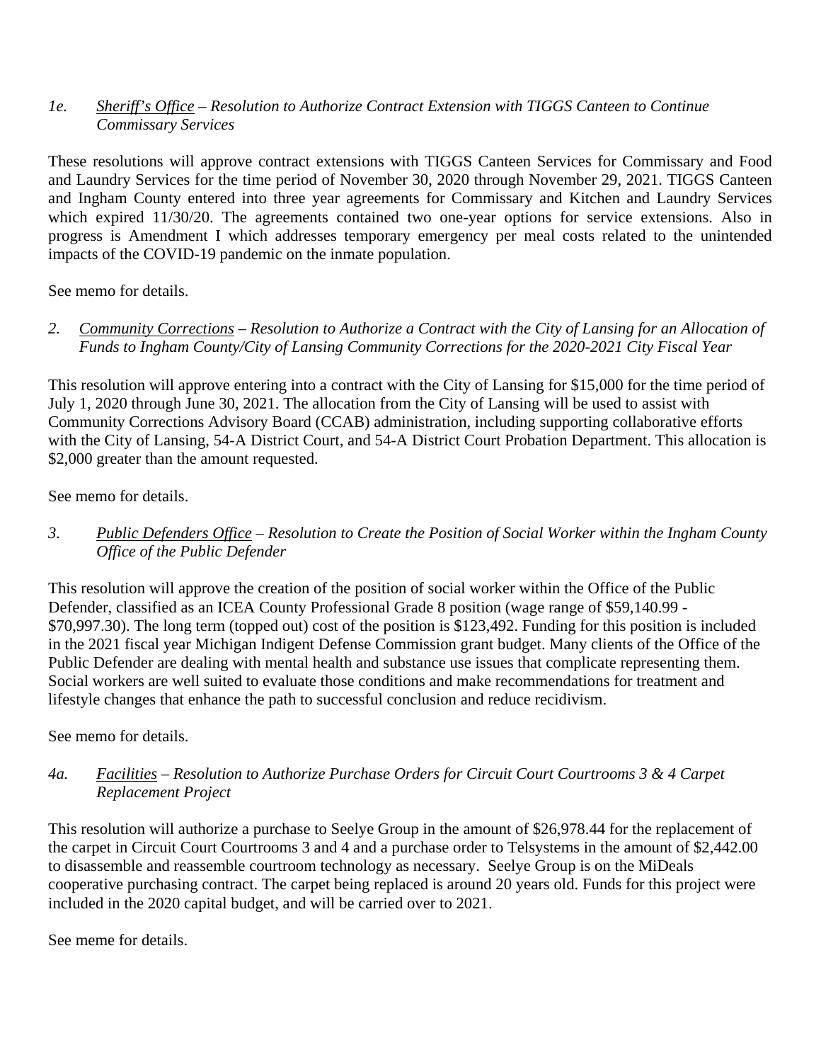*1e.* *<u>Sheriff's Office</u> – Resolution to Authorize Contract Extension with TIGGS Canteen to Continue Commissary Services*

These resolutions will approve contract extensions with TIGGS Canteen Services for Commissary and Food and Laundry Services for the time period of November 30, 2020 through November 29, 2021. TIGGS Canteen and Ingham County entered into three year agreements for Commissary and Kitchen and Laundry Services which expired 11/30/20. The agreements contained two one-year options for service extensions. Also in progress is Amendment I which addresses temporary emergency per meal costs related to the unintended impacts of the COVID-19 pandemic on the inmate population.

See memo for details.

*2.* *<u>Community Corrections</u> – Resolution to Authorize a Contract with the City of Lansing for an Allocation of Funds to Ingham County/City of Lansing Community Corrections for the 2020-2021 City Fiscal Year*

This resolution will approve entering into a contract with the City of Lansing for $15,000 for the time period of July 1, 2020 through June 30, 2021. The allocation from the City of Lansing will be used to assist with Community Corrections Advisory Board (CCAB) administration, including supporting collaborative efforts with the City of Lansing, 54-A District Court, and 54-A District Court Probation Department. This allocation is $2,000 greater than the amount requested.

See memo for details.

*3.* *<u>Public Defenders Office</u> – Resolution to Create the Position of Social Worker within the Ingham County Office of the Public Defender*

This resolution will approve the creation of the position of social worker within the Office of the Public Defender, classified as an ICEA County Professional Grade 8 position (wage range of $59,140.99 - $70,997.30). The long term (topped out) cost of the position is $123,492. Funding for this position is included in the 2021 fiscal year Michigan Indigent Defense Commission grant budget. Many clients of the Office of the Public Defender are dealing with mental health and substance use issues that complicate representing them. Social workers are well suited to evaluate those conditions and make recommendations for treatment and lifestyle changes that enhance the path to successful conclusion and reduce recidivism.

See memo for details.

*4a.* *<u>Facilities</u> – Resolution to Authorize Purchase Orders for Circuit Court Courtrooms 3 & 4 Carpet Replacement Project*

This resolution will authorize a purchase to Seelye Group in the amount of $26,978.44 for the replacement of the carpet in Circuit Court Courtrooms 3 and 4 and a purchase order to Telsystems in the amount of $2,442.00 to disassemble and reassemble courtroom technology as necessary. Seelye Group is on the MiDeals cooperative purchasing contract. The carpet being replaced is around 20 years old. Funds for this project were included in the 2020 capital budget, and will be carried over to 2021.

See meme for details.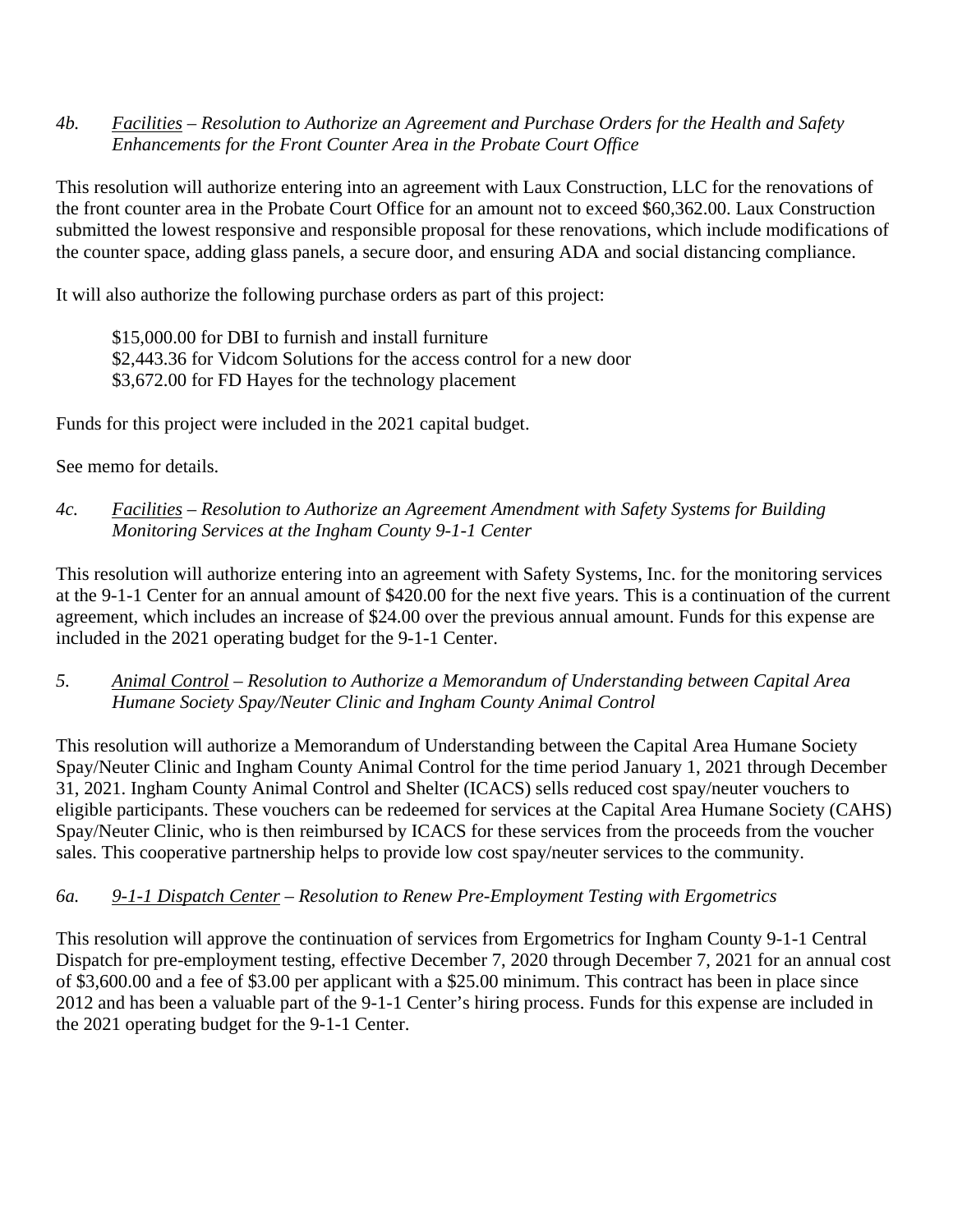*4b.* *Facilities – Resolution to Authorize an Agreement and Purchase Orders for the Health and Safety Enhancements for the Front Counter Area in the Probate Court Office*

This resolution will authorize entering into an agreement with Laux Construction, LLC for the renovations of the front counter area in the Probate Court Office for an amount not to exceed $60,362.00. Laux Construction submitted the lowest responsive and responsible proposal for these renovations, which include modifications of the counter space, adding glass panels, a secure door, and ensuring ADA and social distancing compliance.

It will also authorize the following purchase orders as part of this project:

$15,000.00 for DBI to furnish and install furniture
$2,443.36 for Vidcom Solutions for the access control for a new door
$3,672.00 for FD Hayes for the technology placement

Funds for this project were included in the 2021 capital budget.

See memo for details.

*4c.* *Facilities – Resolution to Authorize an Agreement Amendment with Safety Systems for Building Monitoring Services at the Ingham County 9-1-1 Center*

This resolution will authorize entering into an agreement with Safety Systems, Inc. for the monitoring services at the 9-1-1 Center for an annual amount of $420.00 for the next five years. This is a continuation of the current agreement, which includes an increase of $24.00 over the previous annual amount. Funds for this expense are included in the 2021 operating budget for the 9-1-1 Center.

*5.* *Animal Control – Resolution to Authorize a Memorandum of Understanding between Capital Area Humane Society Spay/Neuter Clinic and Ingham County Animal Control*

This resolution will authorize a Memorandum of Understanding between the Capital Area Humane Society Spay/Neuter Clinic and Ingham County Animal Control for the time period January 1, 2021 through December 31, 2021. Ingham County Animal Control and Shelter (ICACS) sells reduced cost spay/neuter vouchers to eligible participants. These vouchers can be redeemed for services at the Capital Area Humane Society (CAHS) Spay/Neuter Clinic, who is then reimbursed by ICACS for these services from the proceeds from the voucher sales. This cooperative partnership helps to provide low cost spay/neuter services to the community.

*6a.* *9-1-1 Dispatch Center – Resolution to Renew Pre-Employment Testing with Ergometrics*

This resolution will approve the continuation of services from Ergometrics for Ingham County 9-1-1 Central Dispatch for pre-employment testing, effective December 7, 2020 through December 7, 2021 for an annual cost of $3,600.00 and a fee of $3.00 per applicant with a $25.00 minimum. This contract has been in place since 2012 and has been a valuable part of the 9-1-1 Center's hiring process. Funds for this expense are included in the 2021 operating budget for the 9-1-1 Center.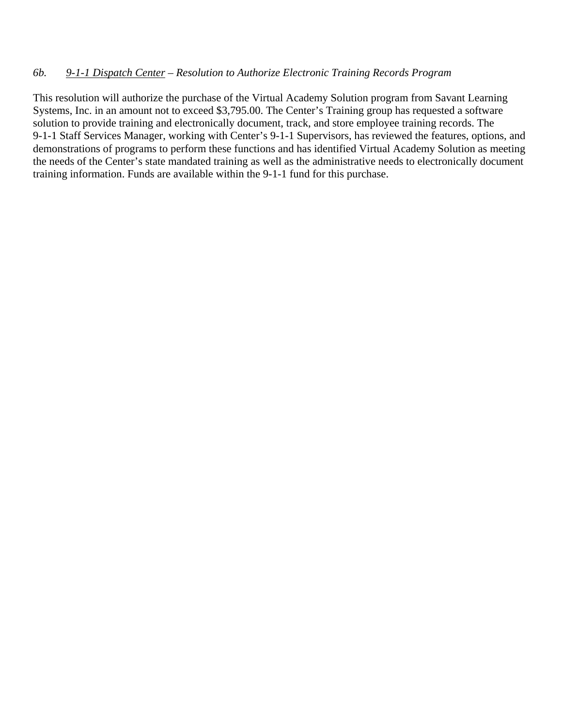*6b.* *<u>9-1-1 Dispatch Center</u> – Resolution to Authorize Electronic Training Records Program*

This resolution will authorize the purchase of the Virtual Academy Solution program from Savant Learning Systems, Inc. in an amount not to exceed $3,795.00. The Center's Training group has requested a software solution to provide training and electronically document, track, and store employee training records. The 9-1-1 Staff Services Manager, working with Center's 9-1-1 Supervisors, has reviewed the features, options, and demonstrations of programs to perform these functions and has identified Virtual Academy Solution as meeting the needs of the Center's state mandated training as well as the administrative needs to electronically document training information. Funds are available within the 9-1-1 fund for this purchase.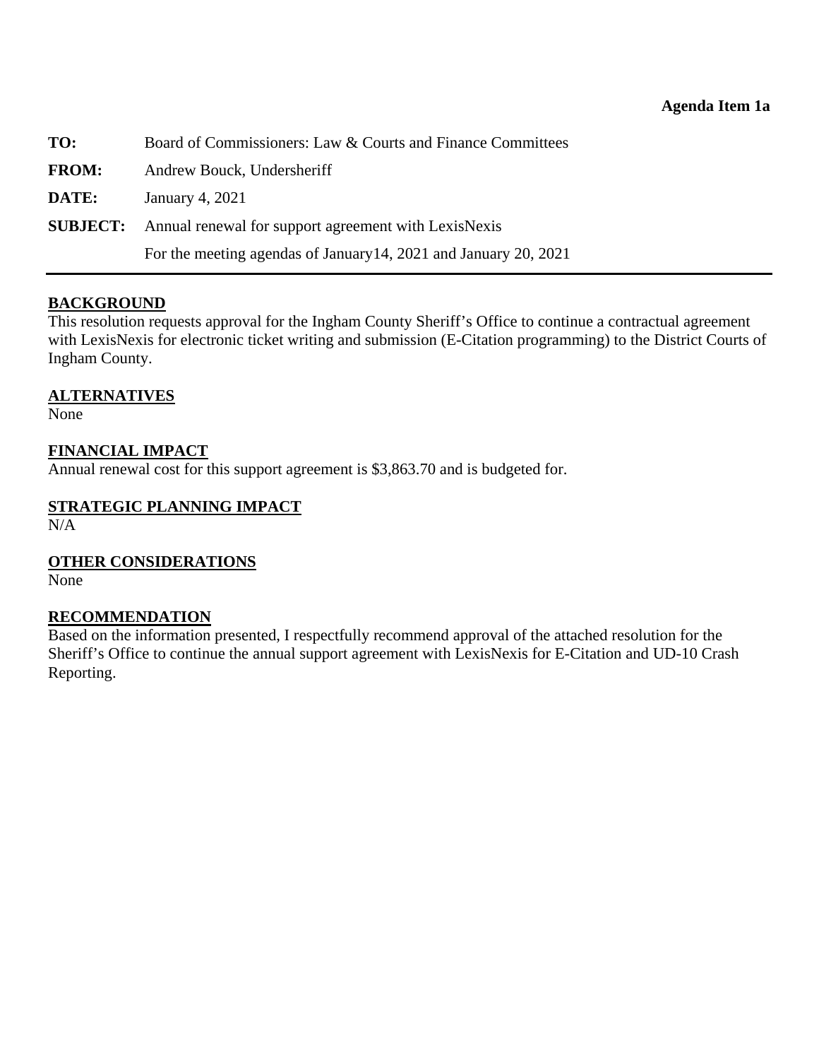**Agenda Item 1a**

| | |
|---|---|
| **TO:** | Board of Commissioners: Law & Courts and Finance Committees |
| **FROM:** | Andrew Bouck, Undersheriff |
| **DATE:** | January 4, 2021 |
| **SUBJECT:** | Annual renewal for support agreement with LexisNexis |
| | For the meeting agendas of January14, 2021 and January 20, 2021 |

---

## BACKGROUND

This resolution requests approval for the Ingham County Sheriff's Office to continue a contractual agreement with LexisNexis for electronic ticket writing and submission (E-Citation programming) to the District Courts of Ingham County.

## ALTERNATIVES

None

## FINANCIAL IMPACT

Annual renewal cost for this support agreement is $3,863.70 and is budgeted for.

## STRATEGIC PLANNING IMPACT

N/A

## OTHER CONSIDERATIONS

None

## RECOMMENDATION

Based on the information presented, I respectfully recommend approval of the attached resolution for the Sheriff's Office to continue the annual support agreement with LexisNexis for E-Citation and UD-10 Crash Reporting.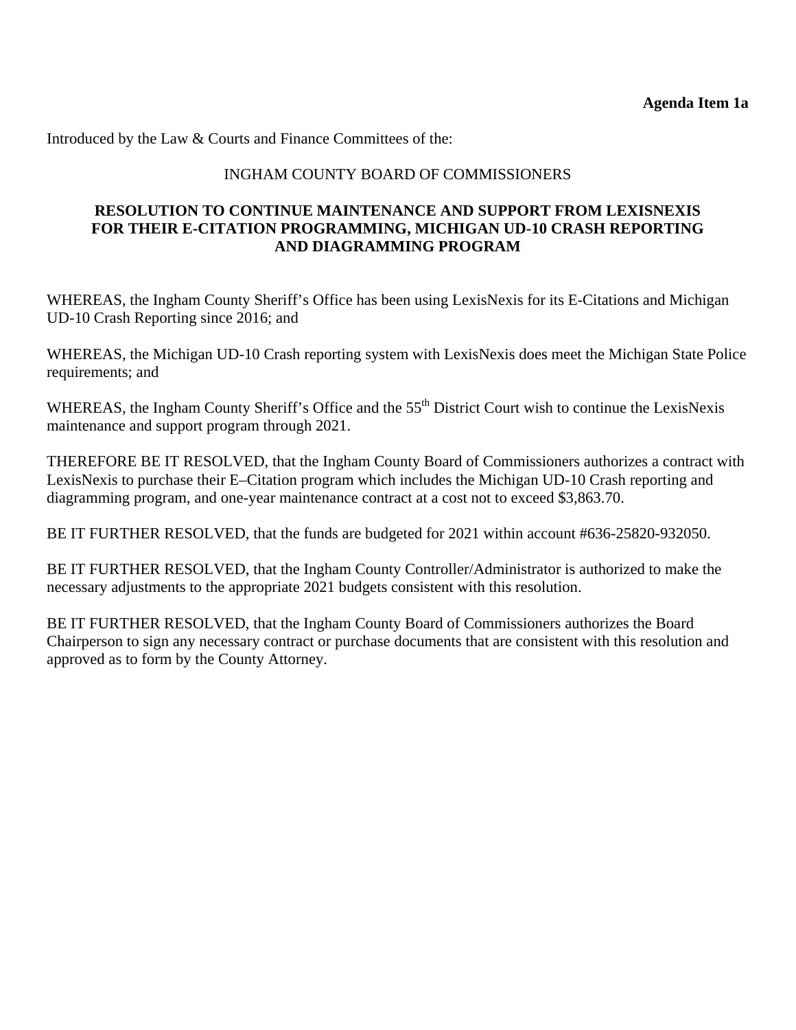**Agenda Item 1a**

Introduced by the Law & Courts and Finance Committees of the:

INGHAM COUNTY BOARD OF COMMISSIONERS

**RESOLUTION TO CONTINUE MAINTENANCE AND SUPPORT FROM LEXISNEXIS FOR THEIR E-CITATION PROGRAMMING, MICHIGAN UD-10 CRASH REPORTING AND DIAGRAMMING PROGRAM**

WHEREAS, the Ingham County Sheriff's Office has been using LexisNexis for its E-Citations and Michigan UD-10 Crash Reporting since 2016; and

WHEREAS, the Michigan UD-10 Crash reporting system with LexisNexis does meet the Michigan State Police requirements; and

WHEREAS, the Ingham County Sheriff's Office and the 55th District Court wish to continue the LexisNexis maintenance and support program through 2021.

THEREFORE BE IT RESOLVED, that the Ingham County Board of Commissioners authorizes a contract with LexisNexis to purchase their E–Citation program which includes the Michigan UD-10 Crash reporting and diagramming program, and one-year maintenance contract at a cost not to exceed $3,863.70.

BE IT FURTHER RESOLVED, that the funds are budgeted for 2021 within account #636-25820-932050.

BE IT FURTHER RESOLVED, that the Ingham County Controller/Administrator is authorized to make the necessary adjustments to the appropriate 2021 budgets consistent with this resolution.

BE IT FURTHER RESOLVED, that the Ingham County Board of Commissioners authorizes the Board Chairperson to sign any necessary contract or purchase documents that are consistent with this resolution and approved as to form by the County Attorney.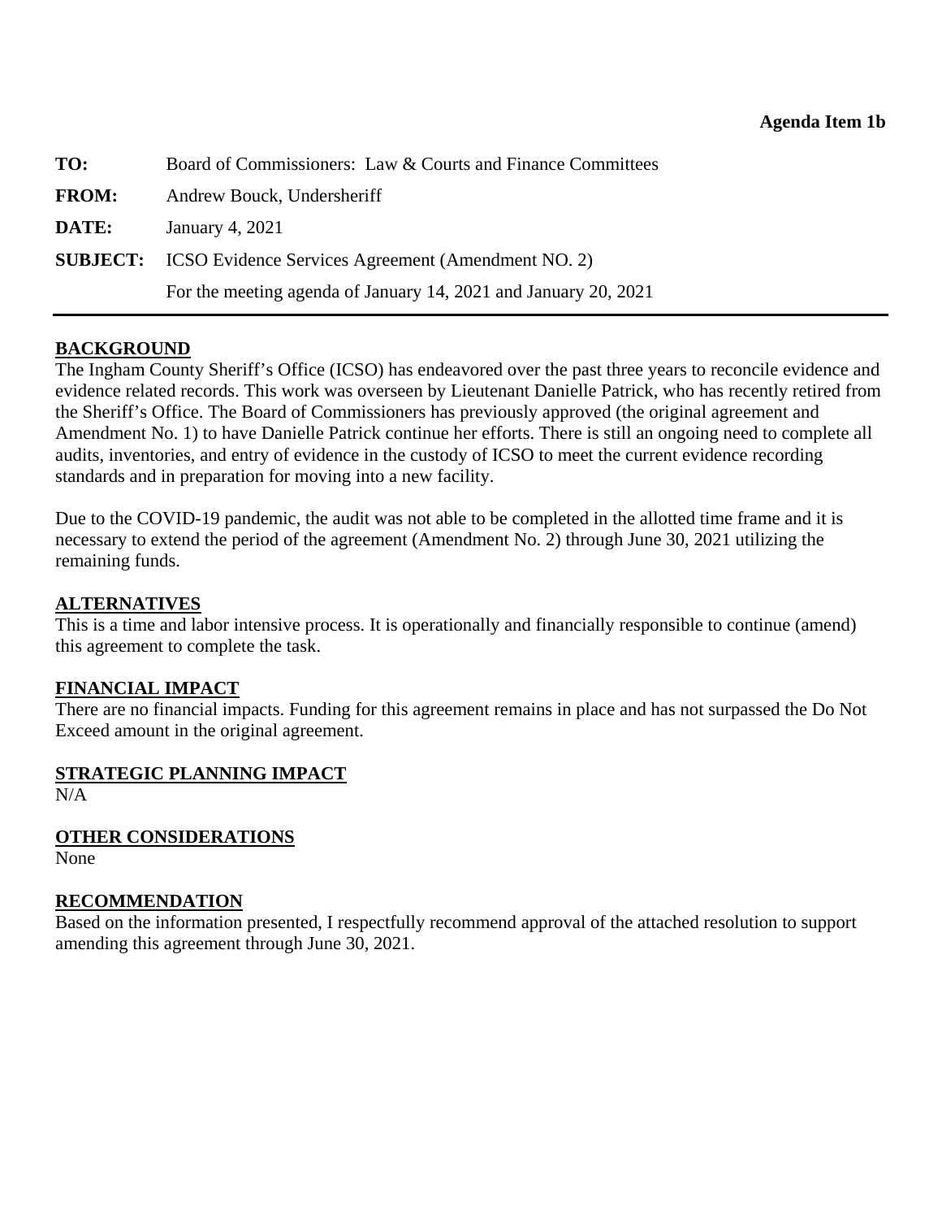**Agenda Item 1b**

| | |
|---|---|
| **TO:** | Board of Commissioners: Law & Courts and Finance Committees |
| **FROM:** | Andrew Bouck, Undersheriff |
| **DATE:** | January 4, 2021 |
| **SUBJECT:** | ICSO Evidence Services Agreement (Amendment NO. 2) |
| | For the meeting agenda of January 14, 2021 and January 20, 2021 |

---

## BACKGROUND

The Ingham County Sheriff's Office (ICSO) has endeavored over the past three years to reconcile evidence and evidence related records. This work was overseen by Lieutenant Danielle Patrick, who has recently retired from the Sheriff's Office. The Board of Commissioners has previously approved (the original agreement and Amendment No. 1) to have Danielle Patrick continue her efforts. There is still an ongoing need to complete all audits, inventories, and entry of evidence in the custody of ICSO to meet the current evidence recording standards and in preparation for moving into a new facility.

Due to the COVID-19 pandemic, the audit was not able to be completed in the allotted time frame and it is necessary to extend the period of the agreement (Amendment No. 2) through June 30, 2021 utilizing the remaining funds.

## ALTERNATIVES

This is a time and labor intensive process. It is operationally and financially responsible to continue (amend) this agreement to complete the task.

## FINANCIAL IMPACT

There are no financial impacts. Funding for this agreement remains in place and has not surpassed the Do Not Exceed amount in the original agreement.

## STRATEGIC PLANNING IMPACT

N/A

## OTHER CONSIDERATIONS

None

## RECOMMENDATION

Based on the information presented, I respectfully recommend approval of the attached resolution to support amending this agreement through June 30, 2021.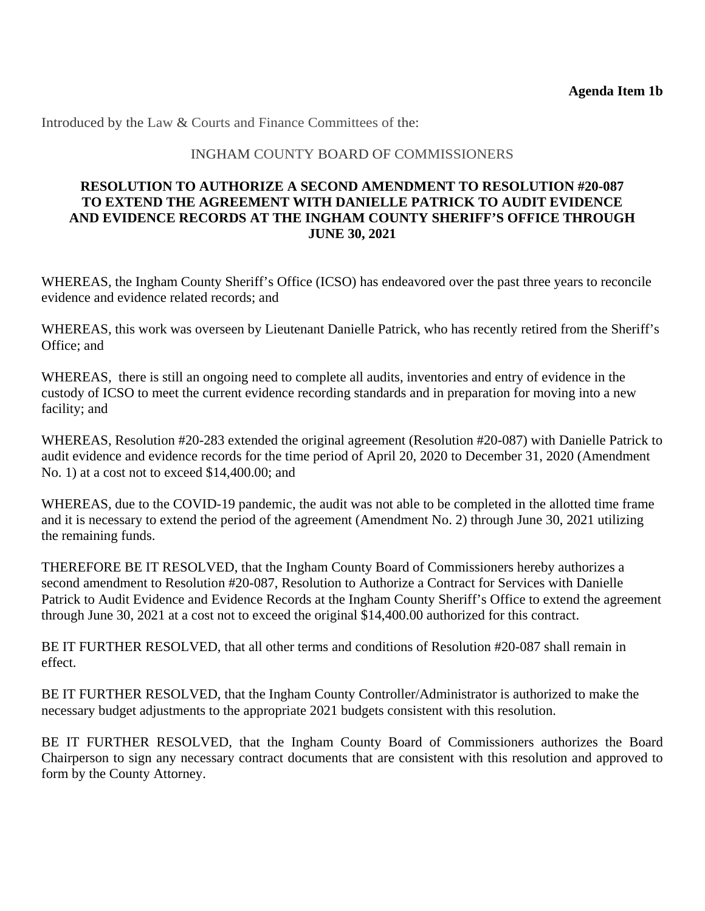**Agenda Item 1b**

Introduced by the Law & Courts and Finance Committees of the:

INGHAM COUNTY BOARD OF COMMISSIONERS

**RESOLUTION TO AUTHORIZE A SECOND AMENDMENT TO RESOLUTION #20-087 TO EXTEND THE AGREEMENT WITH DANIELLE PATRICK TO AUDIT EVIDENCE AND EVIDENCE RECORDS AT THE INGHAM COUNTY SHERIFF'S OFFICE THROUGH JUNE 30, 2021**

WHEREAS, the Ingham County Sheriff's Office (ICSO) has endeavored over the past three years to reconcile evidence and evidence related records; and

WHEREAS, this work was overseen by Lieutenant Danielle Patrick, who has recently retired from the Sheriff's Office; and

WHEREAS, there is still an ongoing need to complete all audits, inventories and entry of evidence in the custody of ICSO to meet the current evidence recording standards and in preparation for moving into a new facility; and

WHEREAS, Resolution #20-283 extended the original agreement (Resolution #20-087) with Danielle Patrick to audit evidence and evidence records for the time period of April 20, 2020 to December 31, 2020 (Amendment No. 1) at a cost not to exceed $14,400.00; and

WHEREAS, due to the COVID-19 pandemic, the audit was not able to be completed in the allotted time frame and it is necessary to extend the period of the agreement (Amendment No. 2) through June 30, 2021 utilizing the remaining funds.

THEREFORE BE IT RESOLVED, that the Ingham County Board of Commissioners hereby authorizes a second amendment to Resolution #20-087, Resolution to Authorize a Contract for Services with Danielle Patrick to Audit Evidence and Evidence Records at the Ingham County Sheriff's Office to extend the agreement through June 30, 2021 at a cost not to exceed the original $14,400.00 authorized for this contract.

BE IT FURTHER RESOLVED, that all other terms and conditions of Resolution #20-087 shall remain in effect.

BE IT FURTHER RESOLVED, that the Ingham County Controller/Administrator is authorized to make the necessary budget adjustments to the appropriate 2021 budgets consistent with this resolution.

BE IT FURTHER RESOLVED, that the Ingham County Board of Commissioners authorizes the Board Chairperson to sign any necessary contract documents that are consistent with this resolution and approved to form by the County Attorney.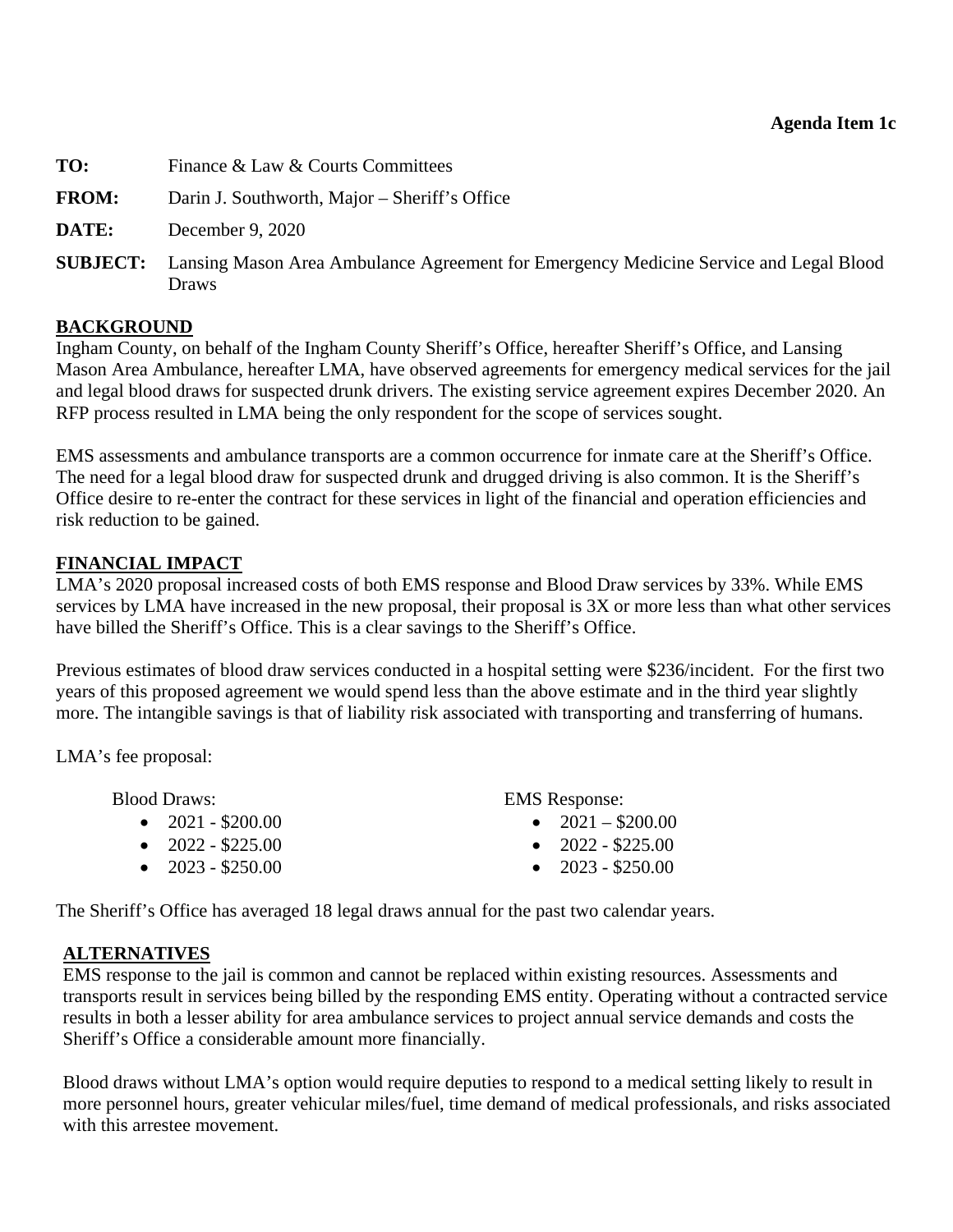**Agenda Item 1c**

**TO:** Finance & Law & Courts Committees

**FROM:** Darin J. Southworth, Major – Sheriff's Office

**DATE:** December 9, 2020

**SUBJECT:** Lansing Mason Area Ambulance Agreement for Emergency Medicine Service and Legal Blood Draws

**BACKGROUND**

Ingham County, on behalf of the Ingham County Sheriff's Office, hereafter Sheriff's Office, and Lansing Mason Area Ambulance, hereafter LMA, have observed agreements for emergency medical services for the jail and legal blood draws for suspected drunk drivers. The existing service agreement expires December 2020. An RFP process resulted in LMA being the only respondent for the scope of services sought.

EMS assessments and ambulance transports are a common occurrence for inmate care at the Sheriff's Office. The need for a legal blood draw for suspected drunk and drugged driving is also common. It is the Sheriff's Office desire to re-enter the contract for these services in light of the financial and operation efficiencies and risk reduction to be gained.

**FINANCIAL IMPACT**

LMA's 2020 proposal increased costs of both EMS response and Blood Draw services by 33%. While EMS services by LMA have increased in the new proposal, their proposal is 3X or more less than what other services have billed the Sheriff's Office. This is a clear savings to the Sheriff's Office.

Previous estimates of blood draw services conducted in a hospital setting were $236/incident. For the first two years of this proposed agreement we would spend less than the above estimate and in the third year slightly more. The intangible savings is that of liability risk associated with transporting and transferring of humans.

LMA's fee proposal:

Blood Draws:

- 2021 - $200.00
- 2022 - $225.00
- 2023 - $250.00

EMS Response:

- 2021 – $200.00
- 2022 - $225.00
- 2023 - $250.00

The Sheriff's Office has averaged 18 legal draws annual for the past two calendar years.

**ALTERNATIVES**

EMS response to the jail is common and cannot be replaced within existing resources. Assessments and transports result in services being billed by the responding EMS entity. Operating without a contracted service results in both a lesser ability for area ambulance services to project annual service demands and costs the Sheriff's Office a considerable amount more financially.

Blood draws without LMA's option would require deputies to respond to a medical setting likely to result in more personnel hours, greater vehicular miles/fuel, time demand of medical professionals, and risks associated with this arrestee movement.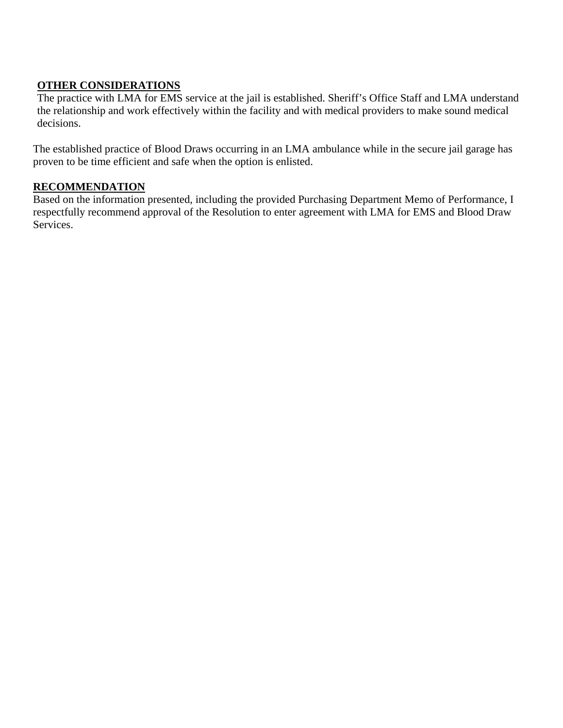**OTHER CONSIDERATIONS**

The practice with LMA for EMS service at the jail is established. Sheriff's Office Staff and LMA understand the relationship and work effectively within the facility and with medical providers to make sound medical decisions.

The established practice of Blood Draws occurring in an LMA ambulance while in the secure jail garage has proven to be time efficient and safe when the option is enlisted.

**RECOMMENDATION**

Based on the information presented, including the provided Purchasing Department Memo of Performance, I respectfully recommend approval of the Resolution to enter agreement with LMA for EMS and Blood Draw Services.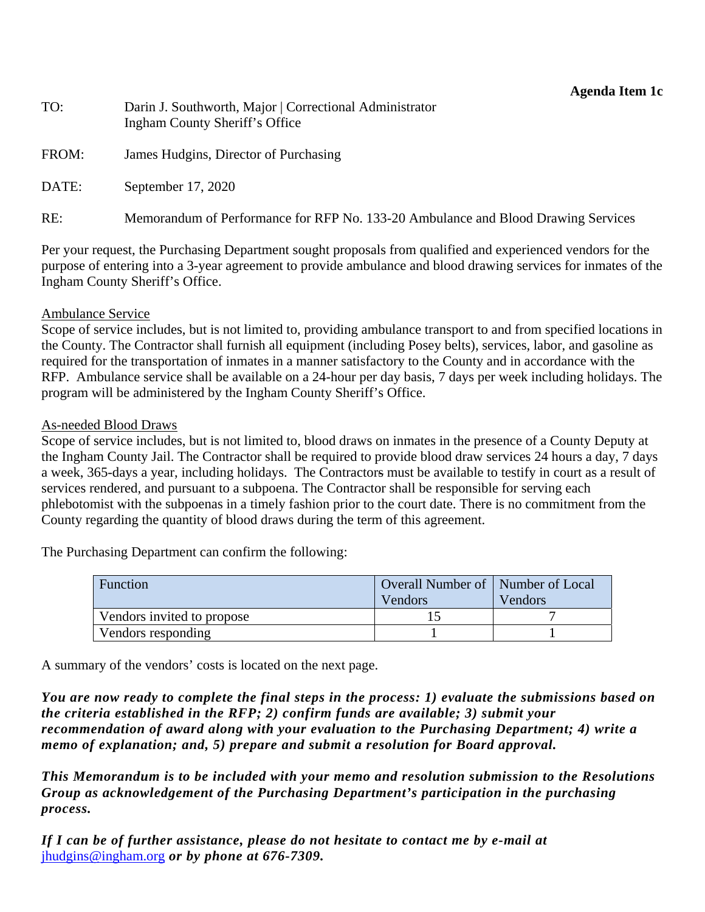**Agenda Item 1c**

TO: Darin J. Southworth, Major | Correctional Administrator
Ingham County Sheriff's Office

FROM: James Hudgins, Director of Purchasing

DATE: September 17, 2020

RE: Memorandum of Performance for RFP No. 133-20 Ambulance and Blood Drawing Services

Per your request, the Purchasing Department sought proposals from qualified and experienced vendors for the purpose of entering into a 3-year agreement to provide ambulance and blood drawing services for inmates of the Ingham County Sheriff's Office.

Ambulance Service
Scope of service includes, but is not limited to, providing ambulance transport to and from specified locations in the County. The Contractor shall furnish all equipment (including Posey belts), services, labor, and gasoline as required for the transportation of inmates in a manner satisfactory to the County and in accordance with the RFP. Ambulance service shall be available on a 24-hour per day basis, 7 days per week including holidays. The program will be administered by the Ingham County Sheriff's Office.

As-needed Blood Draws
Scope of service includes, but is not limited to, blood draws on inmates in the presence of a County Deputy at the Ingham County Jail. The Contractor shall be required to provide blood draw services 24 hours a day, 7 days a week, 365-days a year, including holidays. The Contractors must be available to testify in court as a result of services rendered, and pursuant to a subpoena. The Contractor shall be responsible for serving each phlebotomist with the subpoenas in a timely fashion prior to the court date. There is no commitment from the County regarding the quantity of blood draws during the term of this agreement.

The Purchasing Department can confirm the following:

| Function | Overall Number of Vendors | Number of Local Vendors |
|---|---|---|
| Vendors invited to propose | 15 | 7 |
| Vendors responding | 1 | 1 |

A summary of the vendors' costs is located on the next page.

***You are now ready to complete the final steps in the process: 1) evaluate the submissions based on the criteria established in the RFP; 2) confirm funds are available; 3) submit your recommendation of award along with your evaluation to the Purchasing Department; 4) write a memo of explanation; and, 5) prepare and submit a resolution for Board approval.***

***This Memorandum is to be included with your memo and resolution submission to the Resolutions Group as acknowledgement of the Purchasing Department's participation in the purchasing process.***

***If I can be of further assistance, please do not hesitate to contact me by e-mail at*** jhudgins@ingham.org ***or by phone at 676-7309.***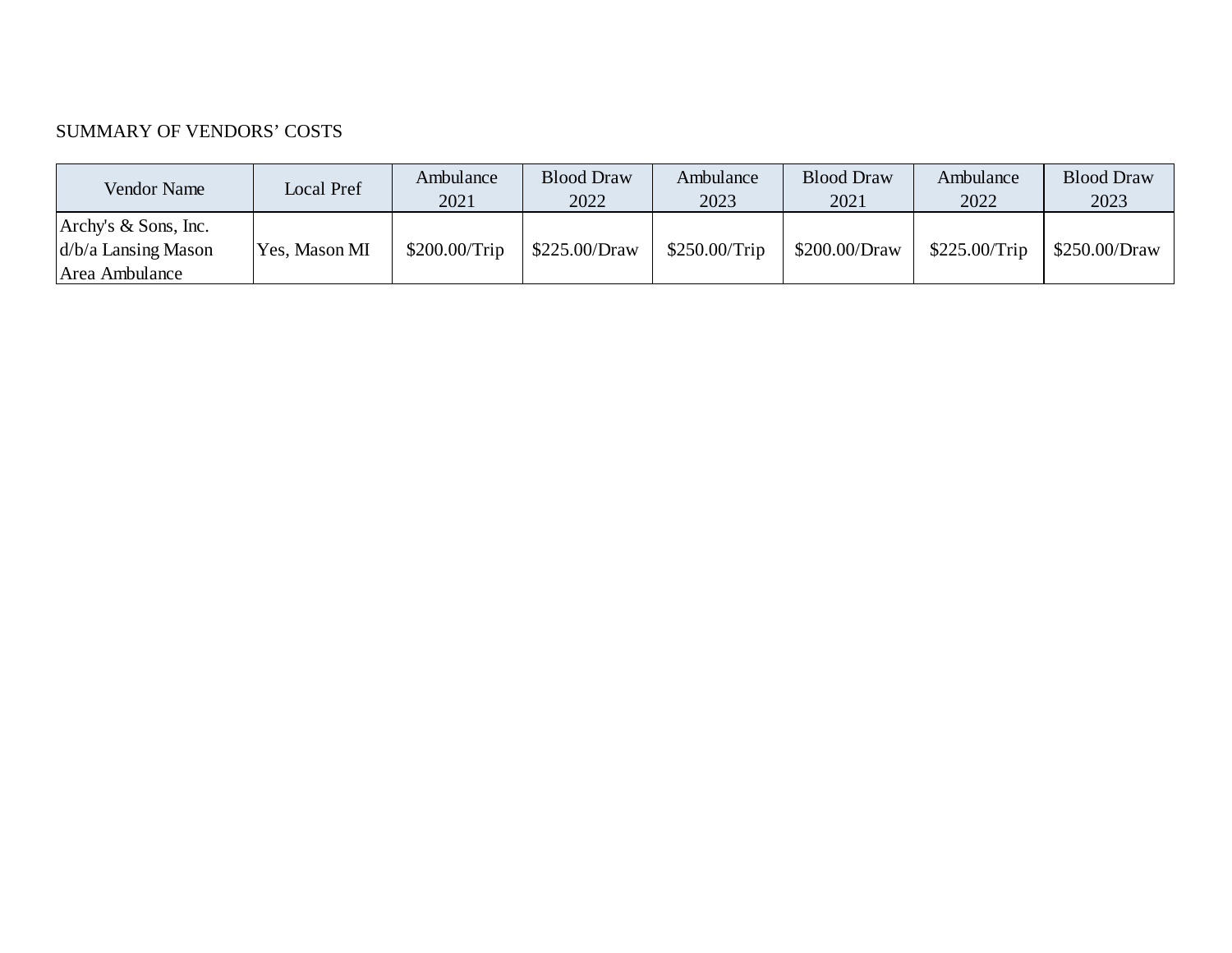SUMMARY OF VENDORS' COSTS

| Vendor Name | Local Pref | Ambulance 2021 | Blood Draw 2022 | Ambulance 2023 | Blood Draw 2021 | Ambulance 2022 | Blood Draw 2023 |
|---|---|---|---|---|---|---|---|
| Archy's & Sons, Inc. d/b/a Lansing Mason Area Ambulance | Yes, Mason MI | $200.00/Trip | $225.00/Draw | $250.00/Trip | $200.00/Draw | $225.00/Trip | $250.00/Draw |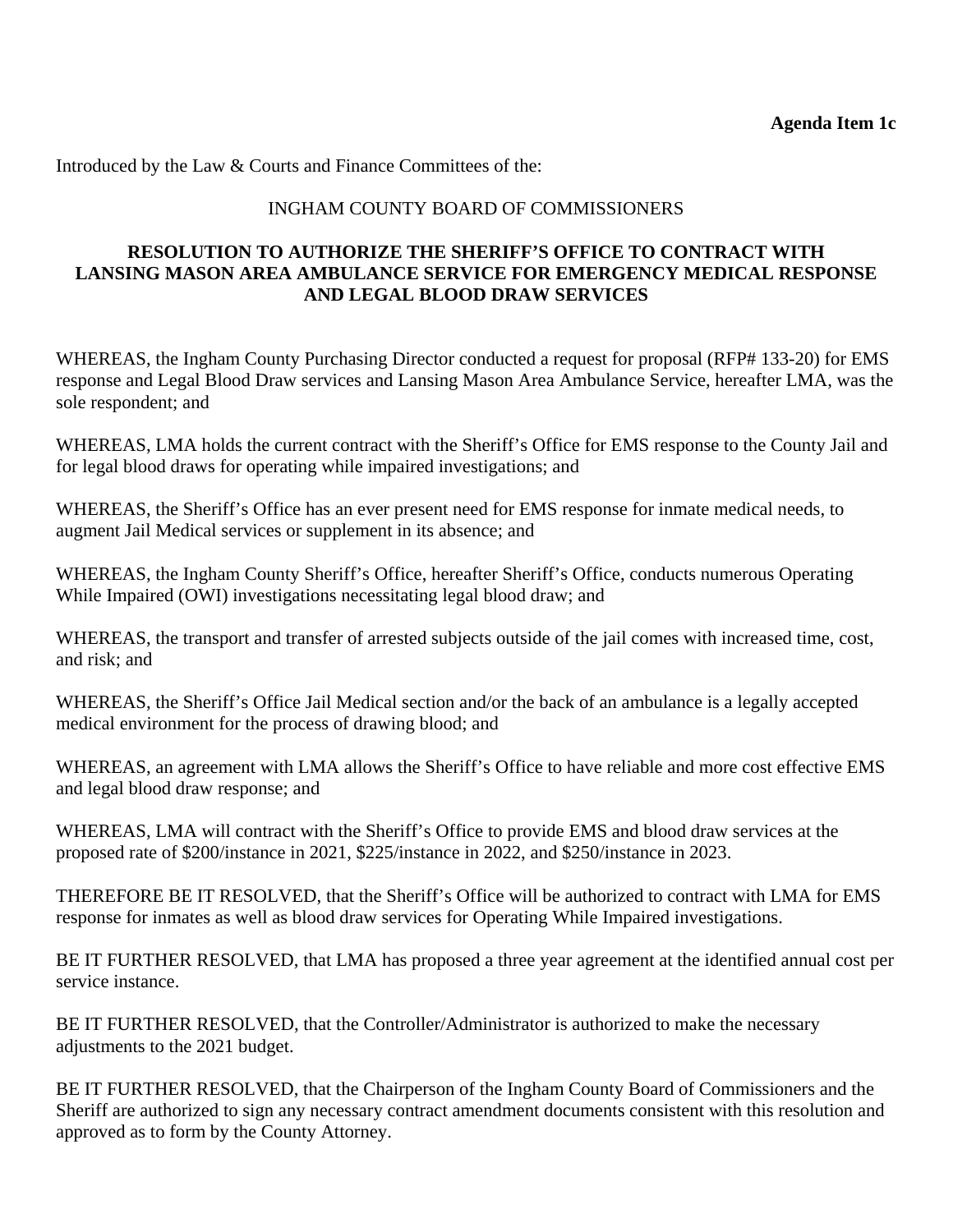**Agenda Item 1c**

Introduced by the Law & Courts and Finance Committees of the:

INGHAM COUNTY BOARD OF COMMISSIONERS

**RESOLUTION TO AUTHORIZE THE SHERIFF'S OFFICE TO CONTRACT WITH LANSING MASON AREA AMBULANCE SERVICE FOR EMERGENCY MEDICAL RESPONSE AND LEGAL BLOOD DRAW SERVICES**

WHEREAS, the Ingham County Purchasing Director conducted a request for proposal (RFP# 133-20) for EMS response and Legal Blood Draw services and Lansing Mason Area Ambulance Service, hereafter LMA, was the sole respondent; and

WHEREAS, LMA holds the current contract with the Sheriff's Office for EMS response to the County Jail and for legal blood draws for operating while impaired investigations; and

WHEREAS, the Sheriff's Office has an ever present need for EMS response for inmate medical needs, to augment Jail Medical services or supplement in its absence; and

WHEREAS, the Ingham County Sheriff's Office, hereafter Sheriff's Office, conducts numerous Operating While Impaired (OWI) investigations necessitating legal blood draw; and

WHEREAS, the transport and transfer of arrested subjects outside of the jail comes with increased time, cost, and risk; and

WHEREAS, the Sheriff's Office Jail Medical section and/or the back of an ambulance is a legally accepted medical environment for the process of drawing blood; and

WHEREAS, an agreement with LMA allows the Sheriff's Office to have reliable and more cost effective EMS and legal blood draw response; and

WHEREAS, LMA will contract with the Sheriff's Office to provide EMS and blood draw services at the proposed rate of $200/instance in 2021, $225/instance in 2022, and $250/instance in 2023.

THEREFORE BE IT RESOLVED, that the Sheriff's Office will be authorized to contract with LMA for EMS response for inmates as well as blood draw services for Operating While Impaired investigations.

BE IT FURTHER RESOLVED, that LMA has proposed a three year agreement at the identified annual cost per service instance.

BE IT FURTHER RESOLVED, that the Controller/Administrator is authorized to make the necessary adjustments to the 2021 budget.

BE IT FURTHER RESOLVED, that the Chairperson of the Ingham County Board of Commissioners and the Sheriff are authorized to sign any necessary contract amendment documents consistent with this resolution and approved as to form by the County Attorney.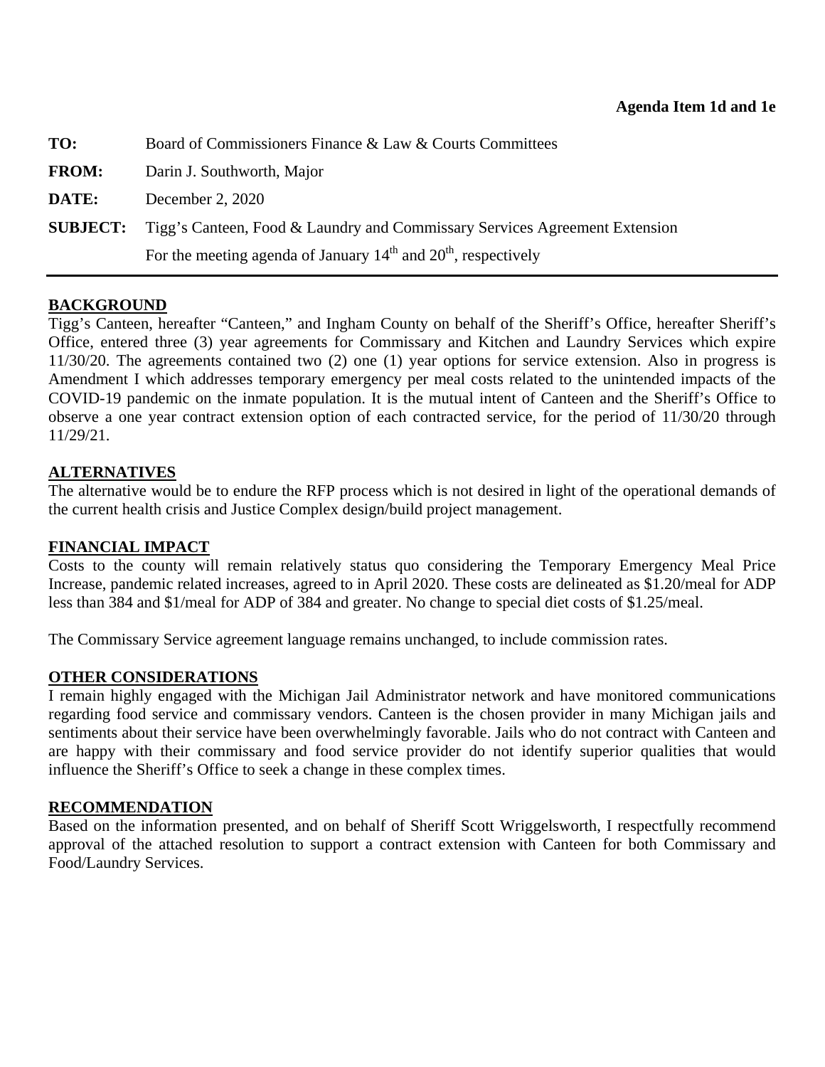**Agenda Item 1d and 1e**

**TO:** Board of Commissioners Finance & Law & Courts Committees

**FROM:** Darin J. Southworth, Major

**DATE:** December 2, 2020

**SUBJECT:** Tigg's Canteen, Food & Laundry and Commissary Services Agreement Extension
For the meeting agenda of January 14th and 20th, respectively

---

## BACKGROUND

Tigg's Canteen, hereafter "Canteen," and Ingham County on behalf of the Sheriff's Office, hereafter Sheriff's Office, entered three (3) year agreements for Commissary and Kitchen and Laundry Services which expire 11/30/20. The agreements contained two (2) one (1) year options for service extension. Also in progress is Amendment I which addresses temporary emergency per meal costs related to the unintended impacts of the COVID-19 pandemic on the inmate population. It is the mutual intent of Canteen and the Sheriff's Office to observe a one year contract extension option of each contracted service, for the period of 11/30/20 through 11/29/21.

## ALTERNATIVES

The alternative would be to endure the RFP process which is not desired in light of the operational demands of the current health crisis and Justice Complex design/build project management.

## FINANCIAL IMPACT

Costs to the county will remain relatively status quo considering the Temporary Emergency Meal Price Increase, pandemic related increases, agreed to in April 2020. These costs are delineated as $1.20/meal for ADP less than 384 and $1/meal for ADP of 384 and greater. No change to special diet costs of $1.25/meal.

The Commissary Service agreement language remains unchanged, to include commission rates.

## OTHER CONSIDERATIONS

I remain highly engaged with the Michigan Jail Administrator network and have monitored communications regarding food service and commissary vendors. Canteen is the chosen provider in many Michigan jails and sentiments about their service have been overwhelmingly favorable. Jails who do not contract with Canteen and are happy with their commissary and food service provider do not identify superior qualities that would influence the Sheriff's Office to seek a change in these complex times.

## RECOMMENDATION

Based on the information presented, and on behalf of Sheriff Scott Wriggelsworth, I respectfully recommend approval of the attached resolution to support a contract extension with Canteen for both Commissary and Food/Laundry Services.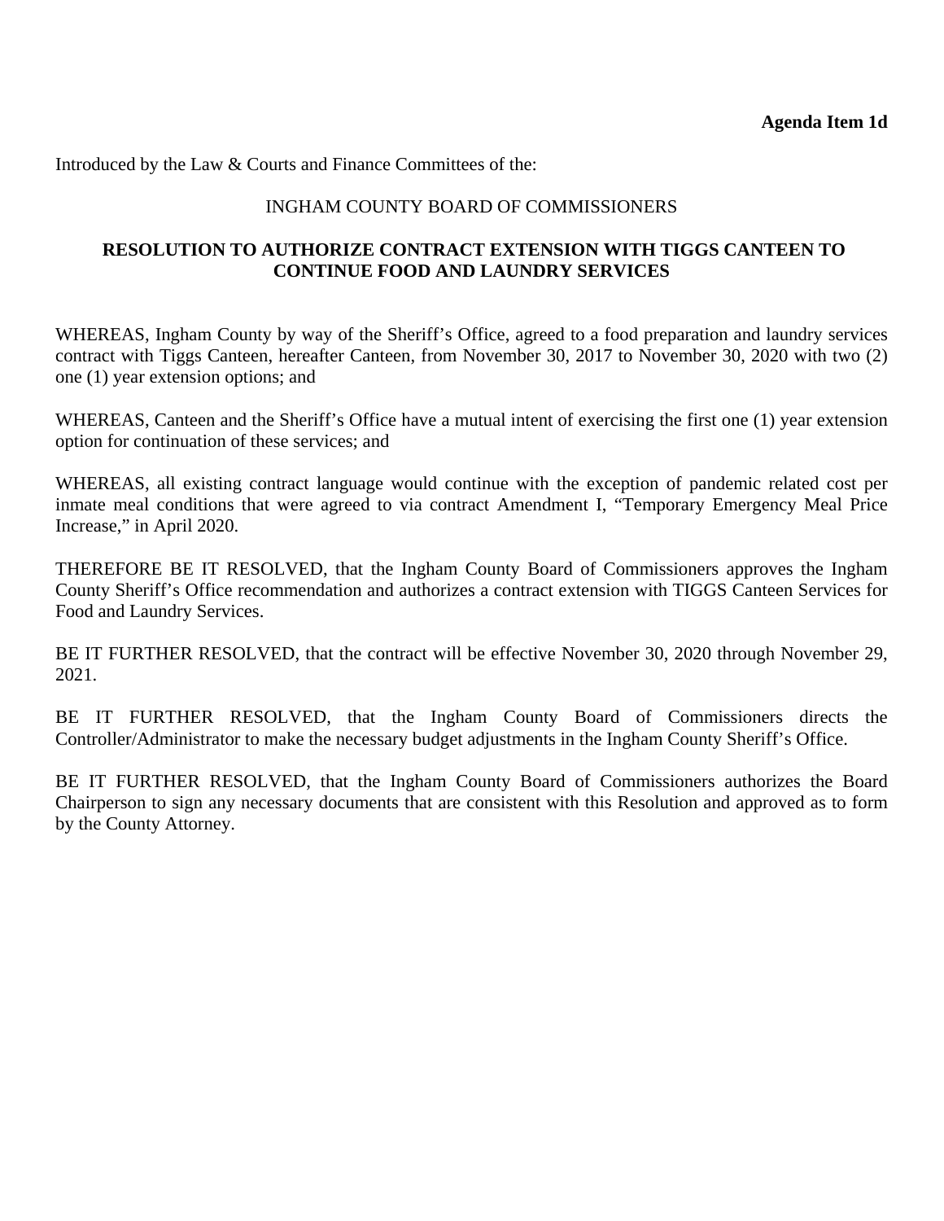**Agenda Item 1d**

Introduced by the Law & Courts and Finance Committees of the:

INGHAM COUNTY BOARD OF COMMISSIONERS

**RESOLUTION TO AUTHORIZE CONTRACT EXTENSION WITH TIGGS CANTEEN TO CONTINUE FOOD AND LAUNDRY SERVICES**

WHEREAS, Ingham County by way of the Sheriff's Office, agreed to a food preparation and laundry services contract with Tiggs Canteen, hereafter Canteen, from November 30, 2017 to November 30, 2020 with two (2) one (1) year extension options; and

WHEREAS, Canteen and the Sheriff's Office have a mutual intent of exercising the first one (1) year extension option for continuation of these services; and

WHEREAS, all existing contract language would continue with the exception of pandemic related cost per inmate meal conditions that were agreed to via contract Amendment I, "Temporary Emergency Meal Price Increase," in April 2020.

THEREFORE BE IT RESOLVED, that the Ingham County Board of Commissioners approves the Ingham County Sheriff's Office recommendation and authorizes a contract extension with TIGGS Canteen Services for Food and Laundry Services.

BE IT FURTHER RESOLVED, that the contract will be effective November 30, 2020 through November 29, 2021.

BE IT FURTHER RESOLVED, that the Ingham County Board of Commissioners directs the Controller/Administrator to make the necessary budget adjustments in the Ingham County Sheriff's Office.

BE IT FURTHER RESOLVED, that the Ingham County Board of Commissioners authorizes the Board Chairperson to sign any necessary documents that are consistent with this Resolution and approved as to form by the County Attorney.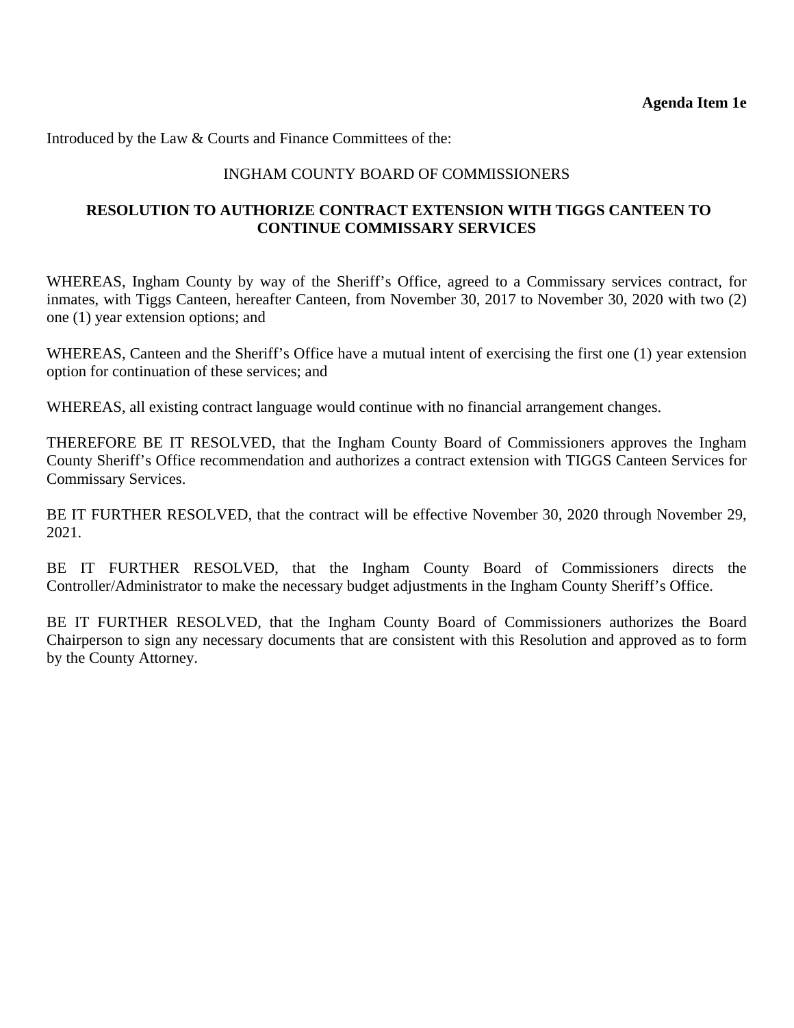**Agenda Item 1e**

Introduced by the Law & Courts and Finance Committees of the:

INGHAM COUNTY BOARD OF COMMISSIONERS

**RESOLUTION TO AUTHORIZE CONTRACT EXTENSION WITH TIGGS CANTEEN TO CONTINUE COMMISSARY SERVICES**

WHEREAS, Ingham County by way of the Sheriff's Office, agreed to a Commissary services contract, for inmates, with Tiggs Canteen, hereafter Canteen, from November 30, 2017 to November 30, 2020 with two (2) one (1) year extension options; and

WHEREAS, Canteen and the Sheriff's Office have a mutual intent of exercising the first one (1) year extension option for continuation of these services; and

WHEREAS, all existing contract language would continue with no financial arrangement changes.

THEREFORE BE IT RESOLVED, that the Ingham County Board of Commissioners approves the Ingham County Sheriff's Office recommendation and authorizes a contract extension with TIGGS Canteen Services for Commissary Services.

BE IT FURTHER RESOLVED, that the contract will be effective November 30, 2020 through November 29, 2021.

BE IT FURTHER RESOLVED, that the Ingham County Board of Commissioners directs the Controller/Administrator to make the necessary budget adjustments in the Ingham County Sheriff's Office.

BE IT FURTHER RESOLVED, that the Ingham County Board of Commissioners authorizes the Board Chairperson to sign any necessary documents that are consistent with this Resolution and approved as to form by the County Attorney.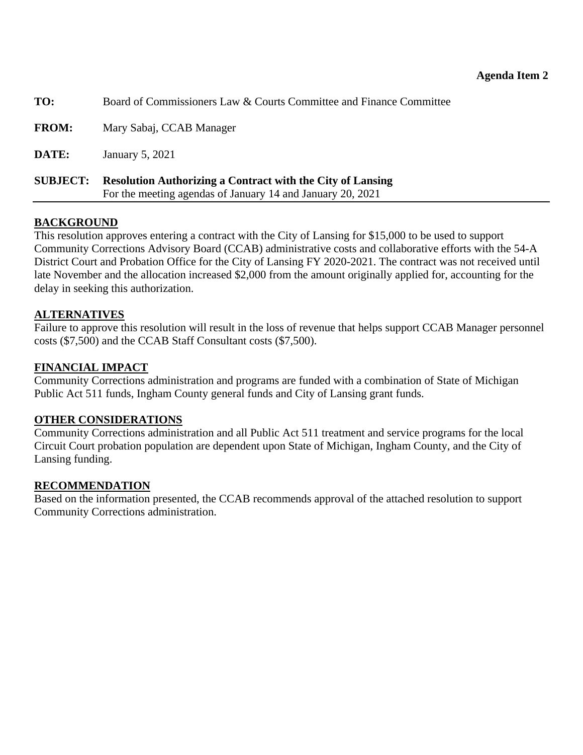**Agenda Item 2**

**TO:** Board of Commissioners Law & Courts Committee and Finance Committee

**FROM:** Mary Sabaj, CCAB Manager

**DATE:** January 5, 2021

**SUBJECT:** **Resolution Authorizing a Contract with the City of Lansing**
For the meeting agendas of January 14 and January 20, 2021

## BACKGROUND

This resolution approves entering a contract with the City of Lansing for $15,000 to be used to support Community Corrections Advisory Board (CCAB) administrative costs and collaborative efforts with the 54-A District Court and Probation Office for the City of Lansing FY 2020-2021. The contract was not received until late November and the allocation increased $2,000 from the amount originally applied for, accounting for the delay in seeking this authorization.

## ALTERNATIVES

Failure to approve this resolution will result in the loss of revenue that helps support CCAB Manager personnel costs ($7,500) and the CCAB Staff Consultant costs ($7,500).

## FINANCIAL IMPACT

Community Corrections administration and programs are funded with a combination of State of Michigan Public Act 511 funds, Ingham County general funds and City of Lansing grant funds.

## OTHER CONSIDERATIONS

Community Corrections administration and all Public Act 511 treatment and service programs for the local Circuit Court probation population are dependent upon State of Michigan, Ingham County, and the City of Lansing funding.

## RECOMMENDATION

Based on the information presented, the CCAB recommends approval of the attached resolution to support Community Corrections administration.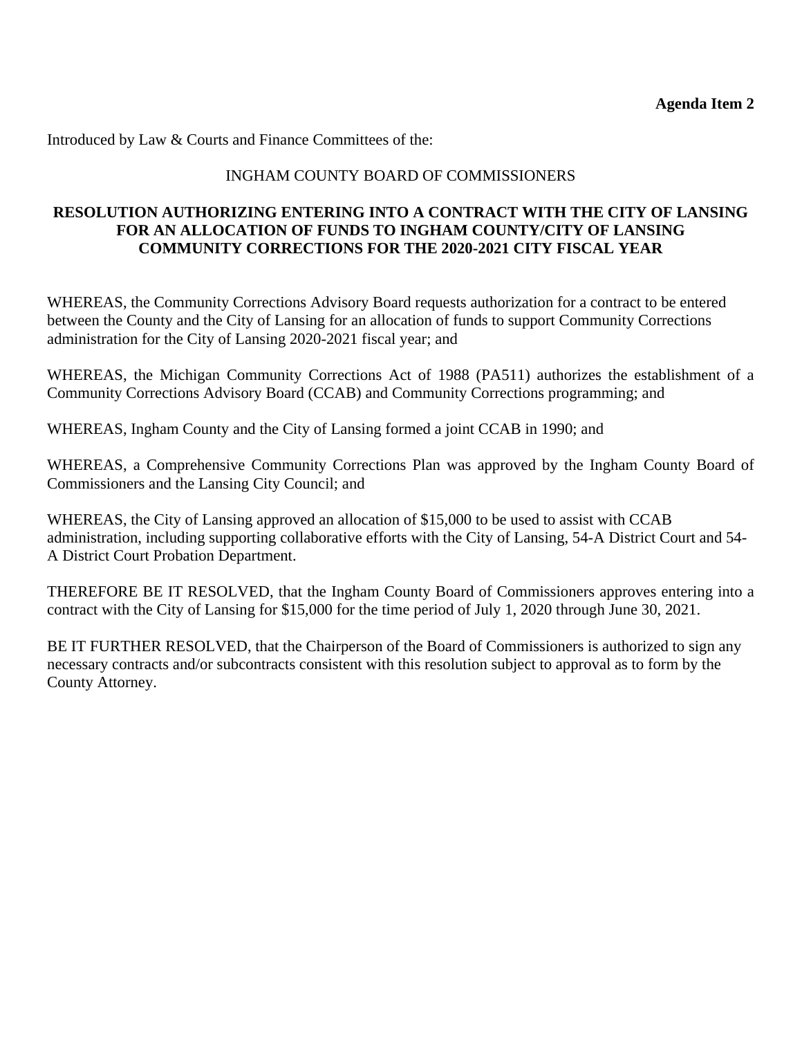**Agenda Item 2**

Introduced by Law & Courts and Finance Committees of the:

INGHAM COUNTY BOARD OF COMMISSIONERS

**RESOLUTION AUTHORIZING ENTERING INTO A CONTRACT WITH THE CITY OF LANSING FOR AN ALLOCATION OF FUNDS TO INGHAM COUNTY/CITY OF LANSING COMMUNITY CORRECTIONS FOR THE 2020-2021 CITY FISCAL YEAR**

WHEREAS, the Community Corrections Advisory Board requests authorization for a contract to be entered between the County and the City of Lansing for an allocation of funds to support Community Corrections administration for the City of Lansing 2020-2021 fiscal year; and

WHEREAS, the Michigan Community Corrections Act of 1988 (PA511) authorizes the establishment of a Community Corrections Advisory Board (CCAB) and Community Corrections programming; and

WHEREAS, Ingham County and the City of Lansing formed a joint CCAB in 1990; and

WHEREAS, a Comprehensive Community Corrections Plan was approved by the Ingham County Board of Commissioners and the Lansing City Council; and

WHEREAS, the City of Lansing approved an allocation of $15,000 to be used to assist with CCAB administration, including supporting collaborative efforts with the City of Lansing, 54-A District Court and 54-A District Court Probation Department.

THEREFORE BE IT RESOLVED, that the Ingham County Board of Commissioners approves entering into a contract with the City of Lansing for $15,000 for the time period of July 1, 2020 through June 30, 2021.

BE IT FURTHER RESOLVED, that the Chairperson of the Board of Commissioners is authorized to sign any necessary contracts and/or subcontracts consistent with this resolution subject to approval as to form by the County Attorney.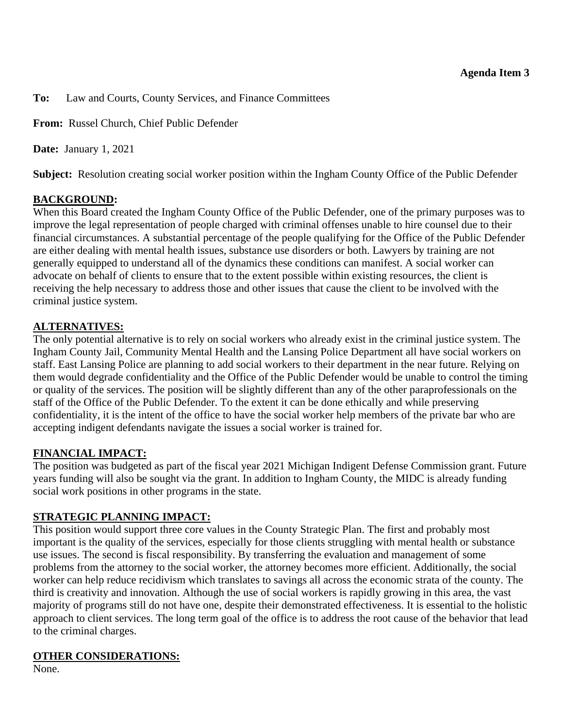**Agenda Item 3**

**To:** Law and Courts, County Services, and Finance Committees

**From:** Russel Church, Chief Public Defender

**Date:** January 1, 2021

**Subject:** Resolution creating social worker position within the Ingham County Office of the Public Defender

## BACKGROUND:

When this Board created the Ingham County Office of the Public Defender, one of the primary purposes was to improve the legal representation of people charged with criminal offenses unable to hire counsel due to their financial circumstances. A substantial percentage of the people qualifying for the Office of the Public Defender are either dealing with mental health issues, substance use disorders or both. Lawyers by training are not generally equipped to understand all of the dynamics these conditions can manifest. A social worker can advocate on behalf of clients to ensure that to the extent possible within existing resources, the client is receiving the help necessary to address those and other issues that cause the client to be involved with the criminal justice system.

## ALTERNATIVES:

The only potential alternative is to rely on social workers who already exist in the criminal justice system. The Ingham County Jail, Community Mental Health and the Lansing Police Department all have social workers on staff. East Lansing Police are planning to add social workers to their department in the near future. Relying on them would degrade confidentiality and the Office of the Public Defender would be unable to control the timing or quality of the services. The position will be slightly different than any of the other paraprofessionals on the staff of the Office of the Public Defender. To the extent it can be done ethically and while preserving confidentiality, it is the intent of the office to have the social worker help members of the private bar who are accepting indigent defendants navigate the issues a social worker is trained for.

## FINANCIAL IMPACT:

The position was budgeted as part of the fiscal year 2021 Michigan Indigent Defense Commission grant. Future years funding will also be sought via the grant. In addition to Ingham County, the MIDC is already funding social work positions in other programs in the state.

## STRATEGIC PLANNING IMPACT:

This position would support three core values in the County Strategic Plan. The first and probably most important is the quality of the services, especially for those clients struggling with mental health or substance use issues. The second is fiscal responsibility. By transferring the evaluation and management of some problems from the attorney to the social worker, the attorney becomes more efficient. Additionally, the social worker can help reduce recidivism which translates to savings all across the economic strata of the county. The third is creativity and innovation. Although the use of social workers is rapidly growing in this area, the vast majority of programs still do not have one, despite their demonstrated effectiveness. It is essential to the holistic approach to client services. The long term goal of the office is to address the root cause of the behavior that lead to the criminal charges.

## OTHER CONSIDERATIONS:

None.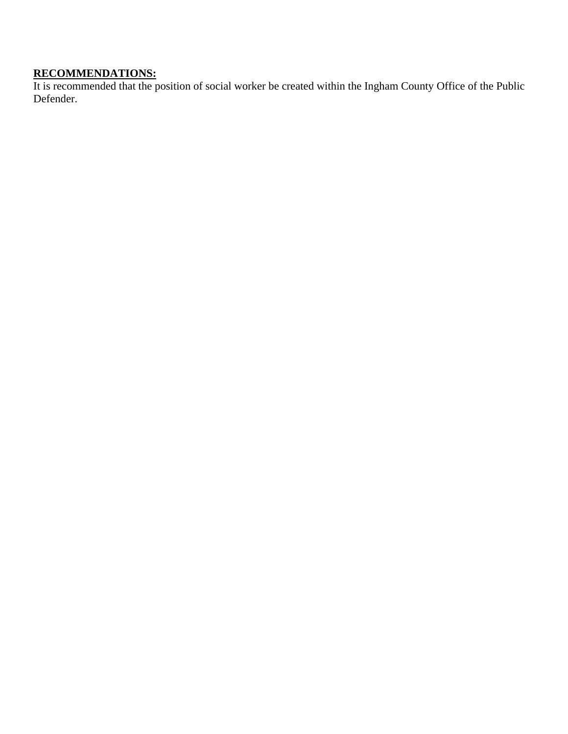**RECOMMENDATIONS:**

It is recommended that the position of social worker be created within the Ingham County Office of the Public Defender.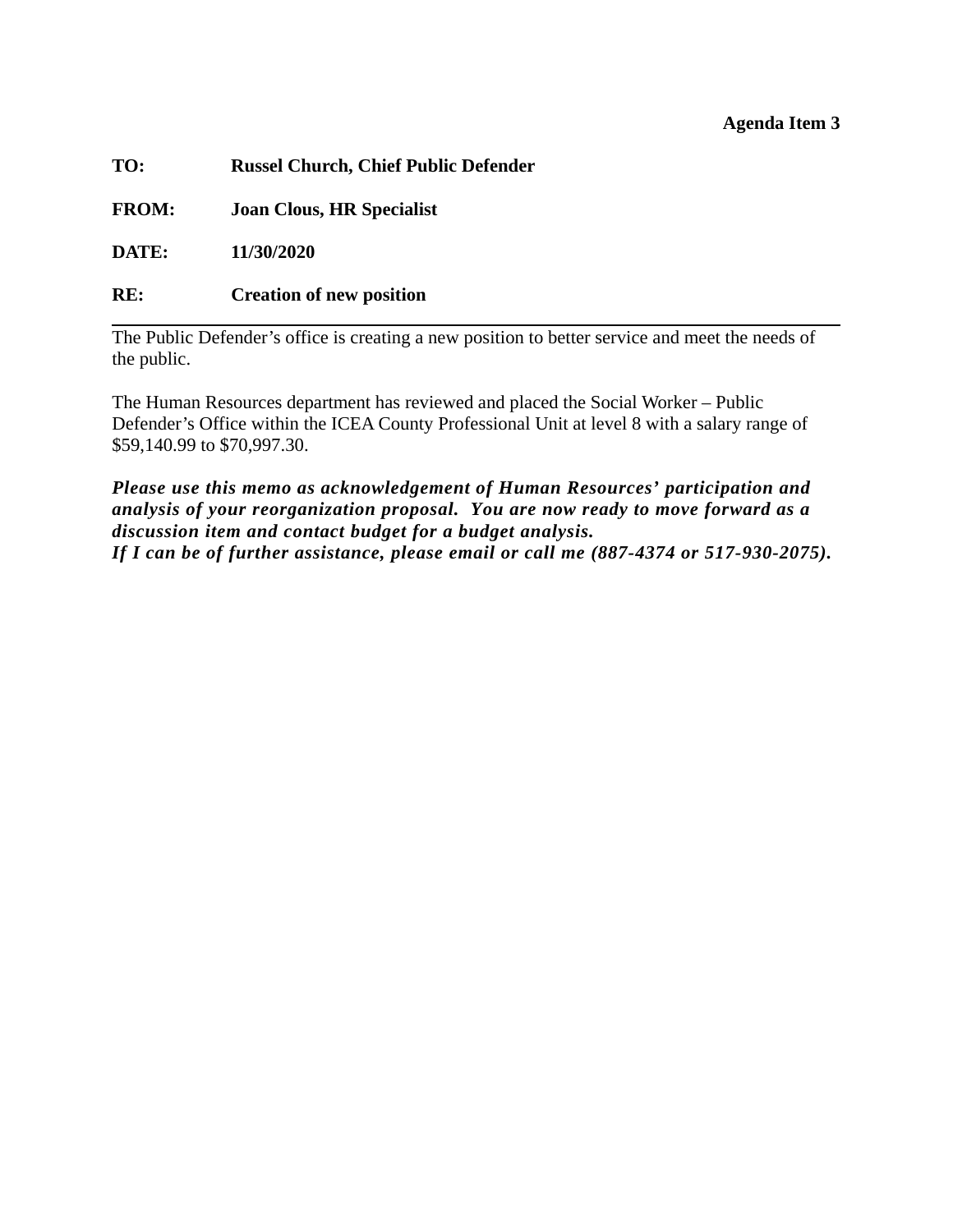**Agenda Item 3**

**TO:** **Russel Church, Chief Public Defender**

**FROM:** **Joan Clous, HR Specialist**

**DATE:** **11/30/2020**

**RE:** **Creation of new position**

---

The Public Defender's office is creating a new position to better service and meet the needs of the public.

The Human Resources department has reviewed and placed the Social Worker – Public Defender's Office within the ICEA County Professional Unit at level 8 with a salary range of $59,140.99 to $70,997.30.

***Please use this memo as acknowledgement of Human Resources' participation and analysis of your reorganization proposal. You are now ready to move forward as a discussion item and contact budget for a budget analysis.***
***If I can be of further assistance, please email or call me (887-4374 or 517-930-2075).***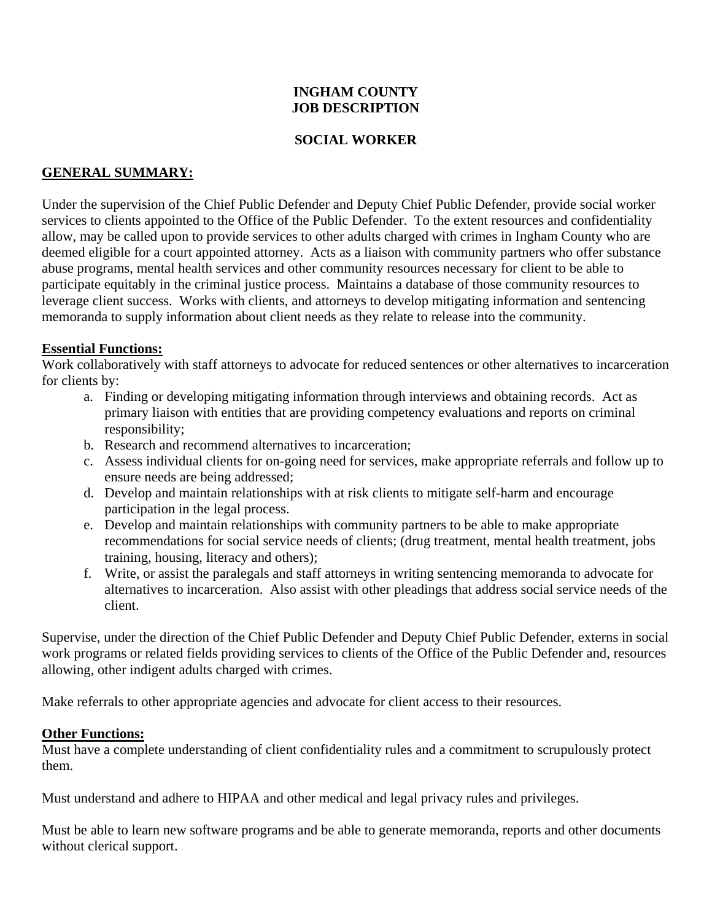**INGHAM COUNTY**
**JOB DESCRIPTION**

**SOCIAL WORKER**

## GENERAL SUMMARY:

Under the supervision of the Chief Public Defender and Deputy Chief Public Defender, provide social worker services to clients appointed to the Office of the Public Defender. To the extent resources and confidentiality allow, may be called upon to provide services to other adults charged with crimes in Ingham County who are deemed eligible for a court appointed attorney. Acts as a liaison with community partners who offer substance abuse programs, mental health services and other community resources necessary for client to be able to participate equitably in the criminal justice process. Maintains a database of those community resources to leverage client success. Works with clients, and attorneys to develop mitigating information and sentencing memoranda to supply information about client needs as they relate to release into the community.

### Essential Functions:

Work collaboratively with staff attorneys to advocate for reduced sentences or other alternatives to incarceration for clients by:

a. Finding or developing mitigating information through interviews and obtaining records. Act as primary liaison with entities that are providing competency evaluations and reports on criminal responsibility;
b. Research and recommend alternatives to incarceration;
c. Assess individual clients for on-going need for services, make appropriate referrals and follow up to ensure needs are being addressed;
d. Develop and maintain relationships with at risk clients to mitigate self-harm and encourage participation in the legal process.
e. Develop and maintain relationships with community partners to be able to make appropriate recommendations for social service needs of clients; (drug treatment, mental health treatment, jobs training, housing, literacy and others);
f. Write, or assist the paralegals and staff attorneys in writing sentencing memoranda to advocate for alternatives to incarceration. Also assist with other pleadings that address social service needs of the client.

Supervise, under the direction of the Chief Public Defender and Deputy Chief Public Defender, externs in social work programs or related fields providing services to clients of the Office of the Public Defender and, resources allowing, other indigent adults charged with crimes.

Make referrals to other appropriate agencies and advocate for client access to their resources.

### Other Functions:

Must have a complete understanding of client confidentiality rules and a commitment to scrupulously protect them.

Must understand and adhere to HIPAA and other medical and legal privacy rules and privileges.

Must be able to learn new software programs and be able to generate memoranda, reports and other documents without clerical support.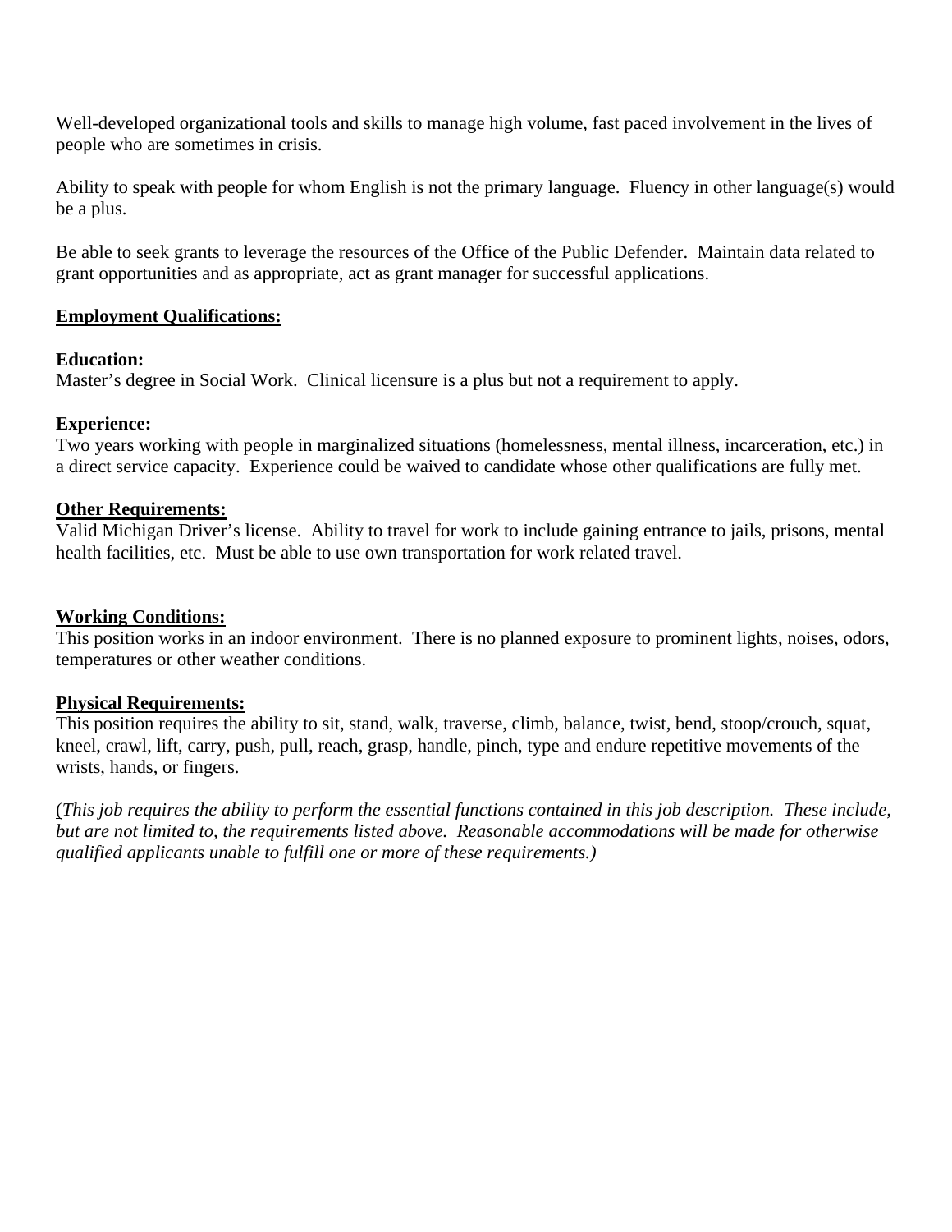Well-developed organizational tools and skills to manage high volume, fast paced involvement in the lives of people who are sometimes in crisis.

Ability to speak with people for whom English is not the primary language. Fluency in other language(s) would be a plus.

Be able to seek grants to leverage the resources of the Office of the Public Defender. Maintain data related to grant opportunities and as appropriate, act as grant manager for successful applications.

**Employment Qualifications:**

**Education:**
Master's degree in Social Work. Clinical licensure is a plus but not a requirement to apply.

**Experience:**
Two years working with people in marginalized situations (homelessness, mental illness, incarceration, etc.) in a direct service capacity. Experience could be waived to candidate whose other qualifications are fully met.

**Other Requirements:**
Valid Michigan Driver's license. Ability to travel for work to include gaining entrance to jails, prisons, mental health facilities, etc. Must be able to use own transportation for work related travel.

**Working Conditions:**
This position works in an indoor environment. There is no planned exposure to prominent lights, noises, odors, temperatures or other weather conditions.

**Physical Requirements:**
This position requires the ability to sit, stand, walk, traverse, climb, balance, twist, bend, stoop/crouch, squat, kneel, crawl, lift, carry, push, pull, reach, grasp, handle, pinch, type and endure repetitive movements of the wrists, hands, or fingers.

(*This job requires the ability to perform the essential functions contained in this job description. These include, but are not limited to, the requirements listed above. Reasonable accommodations will be made for otherwise qualified applicants unable to fulfill one or more of these requirements.)*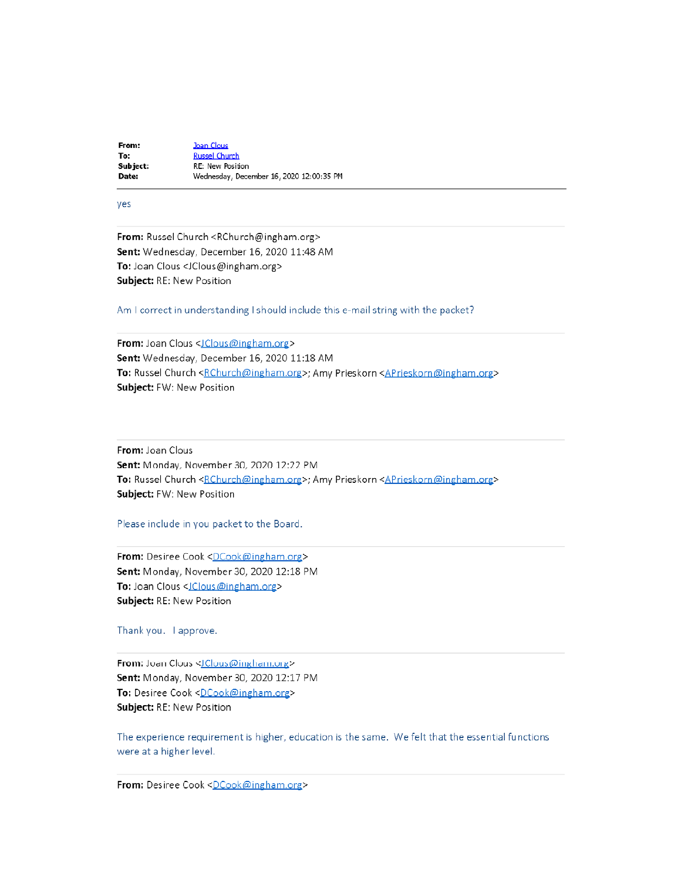| | |
|---|---|
| **From:** | Joan Clous |
| **To:** | Russel Church |
| **Subject:** | RE: New Position |
| **Date:** | Wednesday, December 16, 2020 12:00:35 PM |

---

yes

---

**From:** Russel Church <RChurch@ingham.org>
**Sent:** Wednesday, December 16, 2020 11:48 AM
**To:** Joan Clous <JClous@ingham.org>
**Subject:** RE: New Position

Am I correct in understanding I should include this e-mail string with the packet?

---

**From:** Joan Clous <JClous@ingham.org>
**Sent:** Wednesday, December 16, 2020 11:18 AM
**To:** Russel Church <RChurch@ingham.org>; Amy Prieskorn <APrieskorn@ingham.org>
**Subject:** FW: New Position

---

**From:** Joan Clous
**Sent:** Monday, November 30, 2020 12:22 PM
**To:** Russel Church <RChurch@ingham.org>; Amy Prieskorn <APrieskorn@ingham.org>
**Subject:** FW: New Position

Please include in you packet to the Board.

---

**From:** Desiree Cook <DCook@ingham.org>
**Sent:** Monday, November 30, 2020 12:18 PM
**To:** Joan Clous <JClous@ingham.org>
**Subject:** RE: New Position

Thank you. I approve.

---

**From:** Joan Clous <JClous@ingham.org>
**Sent:** Monday, November 30, 2020 12:17 PM
**To:** Desiree Cook <DCook@ingham.org>
**Subject:** RE: New Position

The experience requirement is higher, education is the same. We felt that the essential functions were at a higher level.

---

**From:** Desiree Cook <DCook@ingham.org>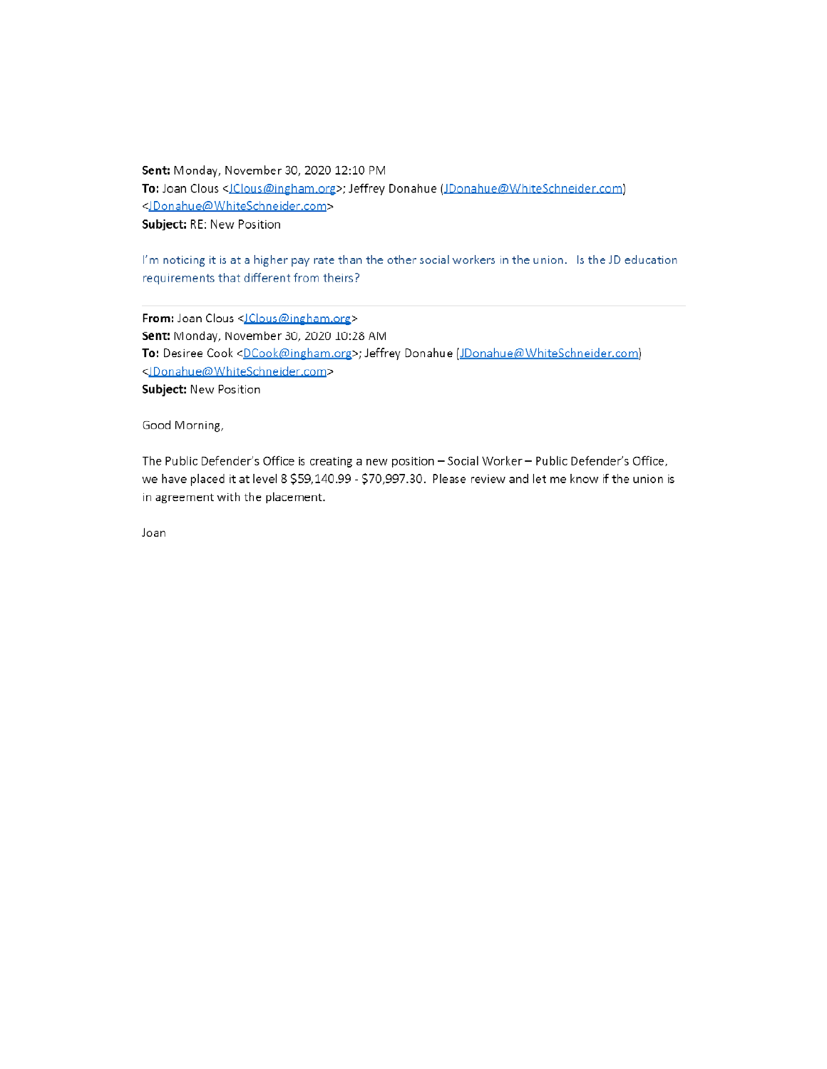**Sent:** Monday, November 30, 2020 12:10 PM
**To:** Joan Clous <JClous@ingham.org>; Jeffrey Donahue (JDonahue@WhiteSchneider.com) <JDonahue@WhiteSchneider.com>
**Subject:** RE: New Position

I'm noticing it is at a higher pay rate than the other social workers in the union. Is the JD education requirements that different from theirs?

---

**From:** Joan Clous <JClous@ingham.org>
**Sent:** Monday, November 30, 2020 10:28 AM
**To:** Desiree Cook <DCook@ingham.org>; Jeffrey Donahue (JDonahue@WhiteSchneider.com) <JDonahue@WhiteSchneider.com>
**Subject:** New Position

Good Morning,

The Public Defender's Office is creating a new position – Social Worker – Public Defender's Office, we have placed it at level 8 $59,140.99 - $70,997.30. Please review and let me know if the union is in agreement with the placement.

Joan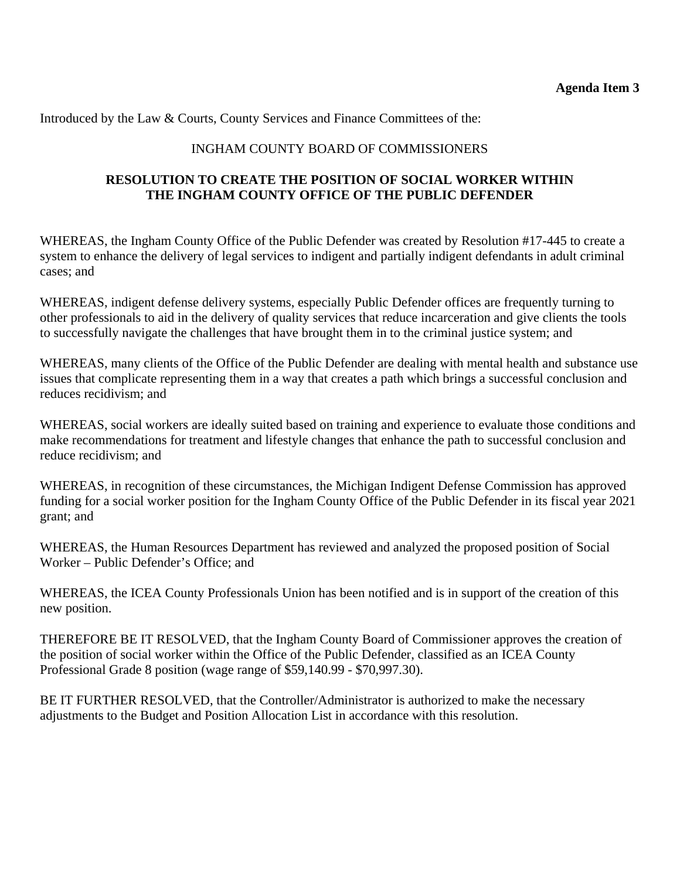**Agenda Item 3**

Introduced by the Law & Courts, County Services and Finance Committees of the:

INGHAM COUNTY BOARD OF COMMISSIONERS

**RESOLUTION TO CREATE THE POSITION OF SOCIAL WORKER WITHIN THE INGHAM COUNTY OFFICE OF THE PUBLIC DEFENDER**

WHEREAS, the Ingham County Office of the Public Defender was created by Resolution #17-445 to create a system to enhance the delivery of legal services to indigent and partially indigent defendants in adult criminal cases; and

WHEREAS, indigent defense delivery systems, especially Public Defender offices are frequently turning to other professionals to aid in the delivery of quality services that reduce incarceration and give clients the tools to successfully navigate the challenges that have brought them in to the criminal justice system; and

WHEREAS, many clients of the Office of the Public Defender are dealing with mental health and substance use issues that complicate representing them in a way that creates a path which brings a successful conclusion and reduces recidivism; and

WHEREAS, social workers are ideally suited based on training and experience to evaluate those conditions and make recommendations for treatment and lifestyle changes that enhance the path to successful conclusion and reduce recidivism; and

WHEREAS, in recognition of these circumstances, the Michigan Indigent Defense Commission has approved funding for a social worker position for the Ingham County Office of the Public Defender in its fiscal year 2021 grant; and

WHEREAS, the Human Resources Department has reviewed and analyzed the proposed position of Social Worker – Public Defender's Office; and

WHEREAS, the ICEA County Professionals Union has been notified and is in support of the creation of this new position.

THEREFORE BE IT RESOLVED, that the Ingham County Board of Commissioner approves the creation of the position of social worker within the Office of the Public Defender, classified as an ICEA County Professional Grade 8 position (wage range of $59,140.99 - $70,997.30).

BE IT FURTHER RESOLVED, that the Controller/Administrator is authorized to make the necessary adjustments to the Budget and Position Allocation List in accordance with this resolution.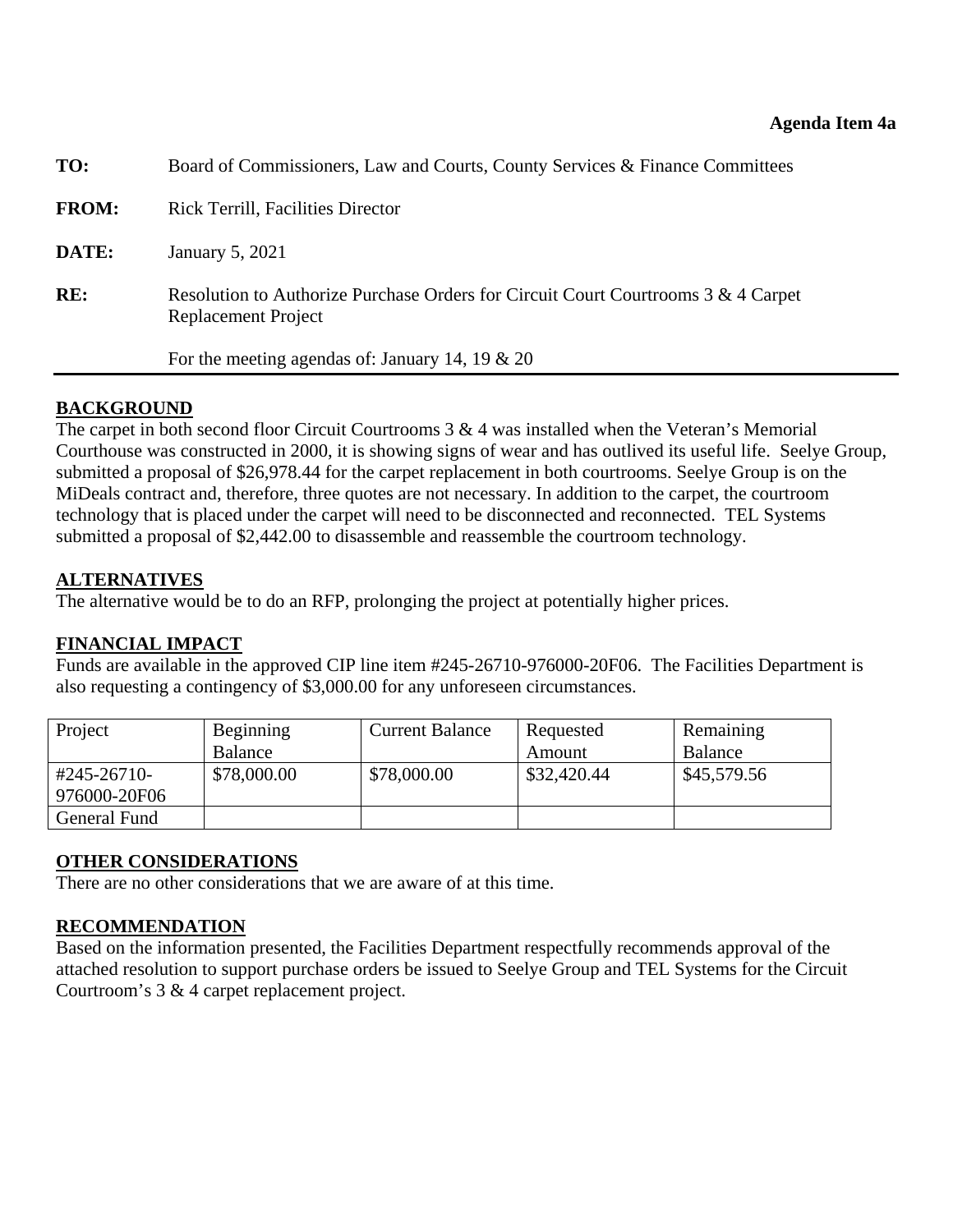**Agenda Item 4a**

**TO:** Board of Commissioners, Law and Courts, County Services & Finance Committees

**FROM:** Rick Terrill, Facilities Director

**DATE:** January 5, 2021

**RE:** Resolution to Authorize Purchase Orders for Circuit Court Courtrooms 3 & 4 Carpet Replacement Project

For the meeting agendas of: January 14, 19 & 20

## BACKGROUND

The carpet in both second floor Circuit Courtrooms 3 & 4 was installed when the Veteran's Memorial Courthouse was constructed in 2000, it is showing signs of wear and has outlived its useful life. Seelye Group, submitted a proposal of $26,978.44 for the carpet replacement in both courtrooms. Seelye Group is on the MiDeals contract and, therefore, three quotes are not necessary. In addition to the carpet, the courtroom technology that is placed under the carpet will need to be disconnected and reconnected. TEL Systems submitted a proposal of $2,442.00 to disassemble and reassemble the courtroom technology.

## ALTERNATIVES

The alternative would be to do an RFP, prolonging the project at potentially higher prices.

## FINANCIAL IMPACT

Funds are available in the approved CIP line item #245-26710-976000-20F06. The Facilities Department is also requesting a contingency of $3,000.00 for any unforeseen circumstances.

| Project | Beginning Balance | Current Balance | Requested Amount | Remaining Balance |
|---|---|---|---|---|
| #245-26710-976000-20F06 | $78,000.00 | $78,000.00 | $32,420.44 | $45,579.56 |
| General Fund | | | | |

## OTHER CONSIDERATIONS

There are no other considerations that we are aware of at this time.

## RECOMMENDATION

Based on the information presented, the Facilities Department respectfully recommends approval of the attached resolution to support purchase orders be issued to Seelye Group and TEL Systems for the Circuit Courtroom's 3 & 4 carpet replacement project.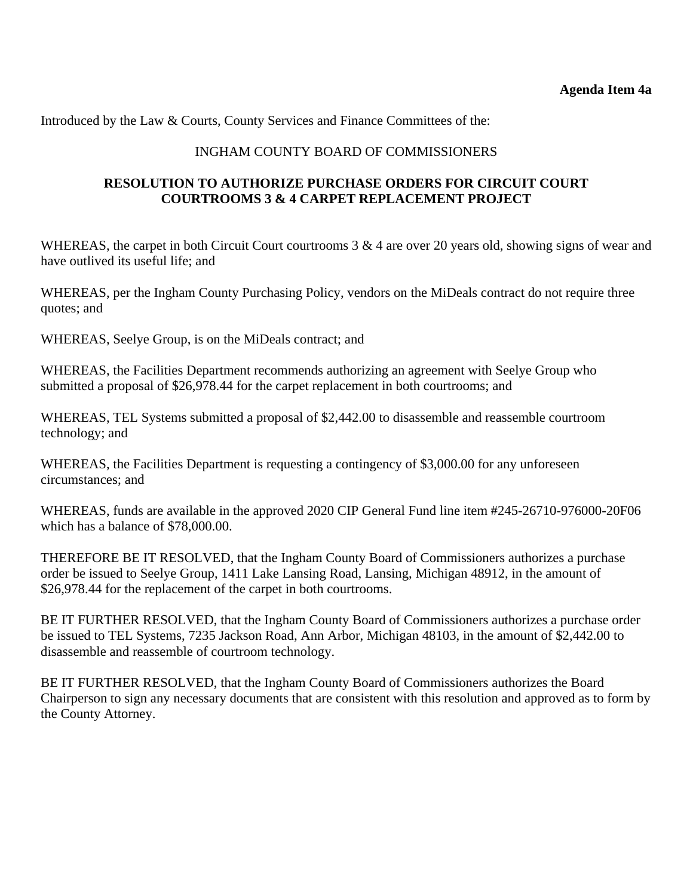**Agenda Item 4a**

Introduced by the Law & Courts, County Services and Finance Committees of the:

INGHAM COUNTY BOARD OF COMMISSIONERS

**RESOLUTION TO AUTHORIZE PURCHASE ORDERS FOR CIRCUIT COURT COURTROOMS 3 & 4 CARPET REPLACEMENT PROJECT**

WHEREAS, the carpet in both Circuit Court courtrooms 3 & 4 are over 20 years old, showing signs of wear and have outlived its useful life; and

WHEREAS, per the Ingham County Purchasing Policy, vendors on the MiDeals contract do not require three quotes; and

WHEREAS, Seelye Group, is on the MiDeals contract; and

WHEREAS, the Facilities Department recommends authorizing an agreement with Seelye Group who submitted a proposal of $26,978.44 for the carpet replacement in both courtrooms; and

WHEREAS, TEL Systems submitted a proposal of $2,442.00 to disassemble and reassemble courtroom technology; and

WHEREAS, the Facilities Department is requesting a contingency of $3,000.00 for any unforeseen circumstances; and

WHEREAS, funds are available in the approved 2020 CIP General Fund line item #245-26710-976000-20F06 which has a balance of $78,000.00.

THEREFORE BE IT RESOLVED, that the Ingham County Board of Commissioners authorizes a purchase order be issued to Seelye Group, 1411 Lake Lansing Road, Lansing, Michigan 48912, in the amount of $26,978.44 for the replacement of the carpet in both courtrooms.

BE IT FURTHER RESOLVED, that the Ingham County Board of Commissioners authorizes a purchase order be issued to TEL Systems, 7235 Jackson Road, Ann Arbor, Michigan 48103, in the amount of $2,442.00 to disassemble and reassemble of courtroom technology.

BE IT FURTHER RESOLVED, that the Ingham County Board of Commissioners authorizes the Board Chairperson to sign any necessary documents that are consistent with this resolution and approved as to form by the County Attorney.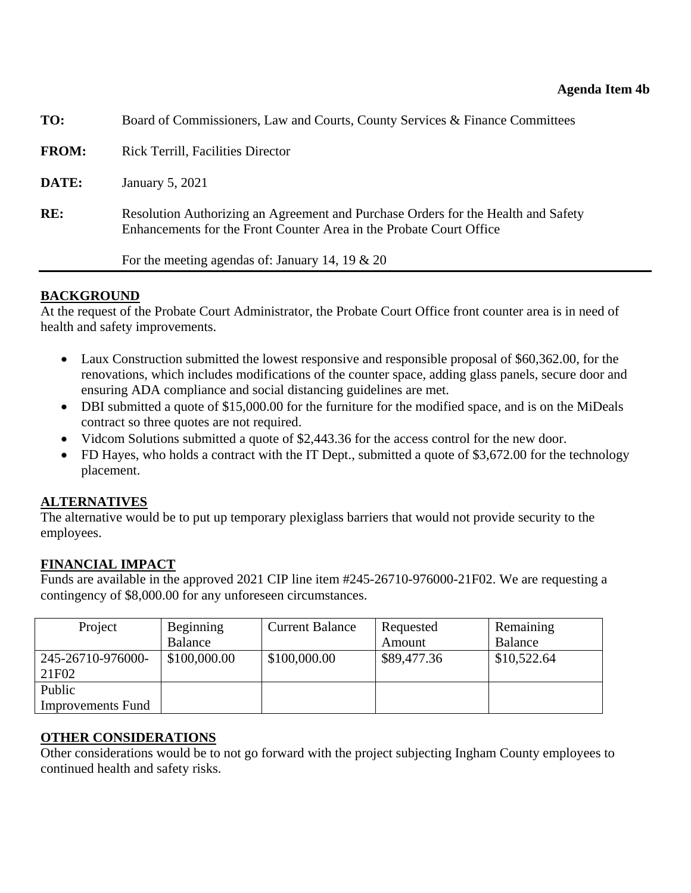**Agenda Item 4b**

**TO:** Board of Commissioners, Law and Courts, County Services & Finance Committees

**FROM:** Rick Terrill, Facilities Director

**DATE:** January 5, 2021

**RE:** Resolution Authorizing an Agreement and Purchase Orders for the Health and Safety Enhancements for the Front Counter Area in the Probate Court Office

For the meeting agendas of: January 14, 19 & 20

**BACKGROUND**

At the request of the Probate Court Administrator, the Probate Court Office front counter area is in need of health and safety improvements.

- Laux Construction submitted the lowest responsive and responsible proposal of $60,362.00, for the renovations, which includes modifications of the counter space, adding glass panels, secure door and ensuring ADA compliance and social distancing guidelines are met.
- DBI submitted a quote of $15,000.00 for the furniture for the modified space, and is on the MiDeals contract so three quotes are not required.
- Vidcom Solutions submitted a quote of $2,443.36 for the access control for the new door.
- FD Hayes, who holds a contract with the IT Dept., submitted a quote of $3,672.00 for the technology placement.

**ALTERNATIVES**

The alternative would be to put up temporary plexiglass barriers that would not provide security to the employees.

**FINANCIAL IMPACT**

Funds are available in the approved 2021 CIP line item #245-26710-976000-21F02. We are requesting a contingency of $8,000.00 for any unforeseen circumstances.

| Project | Beginning Balance | Current Balance | Requested Amount | Remaining Balance |
|---|---|---|---|---|
| 245-26710-976000-21F02 | $100,000.00 | $100,000.00 | $89,477.36 | $10,522.64 |
| Public Improvements Fund | | | | |

**OTHER CONSIDERATIONS**

Other considerations would be to not go forward with the project subjecting Ingham County employees to continued health and safety risks.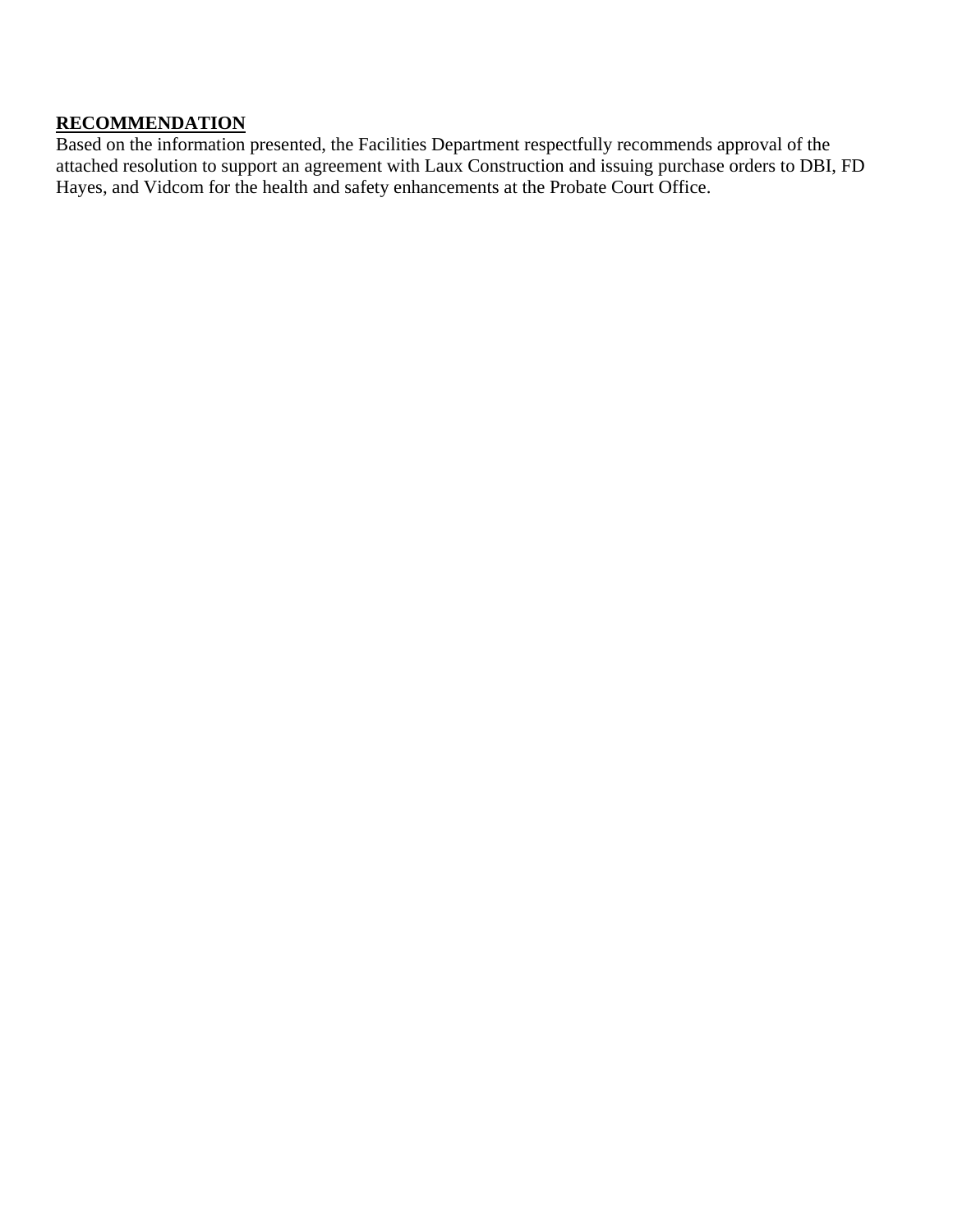**RECOMMENDATION**

Based on the information presented, the Facilities Department respectfully recommends approval of the attached resolution to support an agreement with Laux Construction and issuing purchase orders to DBI, FD Hayes, and Vidcom for the health and safety enhancements at the Probate Court Office.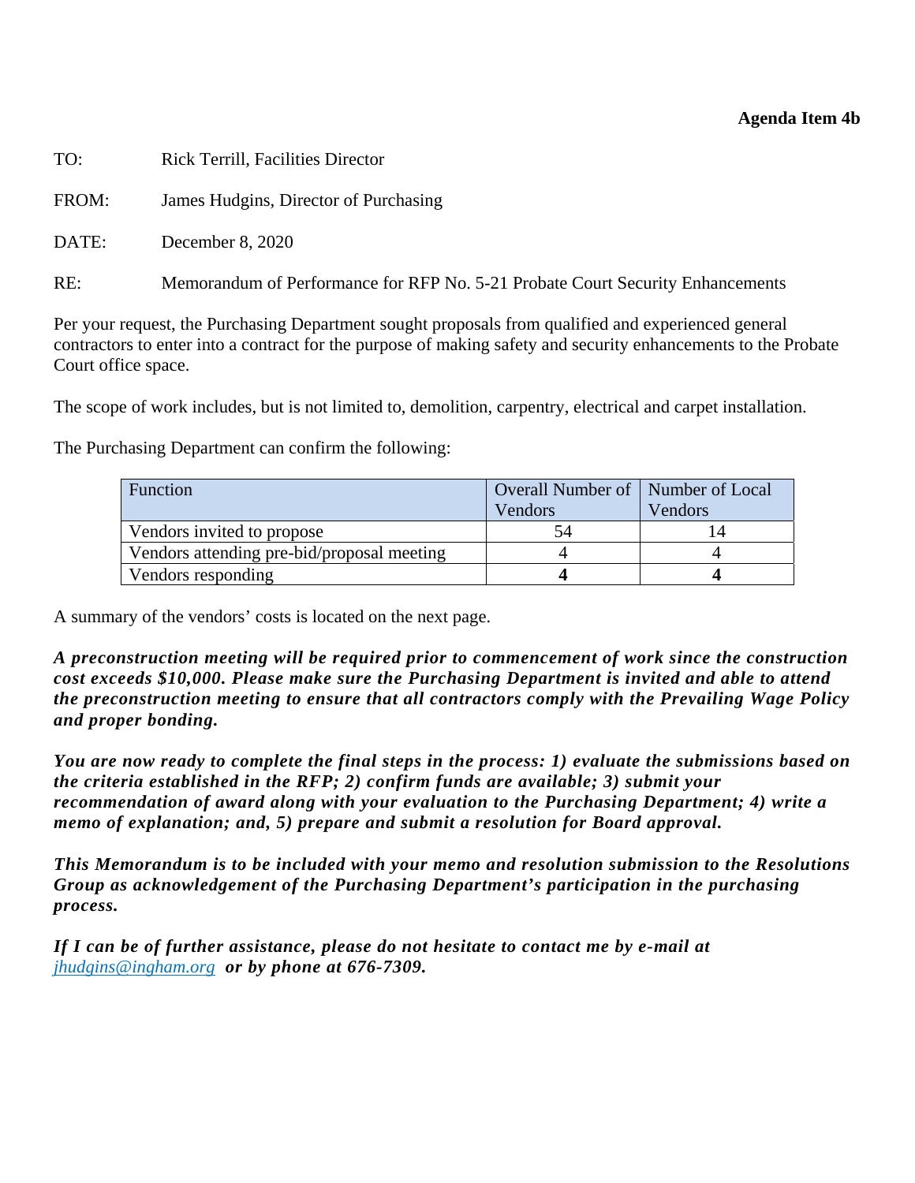**Agenda Item 4b**

TO: Rick Terrill, Facilities Director

FROM: James Hudgins, Director of Purchasing

DATE: December 8, 2020

RE: Memorandum of Performance for RFP No. 5-21 Probate Court Security Enhancements

Per your request, the Purchasing Department sought proposals from qualified and experienced general contractors to enter into a contract for the purpose of making safety and security enhancements to the Probate Court office space.

The scope of work includes, but is not limited to, demolition, carpentry, electrical and carpet installation.

The Purchasing Department can confirm the following:

| Function | Overall Number of Vendors | Number of Local Vendors |
|---|---|---|
| Vendors invited to propose | 54 | 14 |
| Vendors attending pre-bid/proposal meeting | 4 | 4 |
| Vendors responding | **4** | **4** |

A summary of the vendors' costs is located on the next page.

***A preconstruction meeting will be required prior to commencement of work since the construction cost exceeds $10,000. Please make sure the Purchasing Department is invited and able to attend the preconstruction meeting to ensure that all contractors comply with the Prevailing Wage Policy and proper bonding.***

***You are now ready to complete the final steps in the process: 1) evaluate the submissions based on the criteria established in the RFP; 2) confirm funds are available; 3) submit your recommendation of award along with your evaluation to the Purchasing Department; 4) write a memo of explanation; and, 5) prepare and submit a resolution for Board approval.***

***This Memorandum is to be included with your memo and resolution submission to the Resolutions Group as acknowledgement of the Purchasing Department's participation in the purchasing process.***

***If I can be of further assistance, please do not hesitate to contact me by e-mail at*** *jhudgins@ingham.org* ***or by phone at 676-7309.***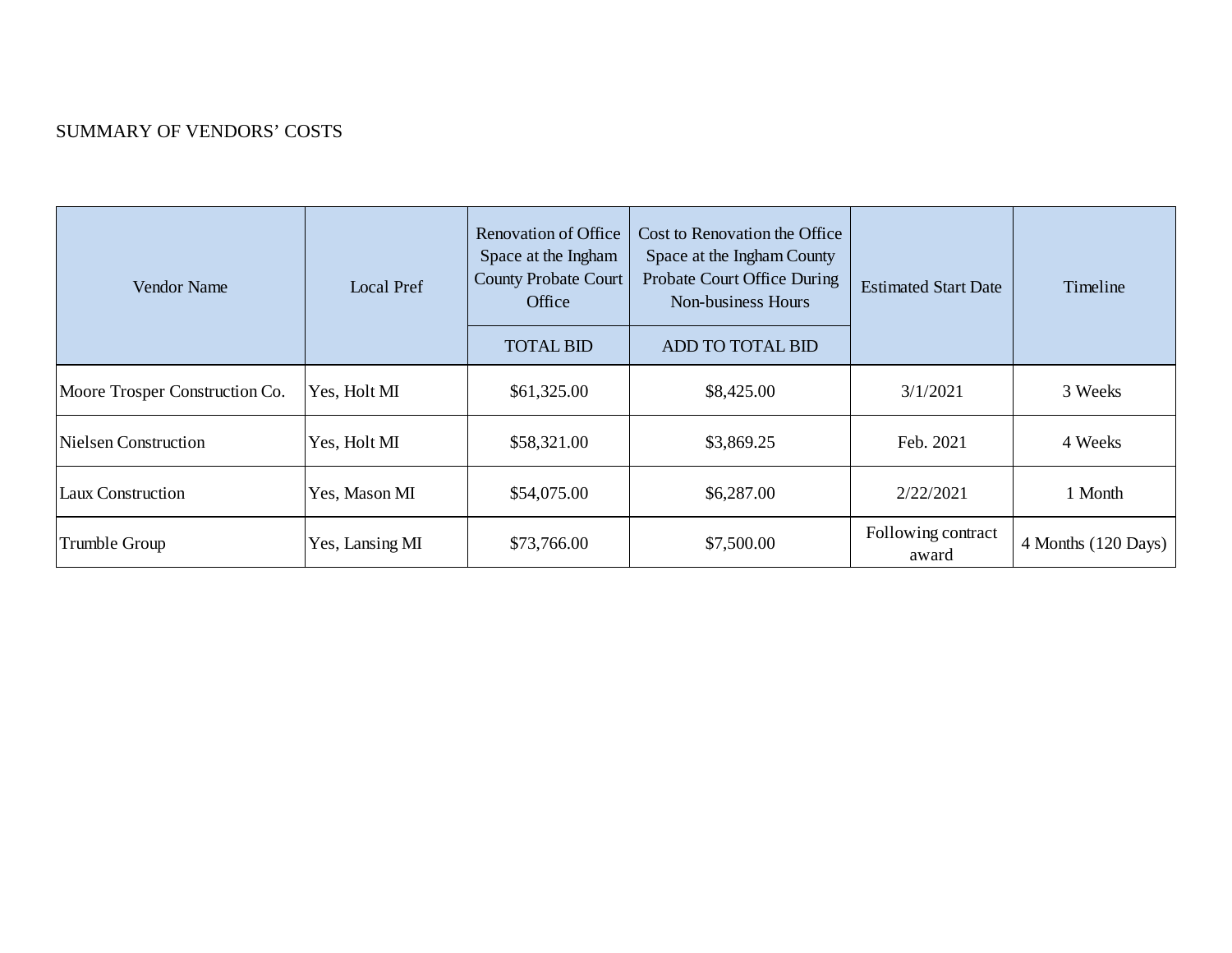SUMMARY OF VENDORS' COSTS

| Vendor Name | Local Pref | Renovation of Office Space at the Ingham County Probate Court Office | Cost to Renovation the Office Space at the Ingham County Probate Court Office During Non-business Hours | Estimated Start Date | Timeline |
|---|---|---|---|---|---|
| | | TOTAL BID | ADD TO TOTAL BID | | |
| Moore Trosper Construction Co. | Yes, Holt MI | $61,325.00 | $8,425.00 | 3/1/2021 | 3 Weeks |
| Nielsen Construction | Yes, Holt MI | $58,321.00 | $3,869.25 | Feb. 2021 | 4 Weeks |
| Laux Construction | Yes, Mason MI | $54,075.00 | $6,287.00 | 2/22/2021 | 1 Month |
| Trumble Group | Yes, Lansing MI | $73,766.00 | $7,500.00 | Following contract award | 4 Months (120 Days) |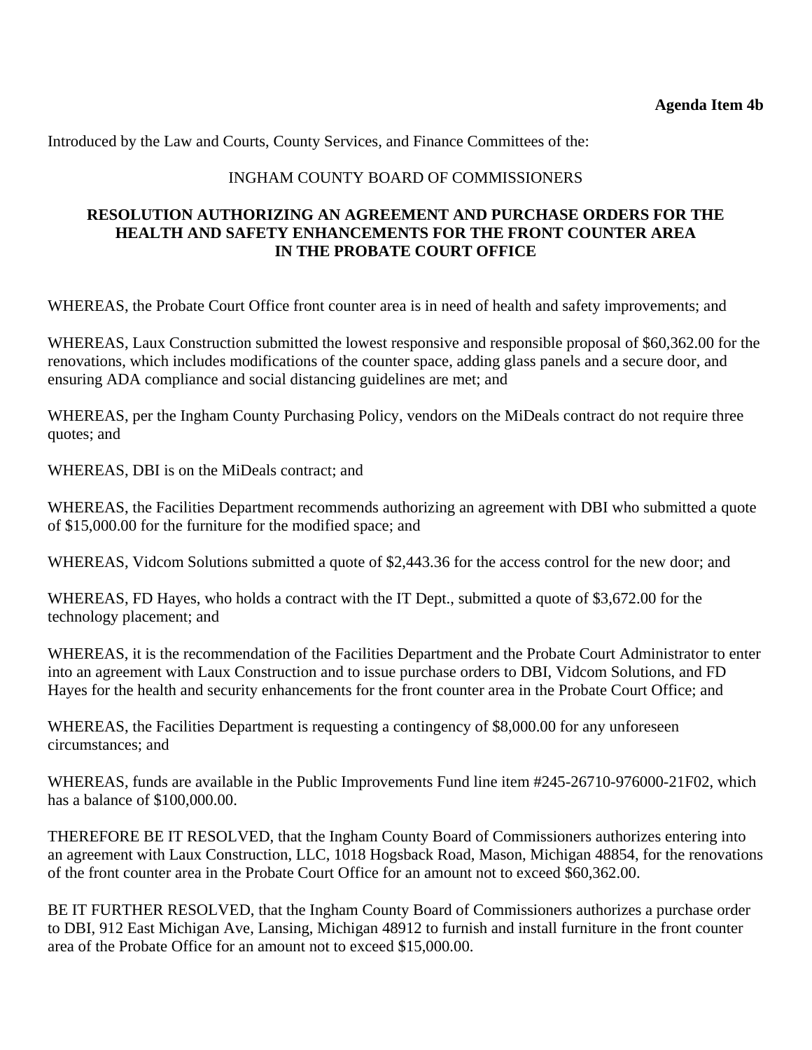**Agenda Item 4b**

Introduced by the Law and Courts, County Services, and Finance Committees of the:

INGHAM COUNTY BOARD OF COMMISSIONERS

**RESOLUTION AUTHORIZING AN AGREEMENT AND PURCHASE ORDERS FOR THE HEALTH AND SAFETY ENHANCEMENTS FOR THE FRONT COUNTER AREA IN THE PROBATE COURT OFFICE**

WHEREAS, the Probate Court Office front counter area is in need of health and safety improvements; and

WHEREAS, Laux Construction submitted the lowest responsive and responsible proposal of $60,362.00 for the renovations, which includes modifications of the counter space, adding glass panels and a secure door, and ensuring ADA compliance and social distancing guidelines are met; and

WHEREAS, per the Ingham County Purchasing Policy, vendors on the MiDeals contract do not require three quotes; and

WHEREAS, DBI is on the MiDeals contract; and

WHEREAS, the Facilities Department recommends authorizing an agreement with DBI who submitted a quote of $15,000.00 for the furniture for the modified space; and

WHEREAS, Vidcom Solutions submitted a quote of $2,443.36 for the access control for the new door; and

WHEREAS, FD Hayes, who holds a contract with the IT Dept., submitted a quote of $3,672.00 for the technology placement; and

WHEREAS, it is the recommendation of the Facilities Department and the Probate Court Administrator to enter into an agreement with Laux Construction and to issue purchase orders to DBI, Vidcom Solutions, and FD Hayes for the health and security enhancements for the front counter area in the Probate Court Office; and

WHEREAS, the Facilities Department is requesting a contingency of $8,000.00 for any unforeseen circumstances; and

WHEREAS, funds are available in the Public Improvements Fund line item #245-26710-976000-21F02, which has a balance of $100,000.00.

THEREFORE BE IT RESOLVED, that the Ingham County Board of Commissioners authorizes entering into an agreement with Laux Construction, LLC, 1018 Hogsback Road, Mason, Michigan 48854, for the renovations of the front counter area in the Probate Court Office for an amount not to exceed $60,362.00.

BE IT FURTHER RESOLVED, that the Ingham County Board of Commissioners authorizes a purchase order to DBI, 912 East Michigan Ave, Lansing, Michigan 48912 to furnish and install furniture in the front counter area of the Probate Office for an amount not to exceed $15,000.00.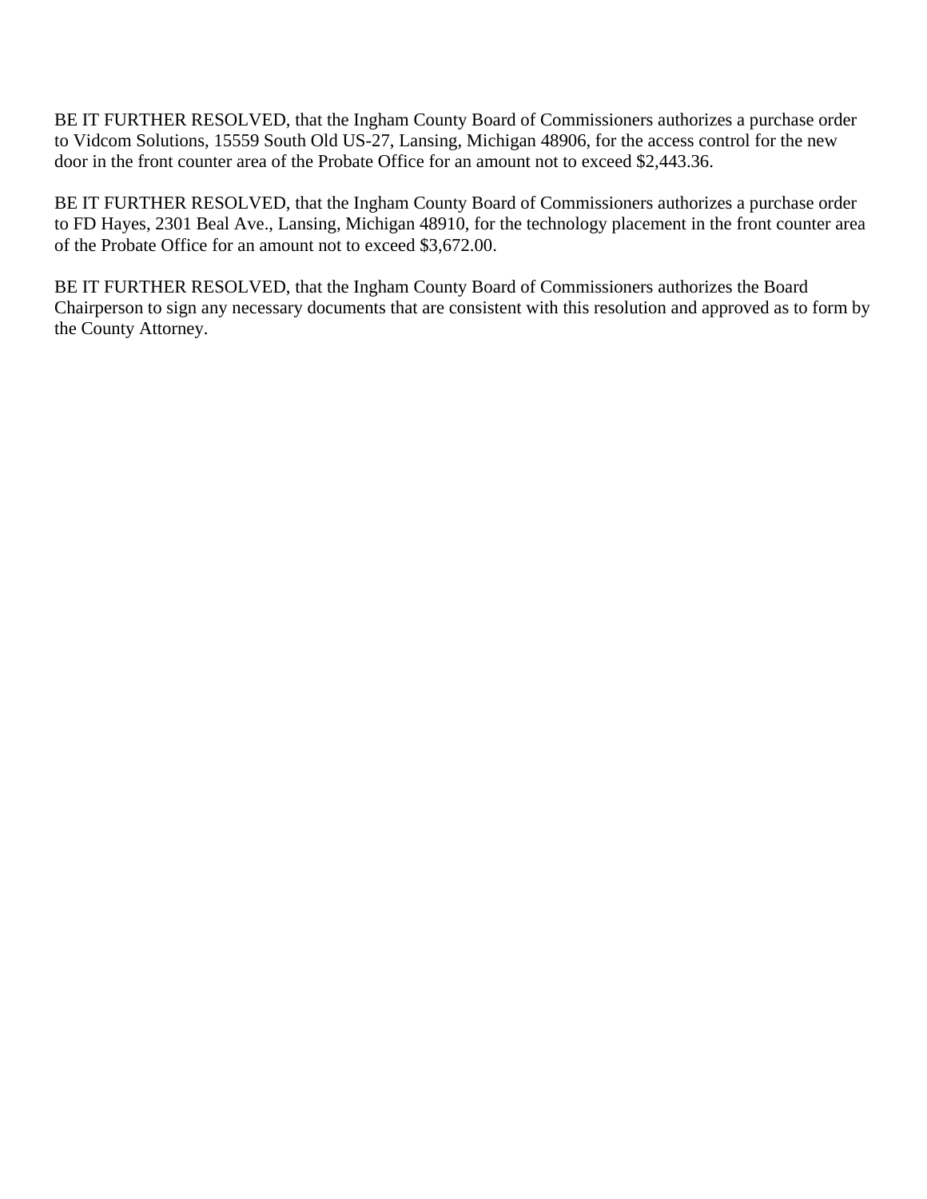BE IT FURTHER RESOLVED, that the Ingham County Board of Commissioners authorizes a purchase order to Vidcom Solutions, 15559 South Old US-27, Lansing, Michigan 48906, for the access control for the new door in the front counter area of the Probate Office for an amount not to exceed $2,443.36.

BE IT FURTHER RESOLVED, that the Ingham County Board of Commissioners authorizes a purchase order to FD Hayes, 2301 Beal Ave., Lansing, Michigan 48910, for the technology placement in the front counter area of the Probate Office for an amount not to exceed $3,672.00.

BE IT FURTHER RESOLVED, that the Ingham County Board of Commissioners authorizes the Board Chairperson to sign any necessary documents that are consistent with this resolution and approved as to form by the County Attorney.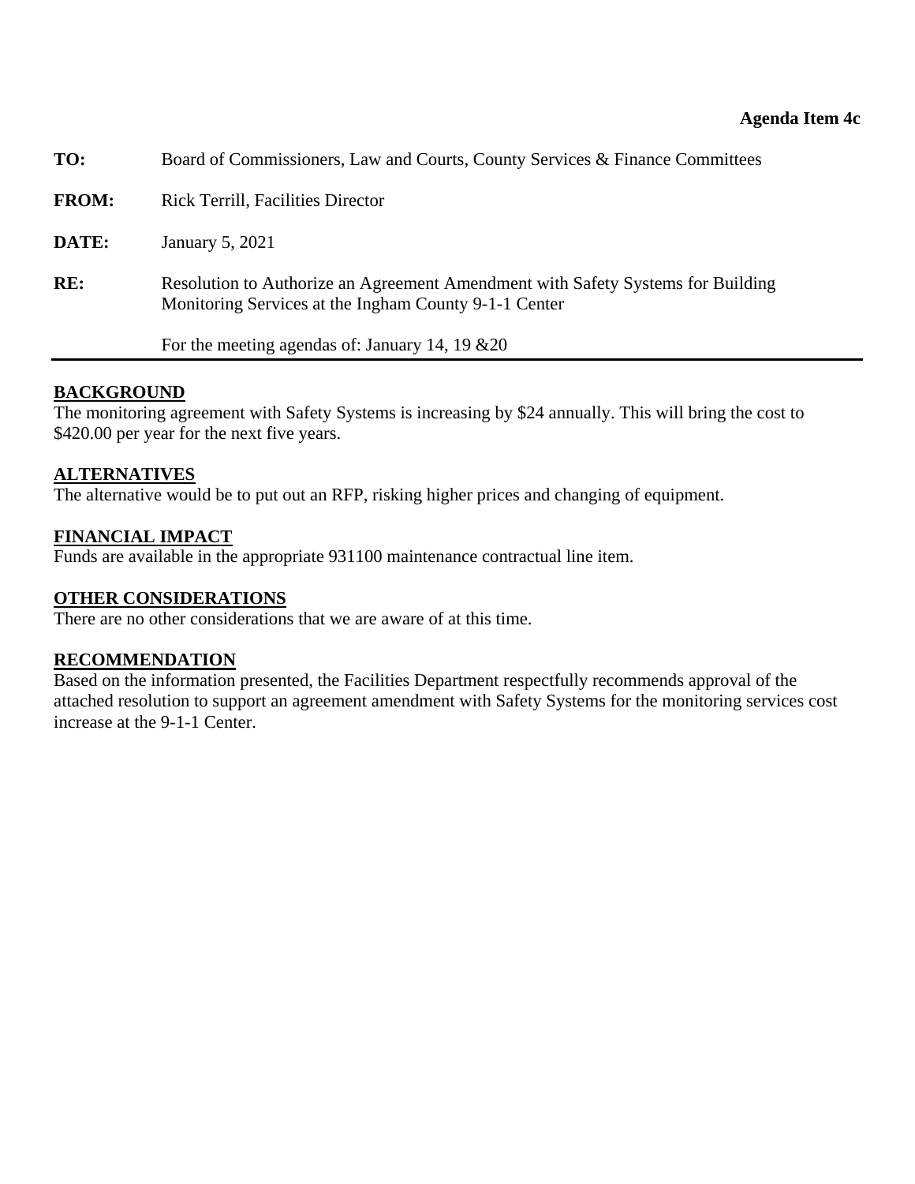**Agenda Item 4c**

**TO:** Board of Commissioners, Law and Courts, County Services & Finance Committees

**FROM:** Rick Terrill, Facilities Director

**DATE:** January 5, 2021

**RE:** Resolution to Authorize an Agreement Amendment with Safety Systems for Building Monitoring Services at the Ingham County 9-1-1 Center

For the meeting agendas of: January 14, 19 &20

---

## BACKGROUND

The monitoring agreement with Safety Systems is increasing by $24 annually. This will bring the cost to $420.00 per year for the next five years.

## ALTERNATIVES

The alternative would be to put out an RFP, risking higher prices and changing of equipment.

## FINANCIAL IMPACT

Funds are available in the appropriate 931100 maintenance contractual line item.

## OTHER CONSIDERATIONS

There are no other considerations that we are aware of at this time.

## RECOMMENDATION

Based on the information presented, the Facilities Department respectfully recommends approval of the attached resolution to support an agreement amendment with Safety Systems for the monitoring services cost increase at the 9-1-1 Center.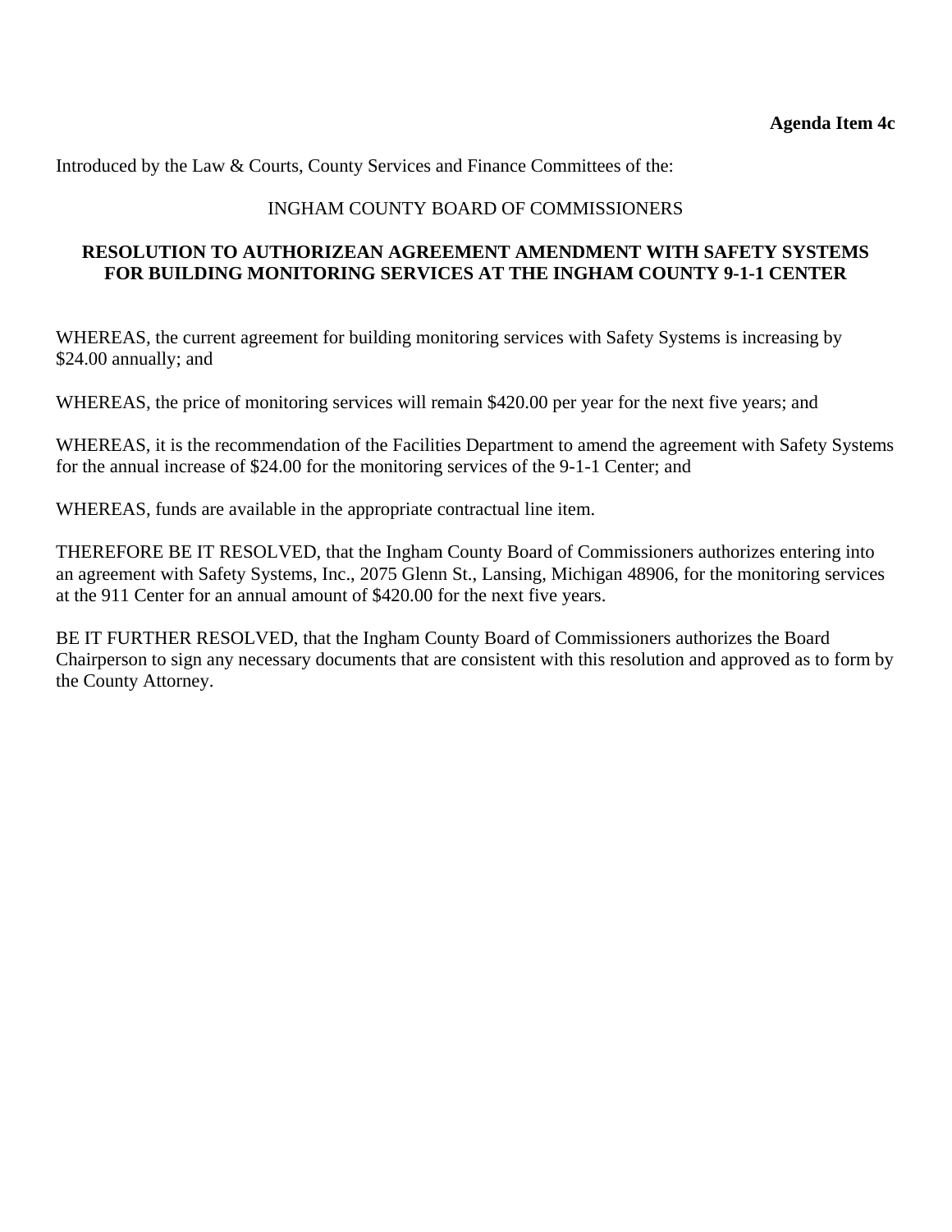**Agenda Item 4c**

Introduced by the Law & Courts, County Services and Finance Committees of the:

INGHAM COUNTY BOARD OF COMMISSIONERS

**RESOLUTION TO AUTHORIZEAN AGREEMENT AMENDMENT WITH SAFETY SYSTEMS FOR BUILDING MONITORING SERVICES AT THE INGHAM COUNTY 9-1-1 CENTER**

WHEREAS, the current agreement for building monitoring services with Safety Systems is increasing by $24.00 annually; and

WHEREAS, the price of monitoring services will remain $420.00 per year for the next five years; and

WHEREAS, it is the recommendation of the Facilities Department to amend the agreement with Safety Systems for the annual increase of $24.00 for the monitoring services of the 9-1-1 Center; and

WHEREAS, funds are available in the appropriate contractual line item.

THEREFORE BE IT RESOLVED, that the Ingham County Board of Commissioners authorizes entering into an agreement with Safety Systems, Inc., 2075 Glenn St., Lansing, Michigan 48906, for the monitoring services at the 911 Center for an annual amount of $420.00 for the next five years.

BE IT FURTHER RESOLVED, that the Ingham County Board of Commissioners authorizes the Board Chairperson to sign any necessary documents that are consistent with this resolution and approved as to form by the County Attorney.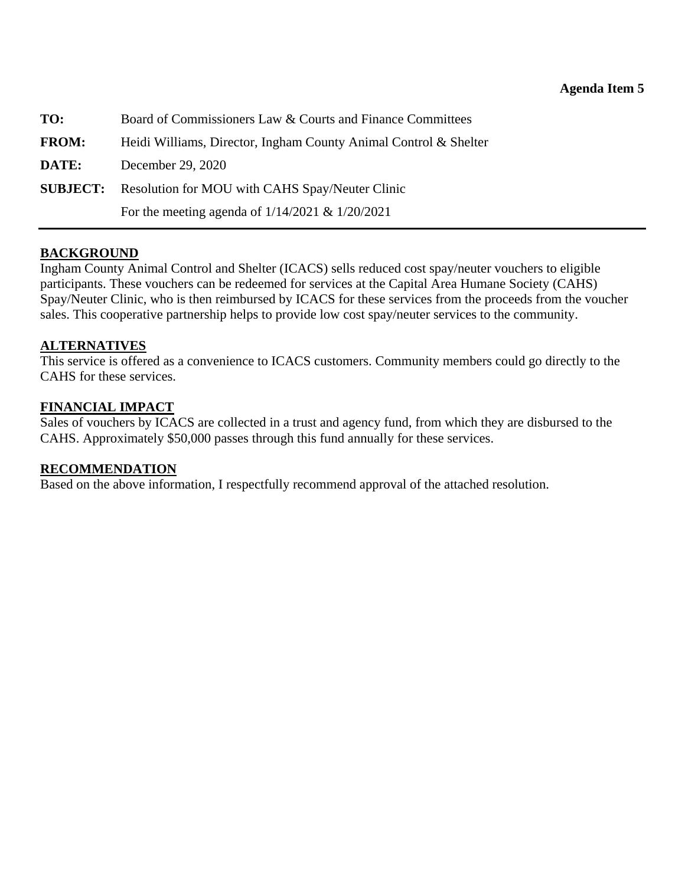**Agenda Item 5**

**TO:** Board of Commissioners Law & Courts and Finance Committees

**FROM:** Heidi Williams, Director, Ingham County Animal Control & Shelter

**DATE:** December 29, 2020

**SUBJECT:** Resolution for MOU with CAHS Spay/Neuter Clinic
For the meeting agenda of 1/14/2021 & 1/20/2021

---

**BACKGROUND**

Ingham County Animal Control and Shelter (ICACS) sells reduced cost spay/neuter vouchers to eligible participants. These vouchers can be redeemed for services at the Capital Area Humane Society (CAHS) Spay/Neuter Clinic, who is then reimbursed by ICACS for these services from the proceeds from the voucher sales. This cooperative partnership helps to provide low cost spay/neuter services to the community.

**ALTERNATIVES**

This service is offered as a convenience to ICACS customers. Community members could go directly to the CAHS for these services.

**FINANCIAL IMPACT**

Sales of vouchers by ICACS are collected in a trust and agency fund, from which they are disbursed to the CAHS. Approximately $50,000 passes through this fund annually for these services.

**RECOMMENDATION**

Based on the above information, I respectfully recommend approval of the attached resolution.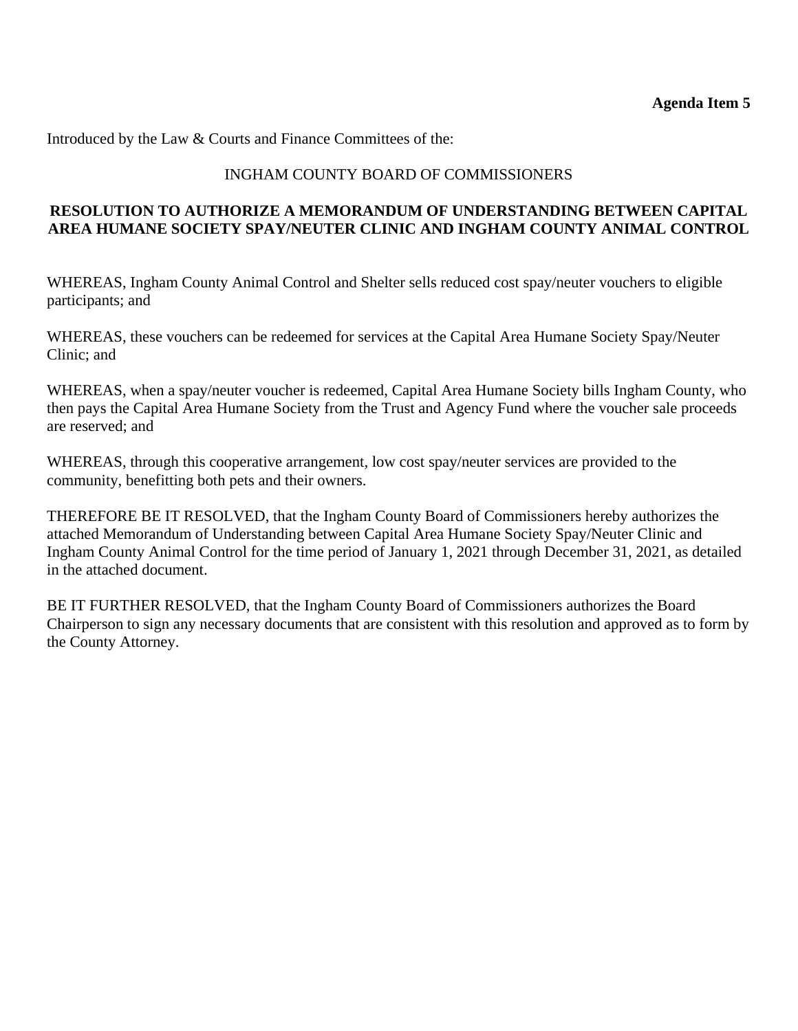**Agenda Item 5**

Introduced by the Law & Courts and Finance Committees of the:

INGHAM COUNTY BOARD OF COMMISSIONERS

**RESOLUTION TO AUTHORIZE A MEMORANDUM OF UNDERSTANDING BETWEEN CAPITAL AREA HUMANE SOCIETY SPAY/NEUTER CLINIC AND INGHAM COUNTY ANIMAL CONTROL**

WHEREAS, Ingham County Animal Control and Shelter sells reduced cost spay/neuter vouchers to eligible participants; and

WHEREAS, these vouchers can be redeemed for services at the Capital Area Humane Society Spay/Neuter Clinic; and

WHEREAS, when a spay/neuter voucher is redeemed, Capital Area Humane Society bills Ingham County, who then pays the Capital Area Humane Society from the Trust and Agency Fund where the voucher sale proceeds are reserved; and

WHEREAS, through this cooperative arrangement, low cost spay/neuter services are provided to the community, benefitting both pets and their owners.

THEREFORE BE IT RESOLVED, that the Ingham County Board of Commissioners hereby authorizes the attached Memorandum of Understanding between Capital Area Humane Society Spay/Neuter Clinic and Ingham County Animal Control for the time period of January 1, 2021 through December 31, 2021, as detailed in the attached document.

BE IT FURTHER RESOLVED, that the Ingham County Board of Commissioners authorizes the Board Chairperson to sign any necessary documents that are consistent with this resolution and approved as to form by the County Attorney.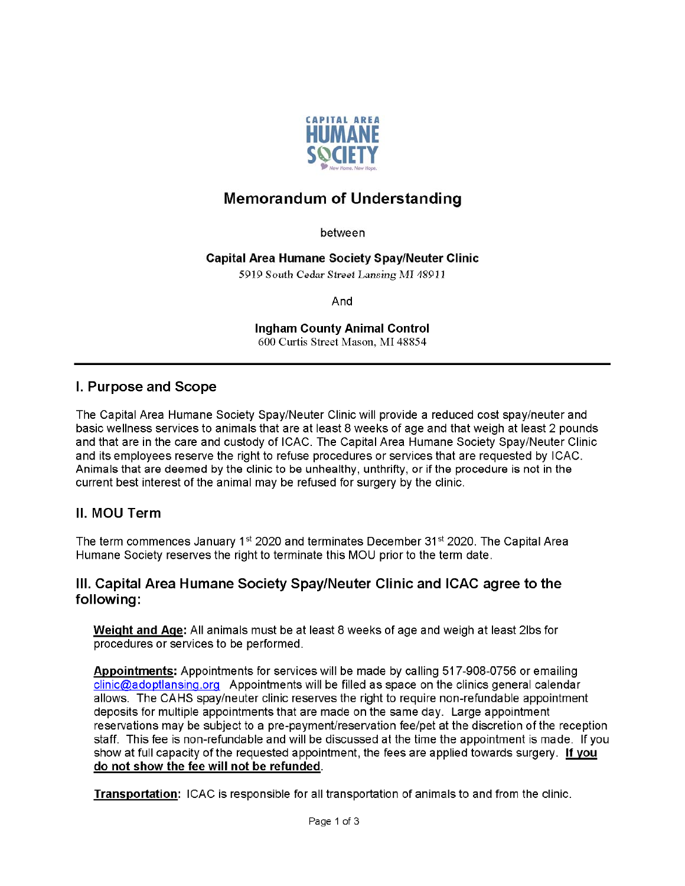CAPITAL AREA HUMANE SOCIETY

# Memorandum of Understanding

between

**Capital Area Humane Society Spay/Neuter Clinic**
5919 South Cedar Street Lansing MI 48911

And

**Ingham County Animal Control**
600 Curtis Street Mason, MI 48854

---

## I. Purpose and Scope

The Capital Area Humane Society Spay/Neuter Clinic will provide a reduced cost spay/neuter and basic wellness services to animals that are at least 8 weeks of age and that weigh at least 2 pounds and that are in the care and custody of ICAC. The Capital Area Humane Society Spay/Neuter Clinic and its employees reserve the right to refuse procedures or services that are requested by ICAC. Animals that are deemed by the clinic to be unhealthy, unthrifty, or if the procedure is not in the current best interest of the animal may be refused for surgery by the clinic.

## II. MOU Term

The term commences January 1st 2020 and terminates December 31st 2020. The Capital Area Humane Society reserves the right to terminate this MOU prior to the term date.

## III. Capital Area Humane Society Spay/Neuter Clinic and ICAC agree to the following:

**Weight and Age:** All animals must be at least 8 weeks of age and weigh at least 2lbs for procedures or services to be performed.

**Appointments:** Appointments for services will be made by calling 517-908-0756 or emailing clinic@adoptlansing.org Appointments will be filled as space on the clinics general calendar allows. The CAHS spay/neuter clinic reserves the right to require non-refundable appointment deposits for multiple appointments that are made on the same day. Large appointment reservations may be subject to a pre-payment/reservation fee/pet at the discretion of the reception staff. This fee is non-refundable and will be discussed at the time the appointment is made. If you show at full capacity of the requested appointment, the fees are applied towards surgery. **If you do not show the fee will not be refunded**.

**Transportation:** ICAC is responsible for all transportation of animals to and from the clinic.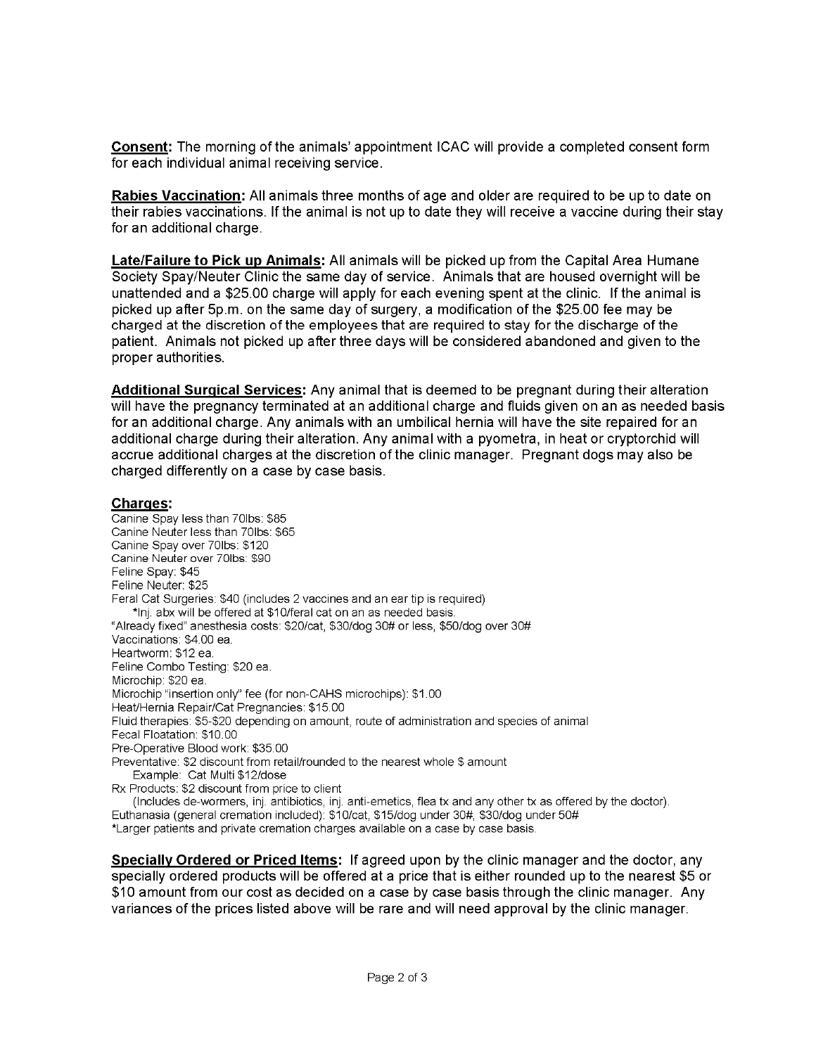**Consent:** The morning of the animals' appointment ICAC will provide a completed consent form for each individual animal receiving service.

**Rabies Vaccination:** All animals three months of age and older are required to be up to date on their rabies vaccinations. If the animal is not up to date they will receive a vaccine during their stay for an additional charge.

**Late/Failure to Pick up Animals:** All animals will be picked up from the Capital Area Humane Society Spay/Neuter Clinic the same day of service. Animals that are housed overnight will be unattended and a $25.00 charge will apply for each evening spent at the clinic. If the animal is picked up after 5p.m. on the same day of surgery, a modification of the $25.00 fee may be charged at the discretion of the employees that are required to stay for the discharge of the patient. Animals not picked up after three days will be considered abandoned and given to the proper authorities.

**Additional Surgical Services:** Any animal that is deemed to be pregnant during their alteration will have the pregnancy terminated at an additional charge and fluids given on an as needed basis for an additional charge. Any animals with an umbilical hernia will have the site repaired for an additional charge during their alteration. Any animal with a pyometra, in heat or cryptorchid will accrue additional charges at the discretion of the clinic manager. Pregnant dogs may also be charged differently on a case by case basis.

**Charges:**

Canine Spay less than 70lbs: $85
Canine Neuter less than 70lbs: $65
Canine Spay over 70lbs: $120
Canine Neuter over 70lbs: $90
Feline Spay: $45
Feline Neuter: $25
Feral Cat Surgeries: $40 (includes 2 vaccines and an ear tip is required)
  *Inj. abx will be offered at $10/feral cat on an as needed basis.
"Already fixed" anesthesia costs: $20/cat, $30/dog 30# or less, $50/dog over 30#
Vaccinations: $4.00 ea.
Heartworm: $12 ea.
Feline Combo Testing: $20 ea.
Microchip: $20 ea.
Microchip "insertion only" fee (for non-CAHS microchips): $1.00
Heat/Hernia Repair/Cat Pregnancies: $15.00
Fluid therapies: $5-$20 depending on amount, route of administration and species of animal
Fecal Floatation: $10.00
Pre-Operative Blood work: $35.00
Preventative: $2 discount from retail/rounded to the nearest whole $ amount
  Example: Cat Multi $12/dose
Rx Products: $2 discount from price to client
  (Includes de-wormers, inj. antibiotics, inj. anti-emetics, flea tx and any other tx as offered by the doctor).
Euthanasia (general cremation included): $10/cat, $15/dog under 30#, $30/dog under 50#
*Larger patients and private cremation charges available on a case by case basis.

**Specially Ordered or Priced Items:** If agreed upon by the clinic manager and the doctor, any specially ordered products will be offered at a price that is either rounded up to the nearest $5 or $10 amount from our cost as decided on a case by case basis through the clinic manager. Any variances of the prices listed above will be rare and will need approval by the clinic manager.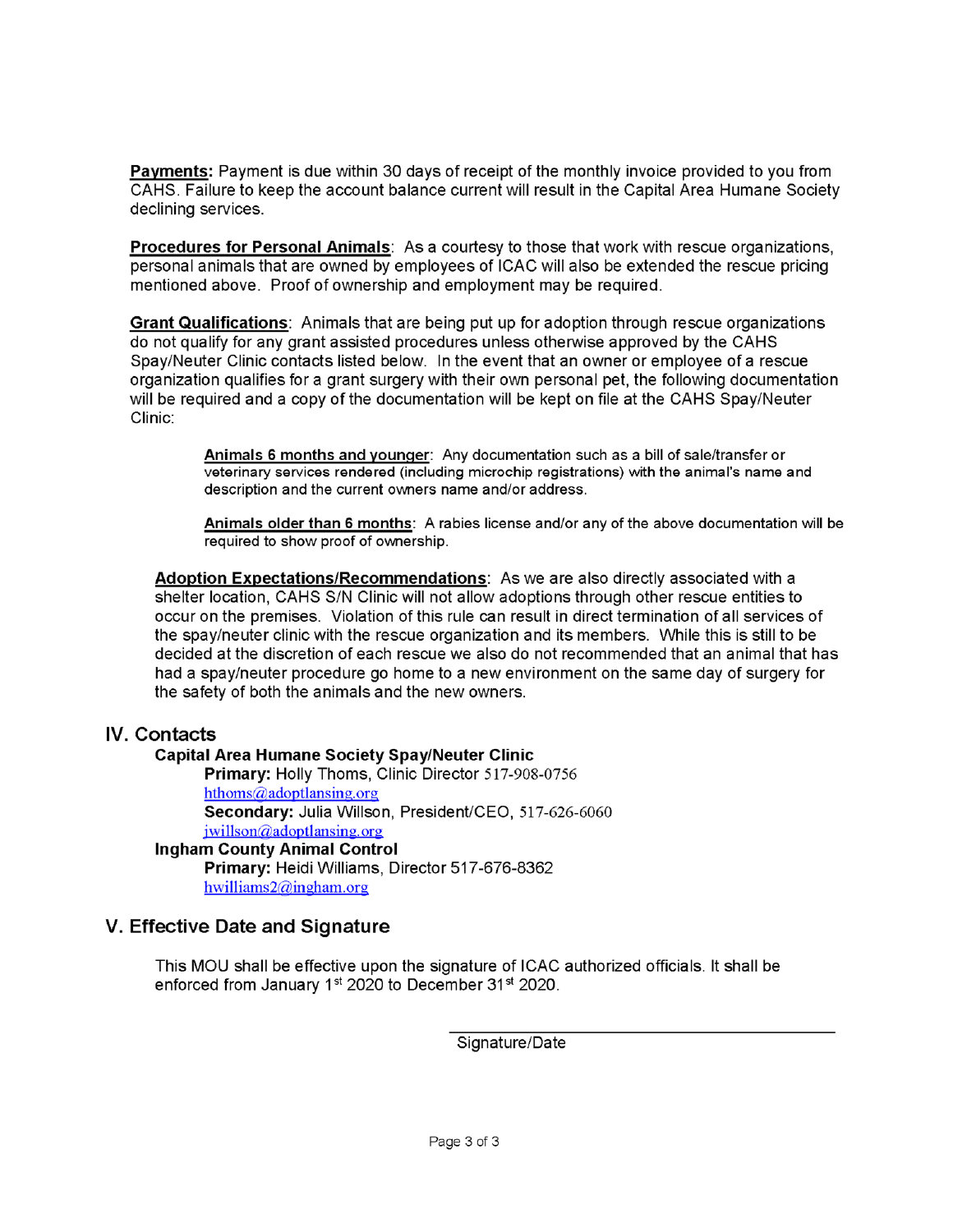**Payments:** Payment is due within 30 days of receipt of the monthly invoice provided to you from CAHS. Failure to keep the account balance current will result in the Capital Area Humane Society declining services.

**Procedures for Personal Animals**: As a courtesy to those that work with rescue organizations, personal animals that are owned by employees of ICAC will also be extended the rescue pricing mentioned above. Proof of ownership and employment may be required.

**Grant Qualifications**: Animals that are being put up for adoption through rescue organizations do not qualify for any grant assisted procedures unless otherwise approved by the CAHS Spay/Neuter Clinic contacts listed below. In the event that an owner or employee of a rescue organization qualifies for a grant surgery with their own personal pet, the following documentation will be required and a copy of the documentation will be kept on file at the CAHS Spay/Neuter Clinic:

> **Animals 6 months and younger**: Any documentation such as a bill of sale/transfer or veterinary services rendered (including microchip registrations) with the animal's name and description and the current owners name and/or address.
>
> **Animals older than 6 months**: A rabies license and/or any of the above documentation will be required to show proof of ownership.

**Adoption Expectations/Recommendations**: As we are also directly associated with a shelter location, CAHS S/N Clinic will not allow adoptions through other rescue entities to occur on the premises. Violation of this rule can result in direct termination of all services of the spay/neuter clinic with the rescue organization and its members. While this is still to be decided at the discretion of each rescue we also do not recommended that an animal that has had a spay/neuter procedure go home to a new environment on the same day of surgery for the safety of both the animals and the new owners.

## IV. Contacts

**Capital Area Humane Society Spay/Neuter Clinic**

- **Primary:** Holly Thoms, Clinic Director 517-908-0756
  hthoms@adoptlansing.org
- **Secondary:** Julia Willson, President/CEO, 517-626-6060
  jwillson@adoptlansing.org

**Ingham County Animal Control**

- **Primary:** Heidi Williams, Director 517-676-8362
  hwilliams2@ingham.org

## V. Effective Date and Signature

This MOU shall be effective upon the signature of ICAC authorized officials. It shall be enforced from January 1st 2020 to December 31st 2020.

\_\_\_\_\_\_\_\_\_\_\_\_\_\_\_\_\_\_\_\_\_\_\_\_\_\_\_\_\_\_\_\_\_\_\_\_\_\_\_\_

Signature/Date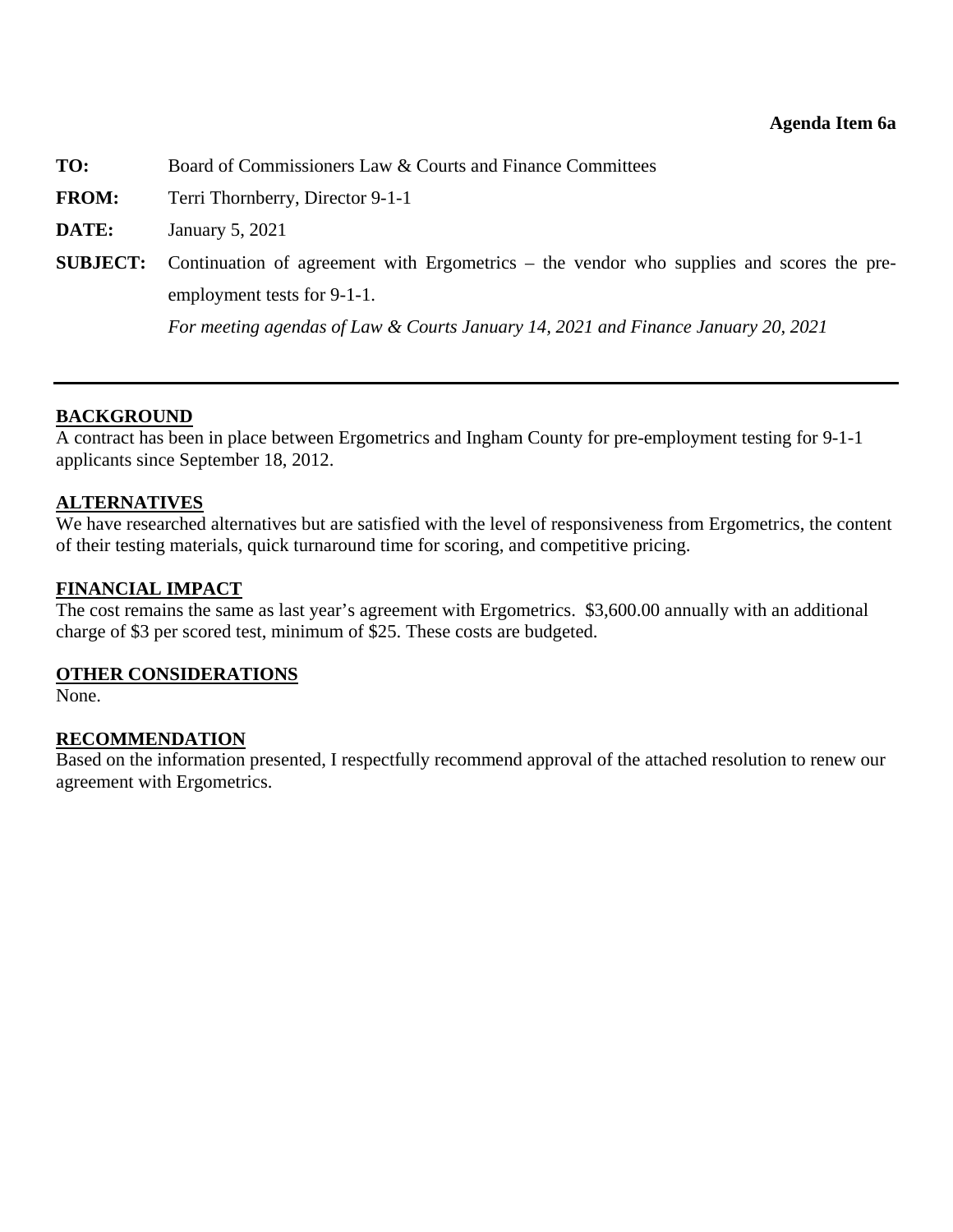**Agenda Item 6a**

**TO:** Board of Commissioners Law & Courts and Finance Committees

**FROM:** Terri Thornberry, Director 9-1-1

**DATE:** January 5, 2021

**SUBJECT:** Continuation of agreement with Ergometrics – the vendor who supplies and scores the pre-employment tests for 9-1-1.

*For meeting agendas of Law & Courts January 14, 2021 and Finance January 20, 2021*

---

## BACKGROUND

A contract has been in place between Ergometrics and Ingham County for pre-employment testing for 9-1-1 applicants since September 18, 2012.

## ALTERNATIVES

We have researched alternatives but are satisfied with the level of responsiveness from Ergometrics, the content of their testing materials, quick turnaround time for scoring, and competitive pricing.

## FINANCIAL IMPACT

The cost remains the same as last year's agreement with Ergometrics. $3,600.00 annually with an additional charge of $3 per scored test, minimum of $25. These costs are budgeted.

## OTHER CONSIDERATIONS

None.

## RECOMMENDATION

Based on the information presented, I respectfully recommend approval of the attached resolution to renew our agreement with Ergometrics.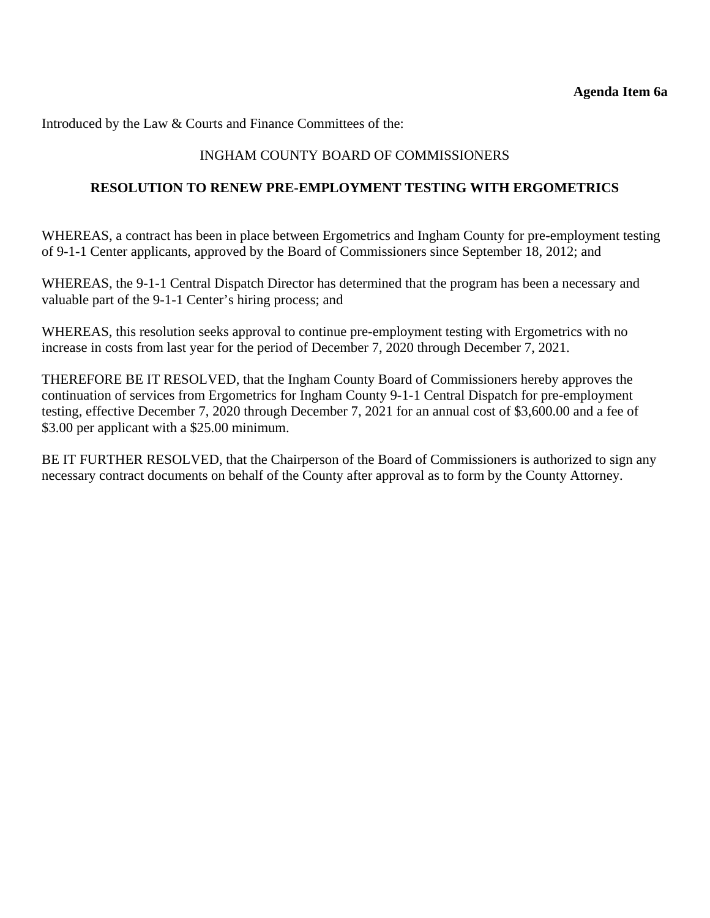**Agenda Item 6a**

Introduced by the Law & Courts and Finance Committees of the:

INGHAM COUNTY BOARD OF COMMISSIONERS

**RESOLUTION TO RENEW PRE-EMPLOYMENT TESTING WITH ERGOMETRICS**

WHEREAS, a contract has been in place between Ergometrics and Ingham County for pre-employment testing of 9-1-1 Center applicants, approved by the Board of Commissioners since September 18, 2012; and

WHEREAS, the 9-1-1 Central Dispatch Director has determined that the program has been a necessary and valuable part of the 9-1-1 Center's hiring process; and

WHEREAS, this resolution seeks approval to continue pre-employment testing with Ergometrics with no increase in costs from last year for the period of December 7, 2020 through December 7, 2021.

THEREFORE BE IT RESOLVED, that the Ingham County Board of Commissioners hereby approves the continuation of services from Ergometrics for Ingham County 9-1-1 Central Dispatch for pre-employment testing, effective December 7, 2020 through December 7, 2021 for an annual cost of $3,600.00 and a fee of $3.00 per applicant with a $25.00 minimum.

BE IT FURTHER RESOLVED, that the Chairperson of the Board of Commissioners is authorized to sign any necessary contract documents on behalf of the County after approval as to form by the County Attorney.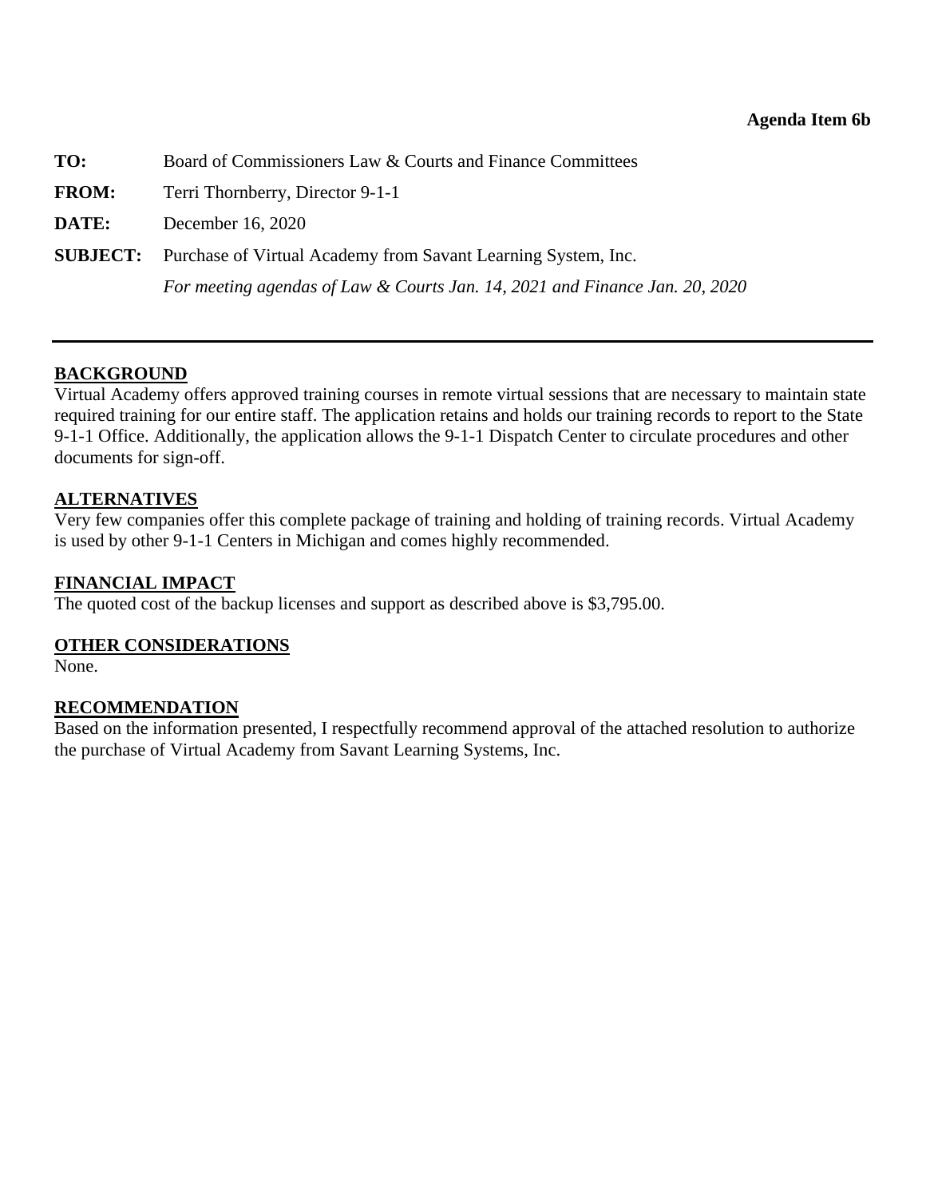**Agenda Item 6b**

**TO:** Board of Commissioners Law & Courts and Finance Committees

**FROM:** Terri Thornberry, Director 9-1-1

**DATE:** December 16, 2020

**SUBJECT:** Purchase of Virtual Academy from Savant Learning System, Inc.

*For meeting agendas of Law & Courts Jan. 14, 2021 and Finance Jan. 20, 2020*

---

## BACKGROUND

Virtual Academy offers approved training courses in remote virtual sessions that are necessary to maintain state required training for our entire staff. The application retains and holds our training records to report to the State 9-1-1 Office. Additionally, the application allows the 9-1-1 Dispatch Center to circulate procedures and other documents for sign-off.

## ALTERNATIVES

Very few companies offer this complete package of training and holding of training records. Virtual Academy is used by other 9-1-1 Centers in Michigan and comes highly recommended.

## FINANCIAL IMPACT

The quoted cost of the backup licenses and support as described above is $3,795.00.

## OTHER CONSIDERATIONS

None.

## RECOMMENDATION

Based on the information presented, I respectfully recommend approval of the attached resolution to authorize the purchase of Virtual Academy from Savant Learning Systems, Inc.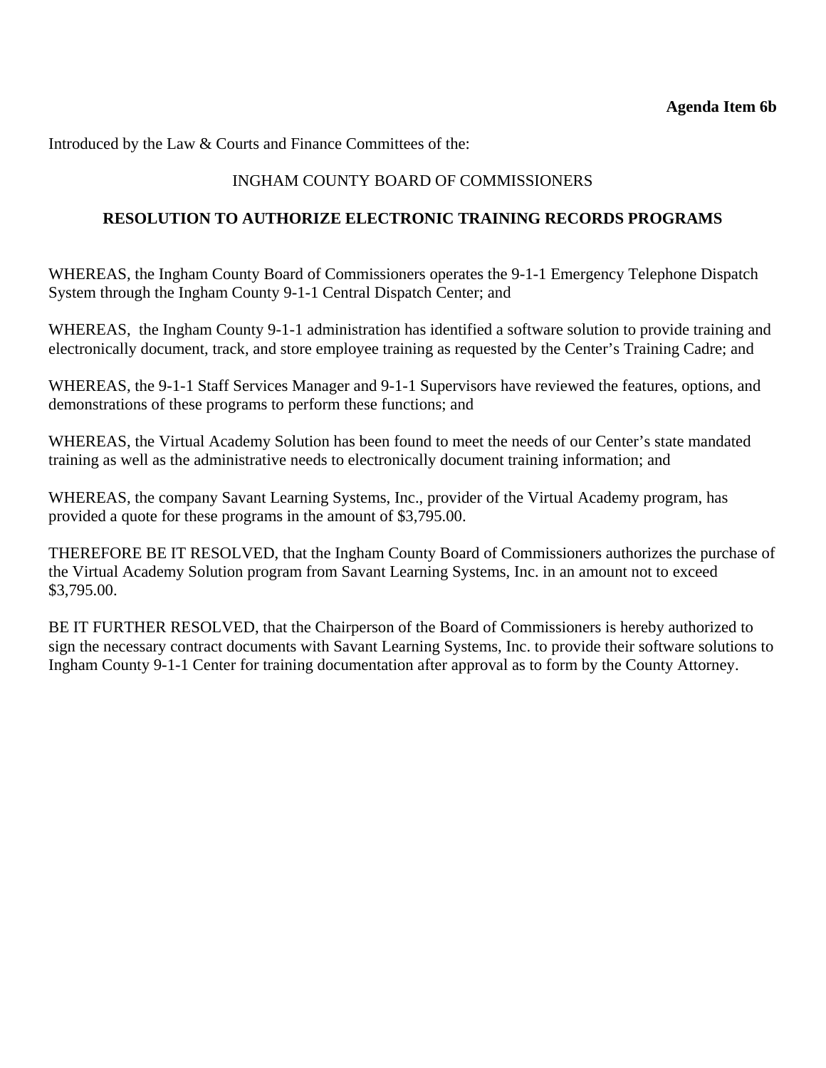**Agenda Item 6b**

Introduced by the Law & Courts and Finance Committees of the:

INGHAM COUNTY BOARD OF COMMISSIONERS

## RESOLUTION TO AUTHORIZE ELECTRONIC TRAINING RECORDS PROGRAMS

WHEREAS, the Ingham County Board of Commissioners operates the 9-1-1 Emergency Telephone Dispatch System through the Ingham County 9-1-1 Central Dispatch Center; and

WHEREAS, the Ingham County 9-1-1 administration has identified a software solution to provide training and electronically document, track, and store employee training as requested by the Center's Training Cadre; and

WHEREAS, the 9-1-1 Staff Services Manager and 9-1-1 Supervisors have reviewed the features, options, and demonstrations of these programs to perform these functions; and

WHEREAS, the Virtual Academy Solution has been found to meet the needs of our Center's state mandated training as well as the administrative needs to electronically document training information; and

WHEREAS, the company Savant Learning Systems, Inc., provider of the Virtual Academy program, has provided a quote for these programs in the amount of $3,795.00.

THEREFORE BE IT RESOLVED, that the Ingham County Board of Commissioners authorizes the purchase of the Virtual Academy Solution program from Savant Learning Systems, Inc. in an amount not to exceed $3,795.00.

BE IT FURTHER RESOLVED, that the Chairperson of the Board of Commissioners is hereby authorized to sign the necessary contract documents with Savant Learning Systems, Inc. to provide their software solutions to Ingham County 9-1-1 Center for training documentation after approval as to form by the County Attorney.